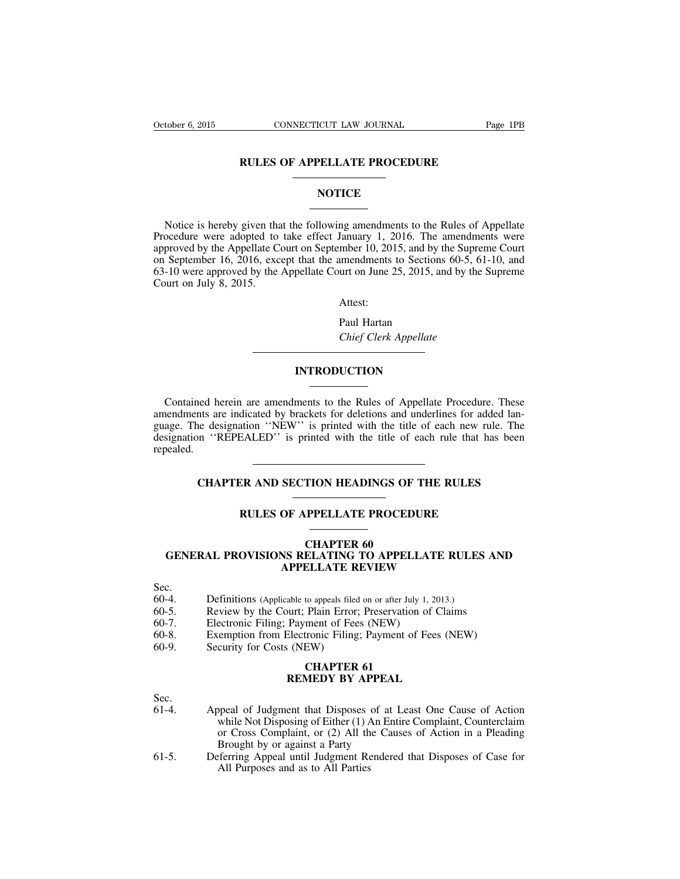# RULES OF APPELLATE PROCEDURE

## NOTICE

Notice is hereby given that the following amendments to the Rules of Appellate Procedure were adopted to take effect January 1, 2016. The amendments were approved by the Appellate Court on September 10, 2015, and by the Supreme Court on September 16, 2016, except that the amendments to Sections 60-5, 61-10, and 63-10 were approved by the Appellate Court on June 25, 2015, and by the Supreme Court on July 8, 2015.

Attest:

Paul Hartan
*Chief Clerk Appellate*

## INTRODUCTION

Contained herein are amendments to the Rules of Appellate Procedure. These amendments are indicated by brackets for deletions and underlines for added language. The designation ''NEW'' is printed with the title of each new rule. The designation ''REPEALED'' is printed with the title of each rule that has been repealed.

## CHAPTER AND SECTION HEADINGS OF THE RULES

## RULES OF APPELLATE PROCEDURE

### CHAPTER 60
### GENERAL PROVISIONS RELATING TO APPELLATE RULES AND APPELLATE REVIEW

Sec.

60-4. Definitions (Applicable to appeals filed on or after July 1, 2013.)

60-5. Review by the Court; Plain Error; Preservation of Claims

60-7. Electronic Filing; Payment of Fees (NEW)

60-8. Exemption from Electronic Filing; Payment of Fees (NEW)

60-9. Security for Costs (NEW)

### CHAPTER 61
### REMEDY BY APPEAL

Sec.

61-4. Appeal of Judgment that Disposes of at Least One Cause of Action while Not Disposing of Either (1) An Entire Complaint, Counterclaim or Cross Complaint, or (2) All the Causes of Action in a Pleading Brought by or against a Party

61-5. Deferring Appeal until Judgment Rendered that Disposes of Case for All Purposes and as to All Parties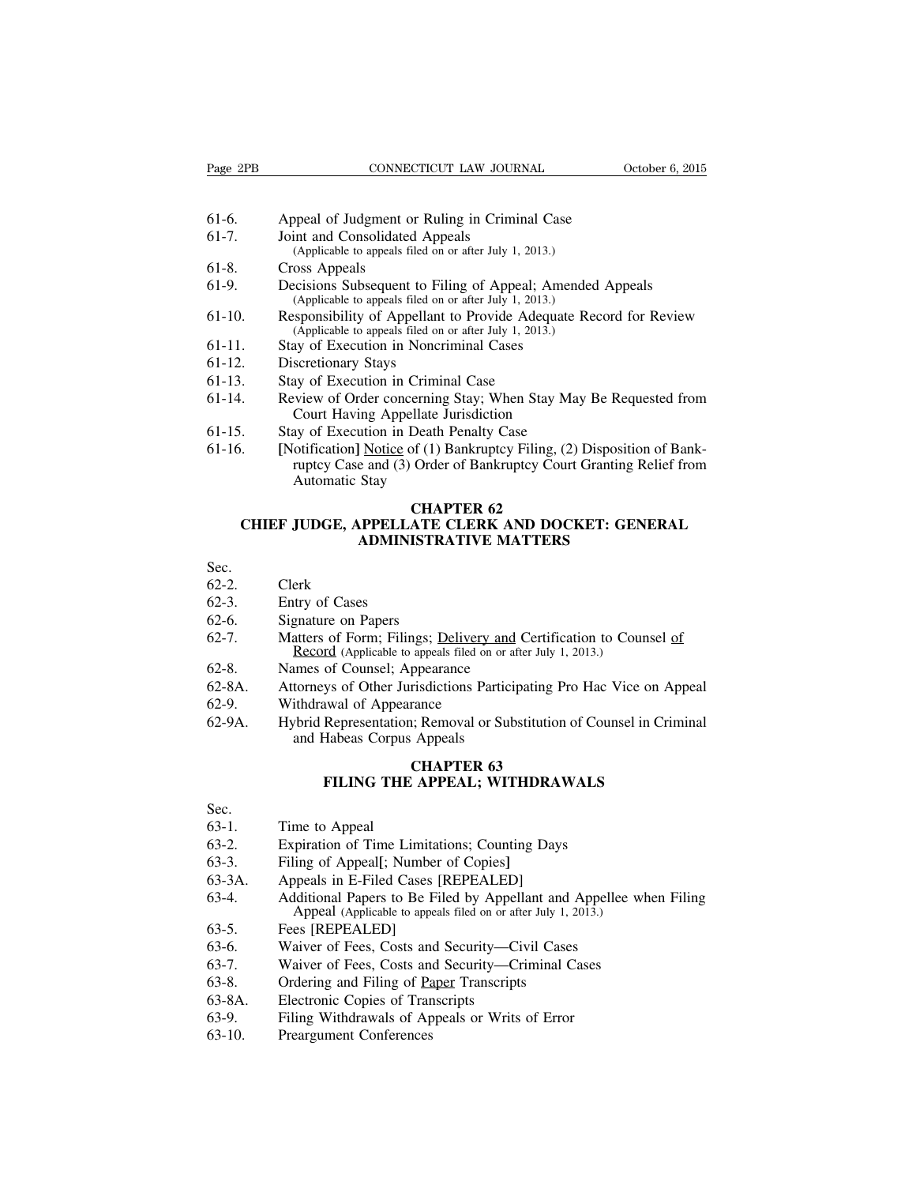61-6. Appeal of Judgment or Ruling in Criminal Case
61-7. Joint and Consolidated Appeals
(Applicable to appeals filed on or after July 1, 2013.)
61-8. Cross Appeals
61-9. Decisions Subsequent to Filing of Appeal; Amended Appeals
(Applicable to appeals filed on or after July 1, 2013.)
61-10. Responsibility of Appellant to Provide Adequate Record for Review
(Applicable to appeals filed on or after July 1, 2013.)
61-11. Stay of Execution in Noncriminal Cases
61-12. Discretionary Stays
61-13. Stay of Execution in Criminal Case
61-14. Review of Order concerning Stay; When Stay May Be Requested from Court Having Appellate Jurisdiction
61-15. Stay of Execution in Death Penalty Case
61-16. [Notification] Notice of (1) Bankruptcy Filing, (2) Disposition of Bankruptcy Case and (3) Order of Bankruptcy Court Granting Relief from Automatic Stay

## CHAPTER 62
## CHIEF JUDGE, APPELLATE CLERK AND DOCKET: GENERAL ADMINISTRATIVE MATTERS

Sec.
62-2. Clerk
62-3. Entry of Cases
62-6. Signature on Papers
62-7. Matters of Form; Filings; Delivery and Certification to Counsel of Record (Applicable to appeals filed on or after July 1, 2013.)
62-8. Names of Counsel; Appearance
62-8A. Attorneys of Other Jurisdictions Participating Pro Hac Vice on Appeal
62-9. Withdrawal of Appearance
62-9A. Hybrid Representation; Removal or Substitution of Counsel in Criminal and Habeas Corpus Appeals

## CHAPTER 63
## FILING THE APPEAL; WITHDRAWALS

Sec.
63-1. Time to Appeal
63-2. Expiration of Time Limitations; Counting Days
63-3. Filing of Appeal[; Number of Copies]
63-3A. Appeals in E-Filed Cases [REPEALED]
63-4. Additional Papers to Be Filed by Appellant and Appellee when Filing Appeal (Applicable to appeals filed on or after July 1, 2013.)
63-5. Fees [REPEALED]
63-6. Waiver of Fees, Costs and Security—Civil Cases
63-7. Waiver of Fees, Costs and Security—Criminal Cases
63-8. Ordering and Filing of Paper Transcripts
63-8A. Electronic Copies of Transcripts
63-9. Filing Withdrawals of Appeals or Writs of Error
63-10. Preargument Conferences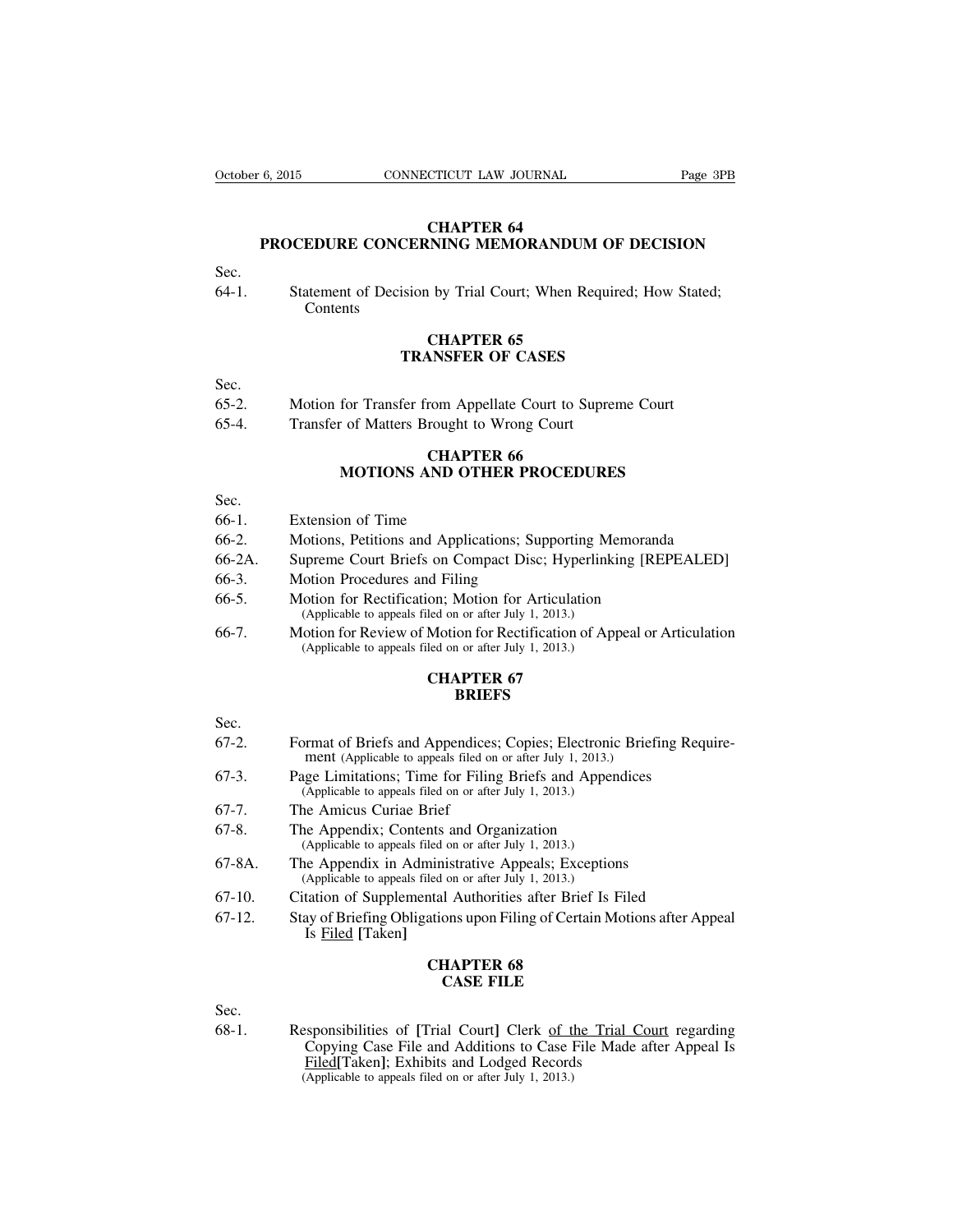## CHAPTER 64
## PROCEDURE CONCERNING MEMORANDUM OF DECISION

Sec.

64-1. Statement of Decision by Trial Court; When Required; How Stated; Contents

## CHAPTER 65
## TRANSFER OF CASES

Sec.

65-2. Motion for Transfer from Appellate Court to Supreme Court

65-4. Transfer of Matters Brought to Wrong Court

## CHAPTER 66
## MOTIONS AND OTHER PROCEDURES

Sec.

66-1. Extension of Time

66-2. Motions, Petitions and Applications; Supporting Memoranda

66-2A. Supreme Court Briefs on Compact Disc; Hyperlinking [REPEALED]

66-3. Motion Procedures and Filing

66-5. Motion for Rectification; Motion for Articulation
(Applicable to appeals filed on or after July 1, 2013.)

66-7. Motion for Review of Motion for Rectification of Appeal or Articulation
(Applicable to appeals filed on or after July 1, 2013.)

## CHAPTER 67
## BRIEFS

Sec.

67-2. Format of Briefs and Appendices; Copies; Electronic Briefing Requirement (Applicable to appeals filed on or after July 1, 2013.)

67-3. Page Limitations; Time for Filing Briefs and Appendices
(Applicable to appeals filed on or after July 1, 2013.)

67-7. The Amicus Curiae Brief

67-8. The Appendix; Contents and Organization
(Applicable to appeals filed on or after July 1, 2013.)

67-8A. The Appendix in Administrative Appeals; Exceptions
(Applicable to appeals filed on or after July 1, 2013.)

67-10. Citation of Supplemental Authorities after Brief Is Filed

67-12. Stay of Briefing Obligations upon Filing of Certain Motions after Appeal Is <u>Filed</u> [Taken]

## CHAPTER 68
## CASE FILE

Sec.

68-1. Responsibilities of [Trial Court] Clerk <u>of the Trial Court</u> regarding Copying Case File and Additions to Case File Made after Appeal Is <u>Filed</u>[Taken]; Exhibits and Lodged Records
(Applicable to appeals filed on or after July 1, 2013.)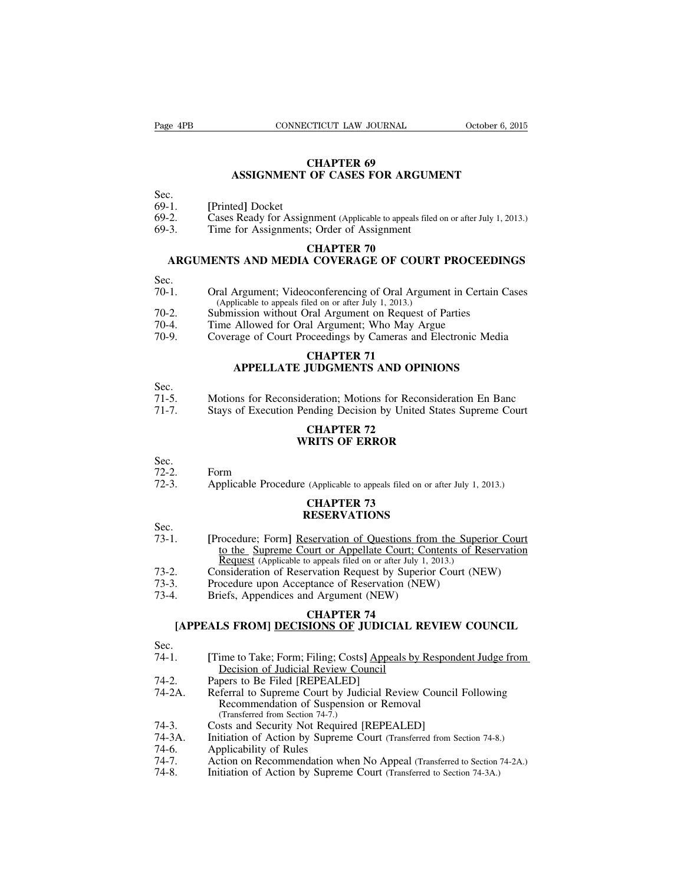## CHAPTER 69
## ASSIGNMENT OF CASES FOR ARGUMENT

Sec.
69-1. [Printed] Docket
69-2. Cases Ready for Assignment (Applicable to appeals filed on or after July 1, 2013.)
69-3. Time for Assignments; Order of Assignment

## CHAPTER 70
## ARGUMENTS AND MEDIA COVERAGE OF COURT PROCEEDINGS

Sec.
70-1. Oral Argument; Videoconferencing of Oral Argument in Certain Cases (Applicable to appeals filed on or after July 1, 2013.)
70-2. Submission without Oral Argument on Request of Parties
70-4. Time Allowed for Oral Argument; Who May Argue
70-9. Coverage of Court Proceedings by Cameras and Electronic Media

## CHAPTER 71
## APPELLATE JUDGMENTS AND OPINIONS

Sec.
71-5. Motions for Reconsideration; Motions for Reconsideration En Banc
71-7. Stays of Execution Pending Decision by United States Supreme Court

## CHAPTER 72
## WRITS OF ERROR

Sec.
72-2. Form
72-3. Applicable Procedure (Applicable to appeals filed on or after July 1, 2013.)

## CHAPTER 73
## RESERVATIONS

Sec.
73-1. [Procedure; Form] <u>Reservation of Questions from the Superior Court to the Supreme Court or Appellate Court; Contents of Reservation Request</u> (Applicable to appeals filed on or after July 1, 2013.)
73-2. Consideration of Reservation Request by Superior Court (NEW)
73-3. Procedure upon Acceptance of Reservation (NEW)
73-4. Briefs, Appendices and Argument (NEW)

## CHAPTER 74
## [APPEALS FROM] <u>DECISIONS OF</u> JUDICIAL REVIEW COUNCIL

Sec.
74-1. [Time to Take; Form; Filing; Costs] <u>Appeals by Respondent Judge from Decision of Judicial Review Council</u>
74-2. Papers to Be Filed [REPEALED]
74-2A. Referral to Supreme Court by Judicial Review Council Following Recommendation of Suspension or Removal (Transferred from Section 74-7.)
74-3. Costs and Security Not Required [REPEALED]
74-3A. Initiation of Action by Supreme Court (Transferred from Section 74-8.)
74-6. Applicability of Rules
74-7. Action on Recommendation when No Appeal (Transferred to Section 74-2A.)
74-8. Initiation of Action by Supreme Court (Transferred to Section 74-3A.)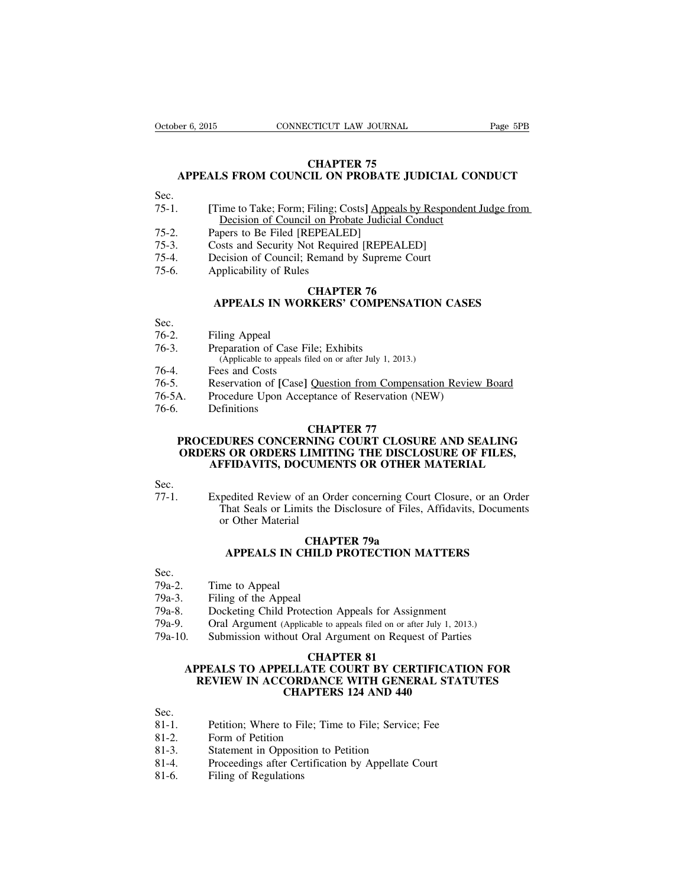## CHAPTER 75
## APPEALS FROM COUNCIL ON PROBATE JUDICIAL CONDUCT

Sec.
75-1. [Time to Take; Form; Filing; Costs] Appeals by Respondent Judge from Decision of Council on Probate Judicial Conduct
75-2. Papers to Be Filed [REPEALED]
75-3. Costs and Security Not Required [REPEALED]
75-4. Decision of Council; Remand by Supreme Court
75-6. Applicability of Rules

## CHAPTER 76
## APPEALS IN WORKERS' COMPENSATION CASES

Sec.
76-2. Filing Appeal
76-3. Preparation of Case File; Exhibits
(Applicable to appeals filed on or after July 1, 2013.)
76-4. Fees and Costs
76-5. Reservation of [Case] Question from Compensation Review Board
76-5A. Procedure Upon Acceptance of Reservation (NEW)
76-6. Definitions

## CHAPTER 77
## PROCEDURES CONCERNING COURT CLOSURE AND SEALING ORDERS OR ORDERS LIMITING THE DISCLOSURE OF FILES, AFFIDAVITS, DOCUMENTS OR OTHER MATERIAL

Sec.
77-1. Expedited Review of an Order concerning Court Closure, or an Order That Seals or Limits the Disclosure of Files, Affidavits, Documents or Other Material

## CHAPTER 79a
## APPEALS IN CHILD PROTECTION MATTERS

Sec.
79a-2. Time to Appeal
79a-3. Filing of the Appeal
79a-8. Docketing Child Protection Appeals for Assignment
79a-9. Oral Argument (Applicable to appeals filed on or after July 1, 2013.)
79a-10. Submission without Oral Argument on Request of Parties

## CHAPTER 81
## APPEALS TO APPELLATE COURT BY CERTIFICATION FOR REVIEW IN ACCORDANCE WITH GENERAL STATUTES CHAPTERS 124 AND 440

Sec.
81-1. Petition; Where to File; Time to File; Service; Fee
81-2. Form of Petition
81-3. Statement in Opposition to Petition
81-4. Proceedings after Certification by Appellate Court
81-6. Filing of Regulations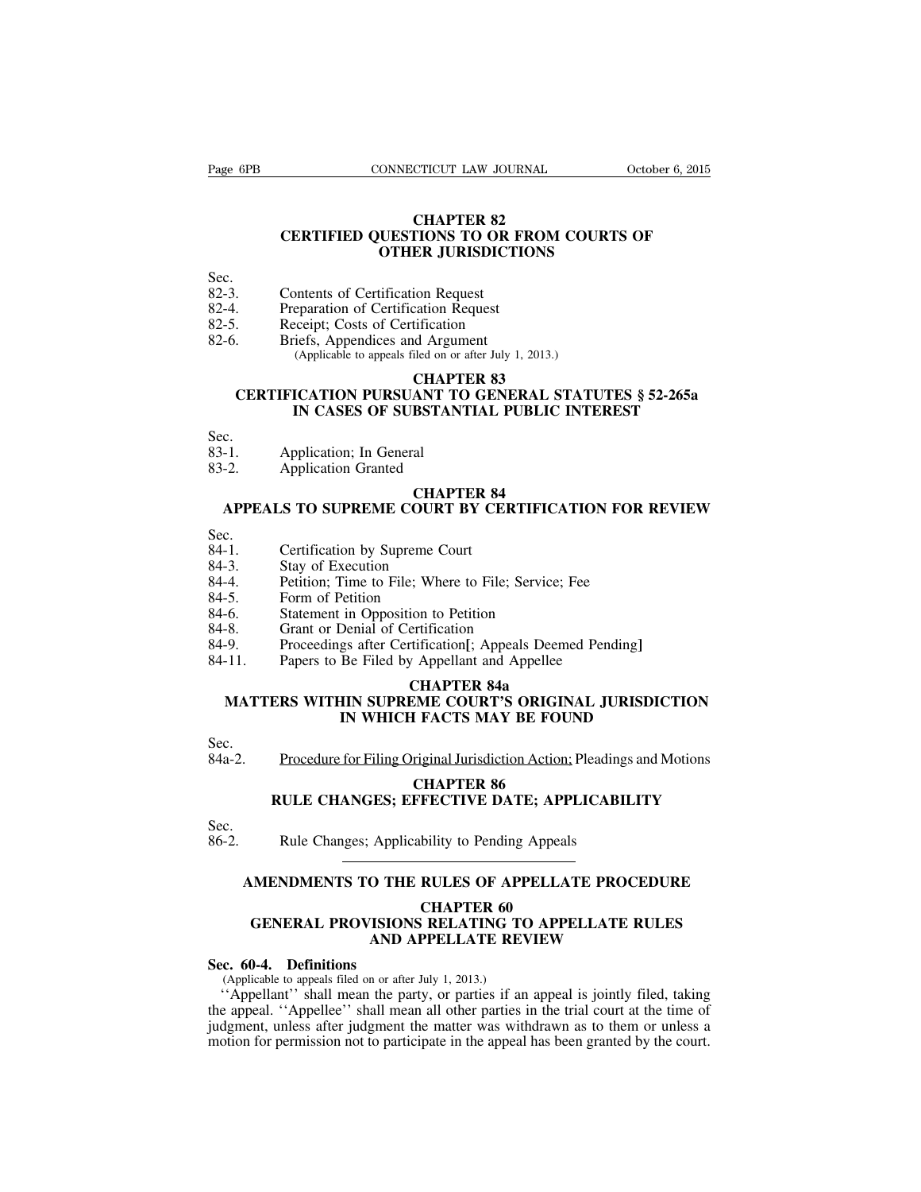## CHAPTER 82
## CERTIFIED QUESTIONS TO OR FROM COURTS OF OTHER JURISDICTIONS

Sec.
82-3. Contents of Certification Request
82-4. Preparation of Certification Request
82-5. Receipt; Costs of Certification
82-6. Briefs, Appendices and Argument
(Applicable to appeals filed on or after July 1, 2013.)

## CHAPTER 83
## CERTIFICATION PURSUANT TO GENERAL STATUTES § 52-265a IN CASES OF SUBSTANTIAL PUBLIC INTEREST

Sec.
83-1. Application; In General
83-2. Application Granted

## CHAPTER 84
## APPEALS TO SUPREME COURT BY CERTIFICATION FOR REVIEW

Sec.
84-1. Certification by Supreme Court
84-3. Stay of Execution
84-4. Petition; Time to File; Where to File; Service; Fee
84-5. Form of Petition
84-6. Statement in Opposition to Petition
84-8. Grant or Denial of Certification
84-9. Proceedings after Certification[; Appeals Deemed Pending]
84-11. Papers to Be Filed by Appellant and Appellee

## CHAPTER 84a
## MATTERS WITHIN SUPREME COURT'S ORIGINAL JURISDICTION IN WHICH FACTS MAY BE FOUND

Sec.
84a-2. <u>Procedure for Filing Original Jurisdiction Action;</u> Pleadings and Motions

## CHAPTER 86
## RULE CHANGES; EFFECTIVE DATE; APPLICABILITY

Sec.
86-2. Rule Changes; Applicability to Pending Appeals

---

# AMENDMENTS TO THE RULES OF APPELLATE PROCEDURE

## CHAPTER 60
## GENERAL PROVISIONS RELATING TO APPELLATE RULES AND APPELLATE REVIEW

### Sec. 60-4. Definitions

(Applicable to appeals filed on or after July 1, 2013.)

''Appellant'' shall mean the party, or parties if an appeal is jointly filed, taking the appeal. ''Appellee'' shall mean all other parties in the trial court at the time of judgment, unless after judgment the matter was withdrawn as to them or unless a motion for permission not to participate in the appeal has been granted by the court.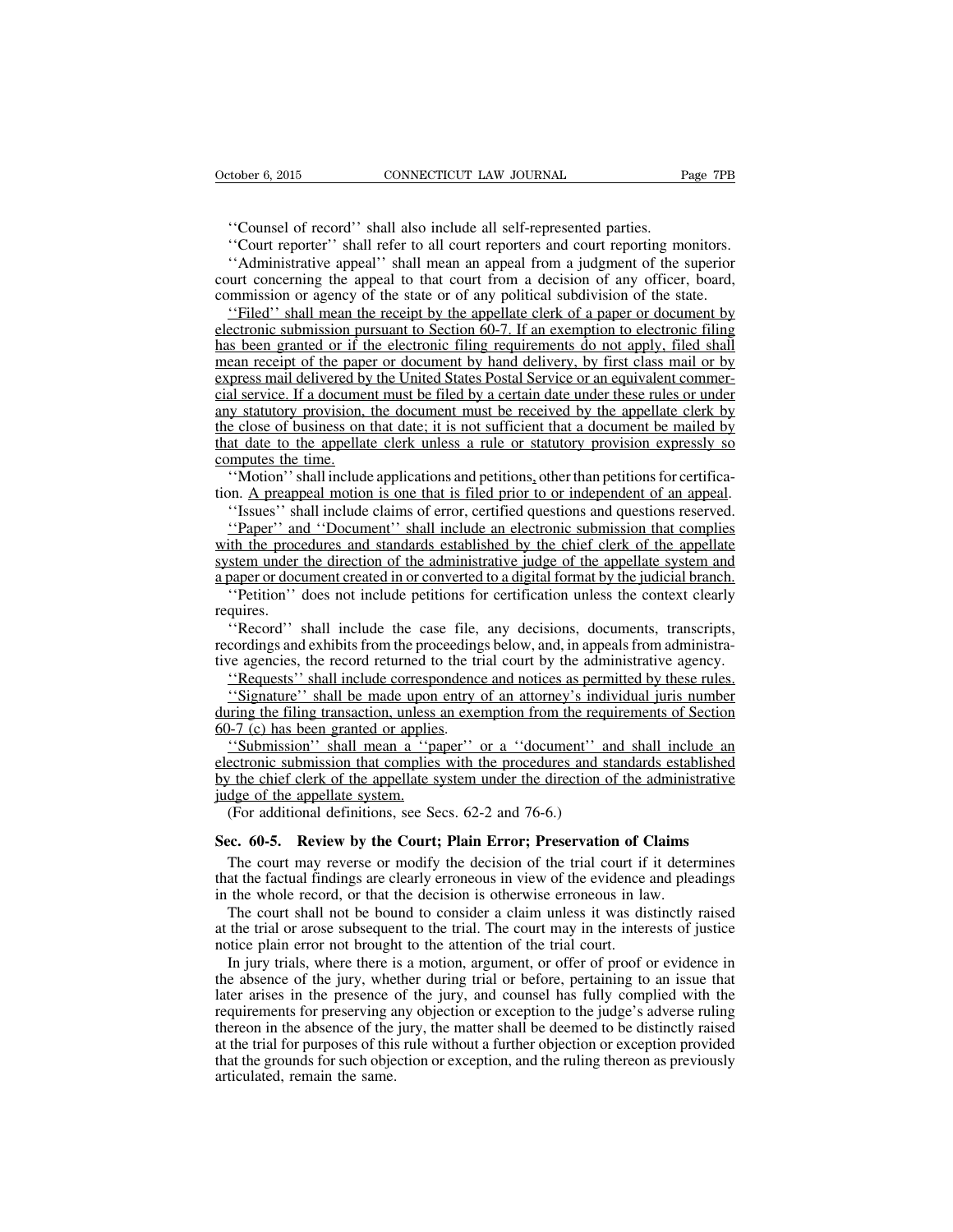''Counsel of record'' shall also include all self-represented parties.

''Court reporter'' shall refer to all court reporters and court reporting monitors.

''Administrative appeal'' shall mean an appeal from a judgment of the superior court concerning the appeal to that court from a decision of any officer, board, commission or agency of the state or of any political subdivision of the state.

<u>''Filed'' shall mean the receipt by the appellate clerk of a paper or document by electronic submission pursuant to Section 60-7. If an exemption to electronic filing has been granted or if the electronic filing requirements do not apply, filed shall mean receipt of the paper or document by hand delivery, by first class mail or by express mail delivered by the United States Postal Service or an equivalent commercial service. If a document must be filed by a certain date under these rules or under any statutory provision, the document must be received by the appellate clerk by the close of business on that date; it is not sufficient that a document be mailed by that date to the appellate clerk unless a rule or statutory provision expressly so computes the time.</u>

''Motion'' shall include applications and petitions<u>,</u> other than petitions for certification. <u>A preappeal motion is one that is filed prior to or independent of an appeal.</u>

''Issues'' shall include claims of error, certified questions and questions reserved.

<u>''Paper'' and ''Document'' shall include an electronic submission that complies with the procedures and standards established by the chief clerk of the appellate system under the direction of the administrative judge of the appellate system and a paper or document created in or converted to a digital format by the judicial branch.</u>

''Petition'' does not include petitions for certification unless the context clearly requires.

''Record'' shall include the case file, any decisions, documents, transcripts, recordings and exhibits from the proceedings below, and, in appeals from administrative agencies, the record returned to the trial court by the administrative agency.

<u>''Requests'' shall include correspondence and notices as permitted by these rules.</u>

<u>''Signature'' shall be made upon entry of an attorney's individual juris number during the filing transaction, unless an exemption from the requirements of Section 60-7 (c) has been granted or applies.</u>

<u>''Submission'' shall mean a ''paper'' or a ''document'' and shall include an electronic submission that complies with the procedures and standards established by the chief clerk of the appellate system under the direction of the administrative judge of the appellate system.</u>

(For additional definitions, see Secs. 62-2 and 76-6.)

### Sec. 60-5. Review by the Court; Plain Error; Preservation of Claims

The court may reverse or modify the decision of the trial court if it determines that the factual findings are clearly erroneous in view of the evidence and pleadings in the whole record, or that the decision is otherwise erroneous in law.

The court shall not be bound to consider a claim unless it was distinctly raised at the trial or arose subsequent to the trial. The court may in the interests of justice notice plain error not brought to the attention of the trial court.

In jury trials, where there is a motion, argument, or offer of proof or evidence in the absence of the jury, whether during trial or before, pertaining to an issue that later arises in the presence of the jury, and counsel has fully complied with the requirements for preserving any objection or exception to the judge's adverse ruling thereon in the absence of the jury, the matter shall be deemed to be distinctly raised at the trial for purposes of this rule without a further objection or exception provided that the grounds for such objection or exception, and the ruling thereon as previously articulated, remain the same.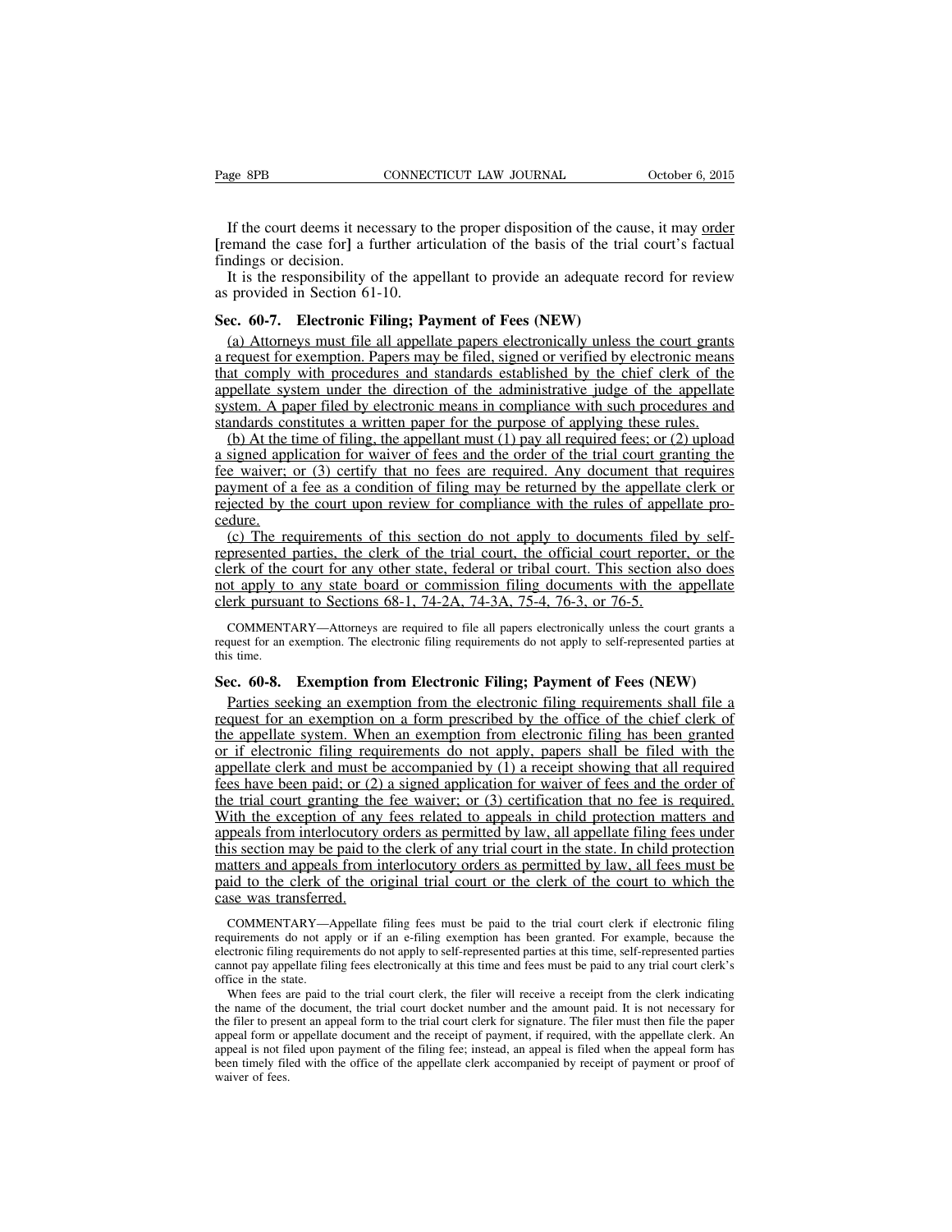If the court deems it necessary to the proper disposition of the cause, it may order [remand the case for] a further articulation of the basis of the trial court's factual findings or decision.

It is the responsibility of the appellant to provide an adequate record for review as provided in Section 61-10.

**Sec. 60-7. Electronic Filing; Payment of Fees (NEW)**

(a) Attorneys must file all appellate papers electronically unless the court grants a request for exemption. Papers may be filed, signed or verified by electronic means that comply with procedures and standards established by the chief clerk of the appellate system under the direction of the administrative judge of the appellate system. A paper filed by electronic means in compliance with such procedures and standards constitutes a written paper for the purpose of applying these rules.

(b) At the time of filing, the appellant must (1) pay all required fees; or (2) upload a signed application for waiver of fees and the order of the trial court granting the fee waiver; or (3) certify that no fees are required. Any document that requires payment of a fee as a condition of filing may be returned by the appellate clerk or rejected by the court upon review for compliance with the rules of appellate procedure.

(c) The requirements of this section do not apply to documents filed by self-represented parties, the clerk of the trial court, the official court reporter, or the clerk of the court for any other state, federal or tribal court. This section also does not apply to any state board or commission filing documents with the appellate clerk pursuant to Sections 68-1, 74-2A, 74-3A, 75-4, 76-3, or 76-5.

COMMENTARY—Attorneys are required to file all papers electronically unless the court grants a request for an exemption. The electronic filing requirements do not apply to self-represented parties at this time.

**Sec. 60-8. Exemption from Electronic Filing; Payment of Fees (NEW)**

Parties seeking an exemption from the electronic filing requirements shall file a request for an exemption on a form prescribed by the office of the chief clerk of the appellate system. When an exemption from electronic filing has been granted or if electronic filing requirements do not apply, papers shall be filed with the appellate clerk and must be accompanied by (1) a receipt showing that all required fees have been paid; or (2) a signed application for waiver of fees and the order of the trial court granting the fee waiver; or (3) certification that no fee is required. With the exception of any fees related to appeals in child protection matters and appeals from interlocutory orders as permitted by law, all appellate filing fees under this section may be paid to the clerk of any trial court in the state. In child protection matters and appeals from interlocutory orders as permitted by law, all fees must be paid to the clerk of the original trial court or the clerk of the court to which the case was transferred.

COMMENTARY—Appellate filing fees must be paid to the trial court clerk if electronic filing requirements do not apply or if an e-filing exemption has been granted. For example, because the electronic filing requirements do not apply to self-represented parties at this time, self-represented parties cannot pay appellate filing fees electronically at this time and fees must be paid to any trial court clerk's office in the state.

When fees are paid to the trial court clerk, the filer will receive a receipt from the clerk indicating the name of the document, the trial court docket number and the amount paid. It is not necessary for the filer to present an appeal form to the trial court clerk for signature. The filer must then file the paper appeal form or appellate document and the receipt of payment, if required, with the appellate clerk. An appeal is not filed upon payment of the filing fee; instead, an appeal is filed when the appeal form has been timely filed with the office of the appellate clerk accompanied by receipt of payment or proof of waiver of fees.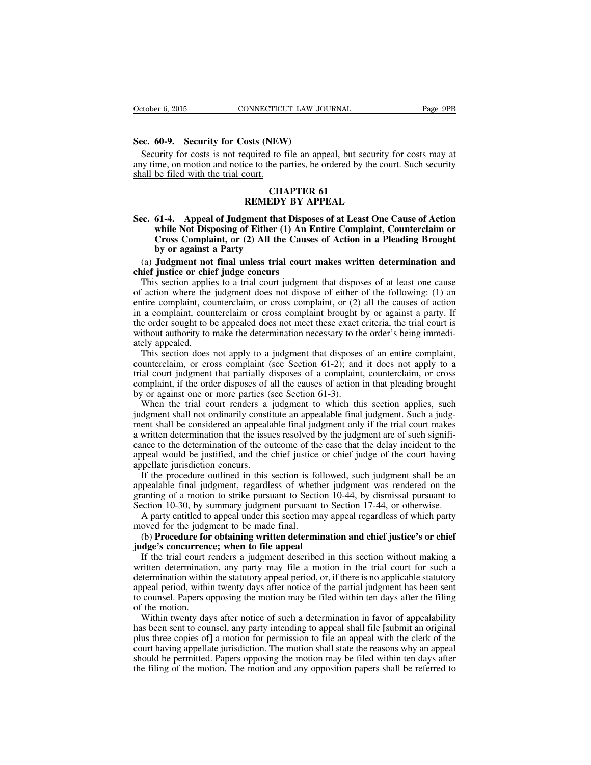**Sec. 60-9. Security for Costs (NEW)**

Security for costs is not required to file an appeal, but security for costs may at any time, on motion and notice to the parties, be ordered by the court. Such security shall be filed with the trial court.

## CHAPTER 61
## REMEDY BY APPEAL

**Sec. 61-4. Appeal of Judgment that Disposes of at Least One Cause of Action while Not Disposing of Either (1) An Entire Complaint, Counterclaim or Cross Complaint, or (2) All the Causes of Action in a Pleading Brought by or against a Party**

(a) **Judgment not final unless trial court makes written determination and chief justice or chief judge concurs**

This section applies to a trial court judgment that disposes of at least one cause of action where the judgment does not dispose of either of the following: (1) an entire complaint, counterclaim, or cross complaint, or (2) all the causes of action in a complaint, counterclaim or cross complaint brought by or against a party. If the order sought to be appealed does not meet these exact criteria, the trial court is without authority to make the determination necessary to the order's being immediately appealed.

This section does not apply to a judgment that disposes of an entire complaint, counterclaim, or cross complaint (see Section 61-2); and it does not apply to a trial court judgment that partially disposes of a complaint, counterclaim, or cross complaint, if the order disposes of all the causes of action in that pleading brought by or against one or more parties (see Section 61-3).

When the trial court renders a judgment to which this section applies, such judgment shall not ordinarily constitute an appealable final judgment. Such a judgment shall be considered an appealable final judgment <u>only if</u> the trial court makes a written determination that the issues resolved by the judgment are of such significance to the determination of the outcome of the case that the delay incident to the appeal would be justified, and the chief justice or chief judge of the court having appellate jurisdiction concurs.

If the procedure outlined in this section is followed, such judgment shall be an appealable final judgment, regardless of whether judgment was rendered on the granting of a motion to strike pursuant to Section 10-44, by dismissal pursuant to Section 10-30, by summary judgment pursuant to Section 17-44, or otherwise.

A party entitled to appeal under this section may appeal regardless of which party moved for the judgment to be made final.

(b) **Procedure for obtaining written determination and chief justice's or chief judge's concurrence; when to file appeal**

If the trial court renders a judgment described in this section without making a written determination, any party may file a motion in the trial court for such a determination within the statutory appeal period, or, if there is no applicable statutory appeal period, within twenty days after notice of the partial judgment has been sent to counsel. Papers opposing the motion may be filed within ten days after the filing of the motion.

Within twenty days after notice of such a determination in favor of appealability has been sent to counsel, any party intending to appeal shall <u>file</u> [submit an original plus three copies of] a motion for permission to file an appeal with the clerk of the court having appellate jurisdiction. The motion shall state the reasons why an appeal should be permitted. Papers opposing the motion may be filed within ten days after the filing of the motion. The motion and any opposition papers shall be referred to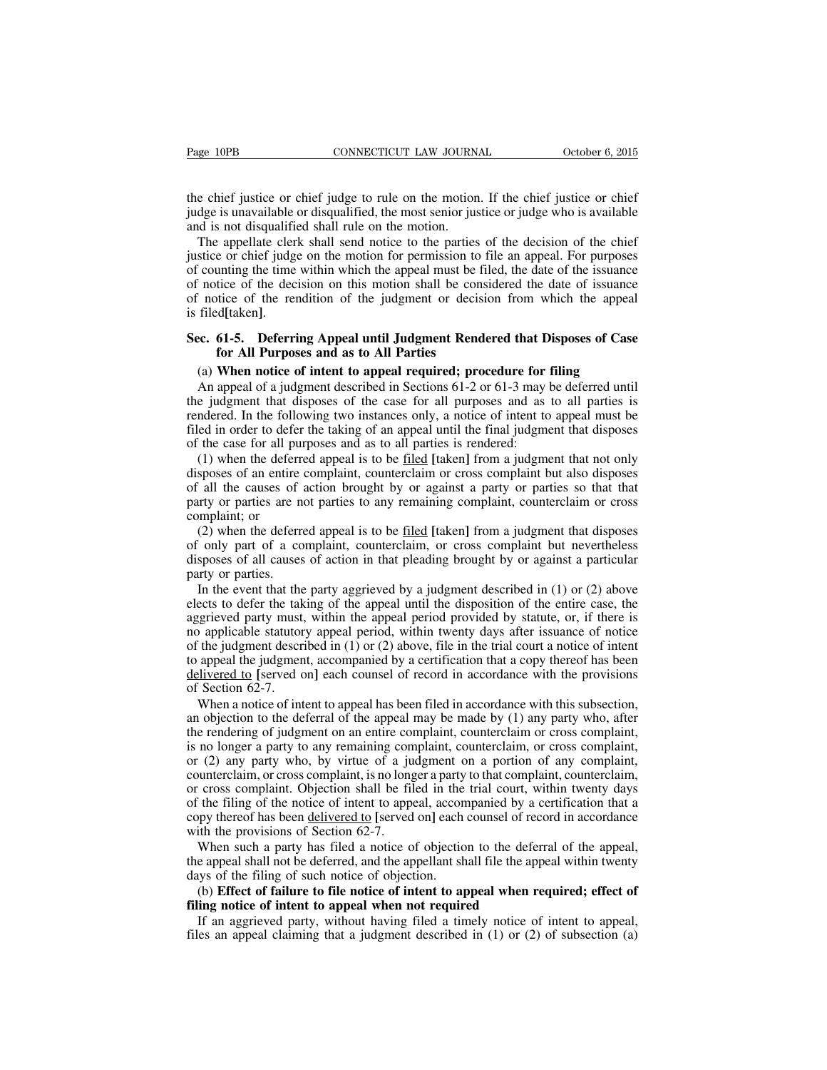the chief justice or chief judge to rule on the motion. If the chief justice or chief judge is unavailable or disqualified, the most senior justice or judge who is available and is not disqualified shall rule on the motion.

The appellate clerk shall send notice to the parties of the decision of the chief justice or chief judge on the motion for permission to file an appeal. For purposes of counting the time within which the appeal must be filed, the date of the issuance of notice of the decision on this motion shall be considered the date of issuance of notice of the rendition of the judgment or decision from which the appeal is filed[taken].

**Sec. 61-5. Deferring Appeal until Judgment Rendered that Disposes of Case for All Purposes and as to All Parties**

(a) **When notice of intent to appeal required; procedure for filing**

An appeal of a judgment described in Sections 61-2 or 61-3 may be deferred until the judgment that disposes of the case for all purposes and as to all parties is rendered. In the following two instances only, a notice of intent to appeal must be filed in order to defer the taking of an appeal until the final judgment that disposes of the case for all purposes and as to all parties is rendered:

(1) when the deferred appeal is to be <u>filed</u> [taken] from a judgment that not only disposes of an entire complaint, counterclaim or cross complaint but also disposes of all the causes of action brought by or against a party or parties so that that party or parties are not parties to any remaining complaint, counterclaim or cross complaint; or

(2) when the deferred appeal is to be <u>filed</u> [taken] from a judgment that disposes of only part of a complaint, counterclaim, or cross complaint but nevertheless disposes of all causes of action in that pleading brought by or against a particular party or parties.

In the event that the party aggrieved by a judgment described in (1) or (2) above elects to defer the taking of the appeal until the disposition of the entire case, the aggrieved party must, within the appeal period provided by statute, or, if there is no applicable statutory appeal period, within twenty days after issuance of notice of the judgment described in (1) or (2) above, file in the trial court a notice of intent to appeal the judgment, accompanied by a certification that a copy thereof has been <u>delivered to</u> [served on] each counsel of record in accordance with the provisions of Section 62-7.

When a notice of intent to appeal has been filed in accordance with this subsection, an objection to the deferral of the appeal may be made by (1) any party who, after the rendering of judgment on an entire complaint, counterclaim or cross complaint, is no longer a party to any remaining complaint, counterclaim, or cross complaint, or (2) any party who, by virtue of a judgment on a portion of any complaint, counterclaim, or cross complaint, is no longer a party to that complaint, counterclaim, or cross complaint. Objection shall be filed in the trial court, within twenty days of the filing of the notice of intent to appeal, accompanied by a certification that a copy thereof has been <u>delivered to</u> [served on] each counsel of record in accordance with the provisions of Section 62-7.

When such a party has filed a notice of objection to the deferral of the appeal, the appeal shall not be deferred, and the appellant shall file the appeal within twenty days of the filing of such notice of objection.

(b) **Effect of failure to file notice of intent to appeal when required; effect of filing notice of intent to appeal when not required**

If an aggrieved party, without having filed a timely notice of intent to appeal, files an appeal claiming that a judgment described in (1) or (2) of subsection (a)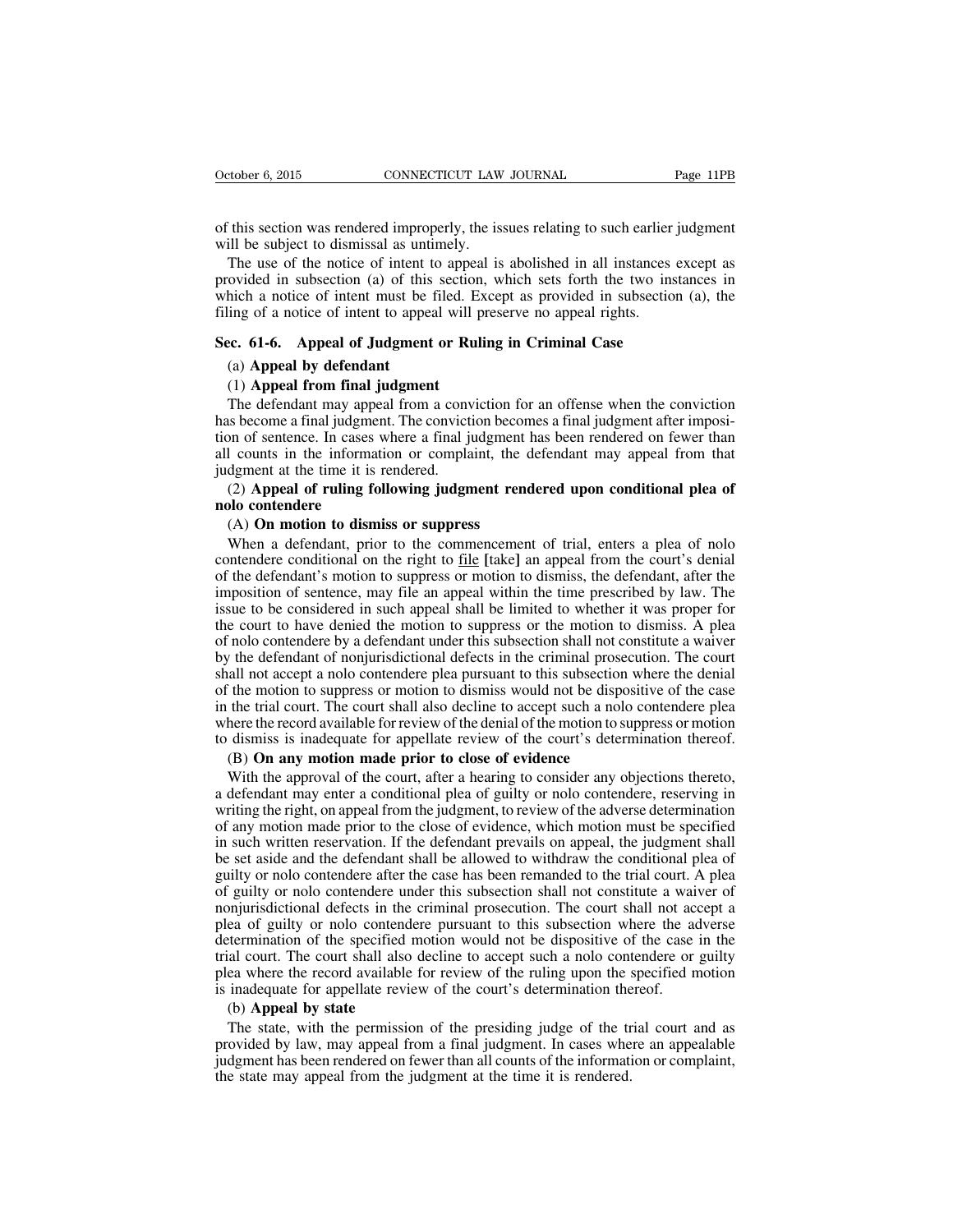of this section was rendered improperly, the issues relating to such earlier judgment will be subject to dismissal as untimely.

The use of the notice of intent to appeal is abolished in all instances except as provided in subsection (a) of this section, which sets forth the two instances in which a notice of intent must be filed. Except as provided in subsection (a), the filing of a notice of intent to appeal will preserve no appeal rights.

## Sec. 61-6. Appeal of Judgment or Ruling in Criminal Case

(a) **Appeal by defendant**

(1) **Appeal from final judgment**

The defendant may appeal from a conviction for an offense when the conviction has become a final judgment. The conviction becomes a final judgment after imposition of sentence. In cases where a final judgment has been rendered on fewer than all counts in the information or complaint, the defendant may appeal from that judgment at the time it is rendered.

(2) **Appeal of ruling following judgment rendered upon conditional plea of nolo contendere**

(A) **On motion to dismiss or suppress**

When a defendant, prior to the commencement of trial, enters a plea of nolo contendere conditional on the right to <u>file</u> **[**take**]** an appeal from the court's denial of the defendant's motion to suppress or motion to dismiss, the defendant, after the imposition of sentence, may file an appeal within the time prescribed by law. The issue to be considered in such appeal shall be limited to whether it was proper for the court to have denied the motion to suppress or the motion to dismiss. A plea of nolo contendere by a defendant under this subsection shall not constitute a waiver by the defendant of nonjurisdictional defects in the criminal prosecution. The court shall not accept a nolo contendere plea pursuant to this subsection where the denial of the motion to suppress or motion to dismiss would not be dispositive of the case in the trial court. The court shall also decline to accept such a nolo contendere plea where the record available for review of the denial of the motion to suppress or motion to dismiss is inadequate for appellate review of the court's determination thereof.

(B) **On any motion made prior to close of evidence**

With the approval of the court, after a hearing to consider any objections thereto, a defendant may enter a conditional plea of guilty or nolo contendere, reserving in writing the right, on appeal from the judgment, to review of the adverse determination of any motion made prior to the close of evidence, which motion must be specified in such written reservation. If the defendant prevails on appeal, the judgment shall be set aside and the defendant shall be allowed to withdraw the conditional plea of guilty or nolo contendere after the case has been remanded to the trial court. A plea of guilty or nolo contendere under this subsection shall not constitute a waiver of nonjurisdictional defects in the criminal prosecution. The court shall not accept a plea of guilty or nolo contendere pursuant to this subsection where the adverse determination of the specified motion would not be dispositive of the case in the trial court. The court shall also decline to accept such a nolo contendere or guilty plea where the record available for review of the ruling upon the specified motion is inadequate for appellate review of the court's determination thereof.

(b) **Appeal by state**

The state, with the permission of the presiding judge of the trial court and as provided by law, may appeal from a final judgment. In cases where an appealable judgment has been rendered on fewer than all counts of the information or complaint, the state may appeal from the judgment at the time it is rendered.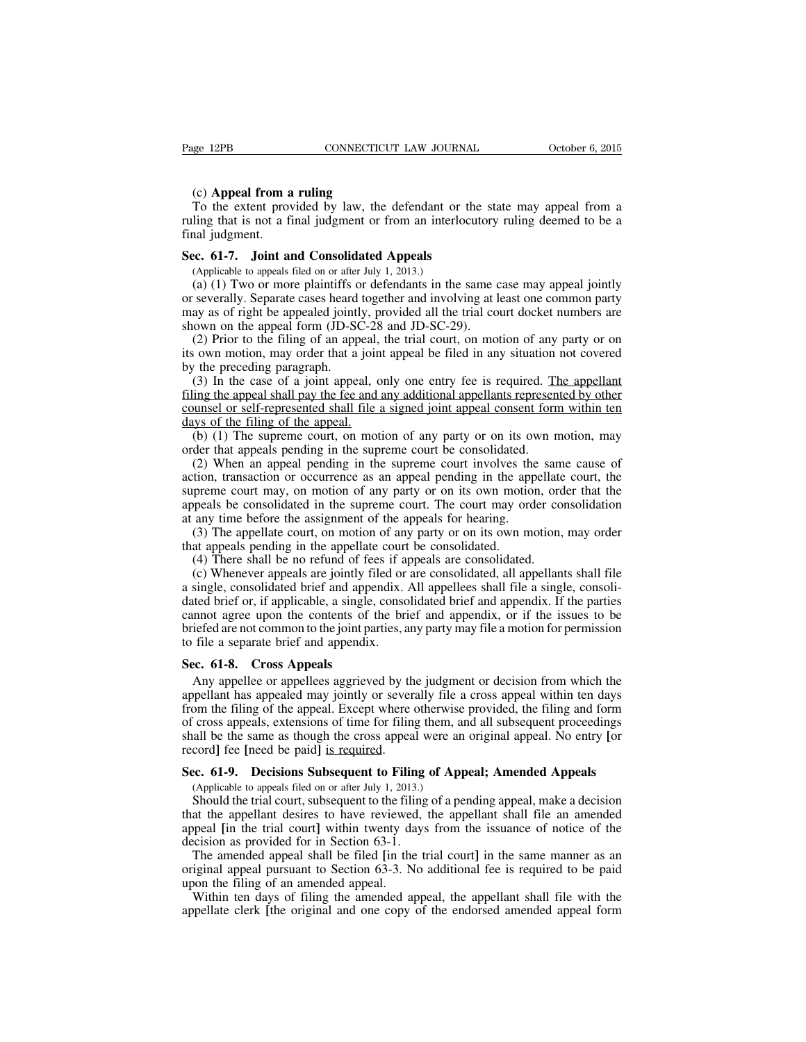(c) **Appeal from a ruling**

To the extent provided by law, the defendant or the state may appeal from a ruling that is not a final judgment or from an interlocutory ruling deemed to be a final judgment.

**Sec. 61-7. Joint and Consolidated Appeals**

(Applicable to appeals filed on or after July 1, 2013.)

(a) (1) Two or more plaintiffs or defendants in the same case may appeal jointly or severally. Separate cases heard together and involving at least one common party may as of right be appealed jointly, provided all the trial court docket numbers are shown on the appeal form (JD-SC-28 and JD-SC-29).

(2) Prior to the filing of an appeal, the trial court, on motion of any party or on its own motion, may order that a joint appeal be filed in any situation not covered by the preceding paragraph.

(3) In the case of a joint appeal, only one entry fee is required. The appellant filing the appeal shall pay the fee and any additional appellants represented by other counsel or self-represented shall file a signed joint appeal consent form within ten days of the filing of the appeal.

(b) (1) The supreme court, on motion of any party or on its own motion, may order that appeals pending in the supreme court be consolidated.

(2) When an appeal pending in the supreme court involves the same cause of action, transaction or occurrence as an appeal pending in the appellate court, the supreme court may, on motion of any party or on its own motion, order that the appeals be consolidated in the supreme court. The court may order consolidation at any time before the assignment of the appeals for hearing.

(3) The appellate court, on motion of any party or on its own motion, may order that appeals pending in the appellate court be consolidated.

(4) There shall be no refund of fees if appeals are consolidated.

(c) Whenever appeals are jointly filed or are consolidated, all appellants shall file a single, consolidated brief and appendix. All appellees shall file a single, consolidated brief or, if applicable, a single, consolidated brief and appendix. If the parties cannot agree upon the contents of the brief and appendix, or if the issues to be briefed are not common to the joint parties, any party may file a motion for permission to file a separate brief and appendix.

**Sec. 61-8. Cross Appeals**

Any appellee or appellees aggrieved by the judgment or decision from which the appellant has appealed may jointly or severally file a cross appeal within ten days from the filing of the appeal. Except where otherwise provided, the filing and form of cross appeals, extensions of time for filing them, and all subsequent proceedings shall be the same as though the cross appeal were an original appeal. No entry **[**or record**]** fee **[**need be paid**]** is required.

**Sec. 61-9. Decisions Subsequent to Filing of Appeal; Amended Appeals**

(Applicable to appeals filed on or after July 1, 2013.)

Should the trial court, subsequent to the filing of a pending appeal, make a decision that the appellant desires to have reviewed, the appellant shall file an amended appeal **[**in the trial court**]** within twenty days from the issuance of notice of the decision as provided for in Section 63-1.

The amended appeal shall be filed **[**in the trial court**]** in the same manner as an original appeal pursuant to Section 63-3. No additional fee is required to be paid upon the filing of an amended appeal.

Within ten days of filing the amended appeal, the appellant shall file with the appellate clerk **[**the original and one copy of the endorsed amended appeal form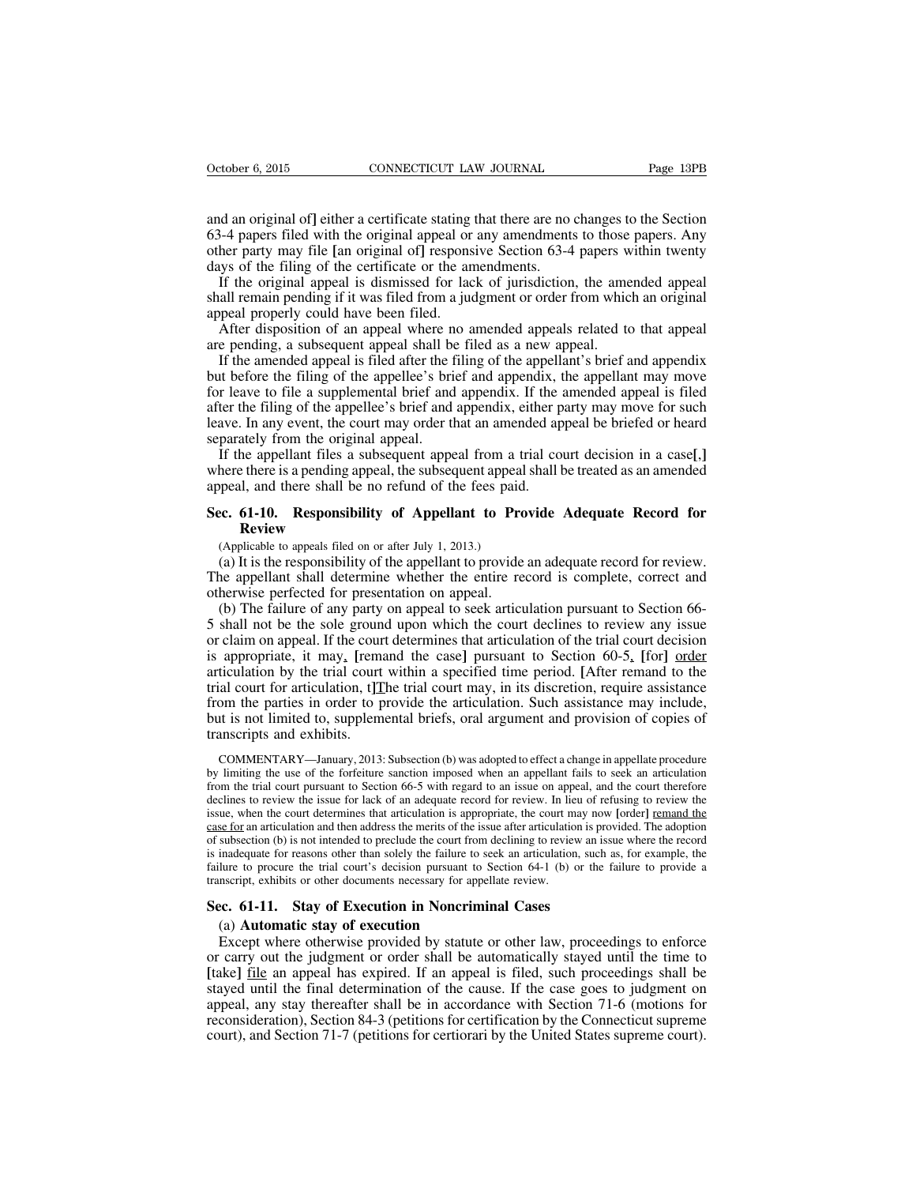and an original of] either a certificate stating that there are no changes to the Section 63-4 papers filed with the original appeal or any amendments to those papers. Any other party may file [an original of] responsive Section 63-4 papers within twenty days of the filing of the certificate or the amendments.

If the original appeal is dismissed for lack of jurisdiction, the amended appeal shall remain pending if it was filed from a judgment or order from which an original appeal properly could have been filed.

After disposition of an appeal where no amended appeals related to that appeal are pending, a subsequent appeal shall be filed as a new appeal.

If the amended appeal is filed after the filing of the appellant's brief and appendix but before the filing of the appellee's brief and appendix, the appellant may move for leave to file a supplemental brief and appendix. If the amended appeal is filed after the filing of the appellee's brief and appendix, either party may move for such leave. In any event, the court may order that an amended appeal be briefed or heard separately from the original appeal.

If the appellant files a subsequent appeal from a trial court decision in a case[,] where there is a pending appeal, the subsequent appeal shall be treated as an amended appeal, and there shall be no refund of the fees paid.

## Sec. 61-10. Responsibility of Appellant to Provide Adequate Record for Review

(Applicable to appeals filed on or after July 1, 2013.)

(a) It is the responsibility of the appellant to provide an adequate record for review. The appellant shall determine whether the entire record is complete, correct and otherwise perfected for presentation on appeal.

(b) The failure of any party on appeal to seek articulation pursuant to Section 66-5 shall not be the sole ground upon which the court declines to review any issue or claim on appeal. If the court determines that articulation of the trial court decision is appropriate, it may<u>,</u> [remand the case] pursuant to Section 60-5<u>,</u> [for] <u>order</u> articulation by the trial court within a specified time period. [After remand to the trial court for articulation, t]<u>T</u>he trial court may, in its discretion, require assistance from the parties in order to provide the articulation. Such assistance may include, but is not limited to, supplemental briefs, oral argument and provision of copies of transcripts and exhibits.

COMMENTARY—January, 2013: Subsection (b) was adopted to effect a change in appellate procedure by limiting the use of the forfeiture sanction imposed when an appellant fails to seek an articulation from the trial court pursuant to Section 66-5 with regard to an issue on appeal, and the court therefore declines to review the issue for lack of an adequate record for review. In lieu of refusing to review the issue, when the court determines that articulation is appropriate, the court may now [order] <u>remand the case for</u> an articulation and then address the merits of the issue after articulation is provided. The adoption of subsection (b) is not intended to preclude the court from declining to review an issue where the record is inadequate for reasons other than solely the failure to seek an articulation, such as, for example, the failure to procure the trial court's decision pursuant to Section 64-1 (b) or the failure to provide a transcript, exhibits or other documents necessary for appellate review.

## Sec. 61-11. Stay of Execution in Noncriminal Cases

**(a) Automatic stay of execution**

Except where otherwise provided by statute or other law, proceedings to enforce or carry out the judgment or order shall be automatically stayed until the time to [take] <u>file</u> an appeal has expired. If an appeal is filed, such proceedings shall be stayed until the final determination of the cause. If the case goes to judgment on appeal, any stay thereafter shall be in accordance with Section 71-6 (motions for reconsideration), Section 84-3 (petitions for certification by the Connecticut supreme court), and Section 71-7 (petitions for certiorari by the United States supreme court).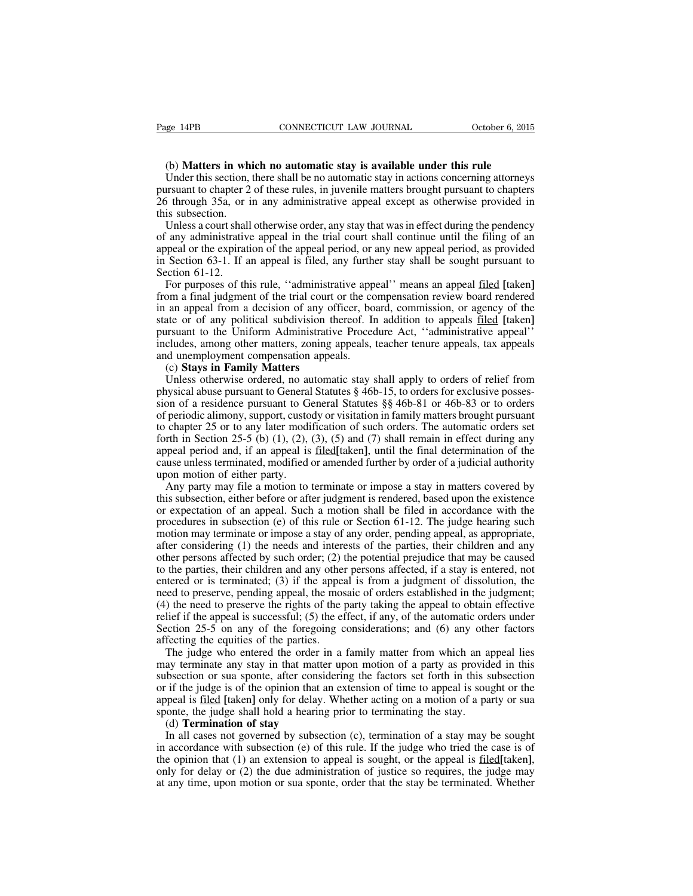(b) **Matters in which no automatic stay is available under this rule**

Under this section, there shall be no automatic stay in actions concerning attorneys pursuant to chapter 2 of these rules, in juvenile matters brought pursuant to chapters 26 through 35a, or in any administrative appeal except as otherwise provided in this subsection.

Unless a court shall otherwise order, any stay that was in effect during the pendency of any administrative appeal in the trial court shall continue until the filing of an appeal or the expiration of the appeal period, or any new appeal period, as provided in Section 63-1. If an appeal is filed, any further stay shall be sought pursuant to Section 61-12.

For purposes of this rule, ''administrative appeal'' means an appeal filed **[**taken**]** from a final judgment of the trial court or the compensation review board rendered in an appeal from a decision of any officer, board, commission, or agency of the state or of any political subdivision thereof. In addition to appeals filed **[**taken**]** pursuant to the Uniform Administrative Procedure Act, ''administrative appeal'' includes, among other matters, zoning appeals, teacher tenure appeals, tax appeals and unemployment compensation appeals.

(c) **Stays in Family Matters**

Unless otherwise ordered, no automatic stay shall apply to orders of relief from physical abuse pursuant to General Statutes § 46b-15, to orders for exclusive possession of a residence pursuant to General Statutes §§ 46b-81 or 46b-83 or to orders of periodic alimony, support, custody or visitation in family matters brought pursuant to chapter 25 or to any later modification of such orders. The automatic orders set forth in Section 25-5 (b) (1), (2), (3), (5) and (7) shall remain in effect during any appeal period and, if an appeal is filed**[**taken**]**, until the final determination of the cause unless terminated, modified or amended further by order of a judicial authority upon motion of either party.

Any party may file a motion to terminate or impose a stay in matters covered by this subsection, either before or after judgment is rendered, based upon the existence or expectation of an appeal. Such a motion shall be filed in accordance with the procedures in subsection (e) of this rule or Section 61-12. The judge hearing such motion may terminate or impose a stay of any order, pending appeal, as appropriate, after considering (1) the needs and interests of the parties, their children and any other persons affected by such order; (2) the potential prejudice that may be caused to the parties, their children and any other persons affected, if a stay is entered, not entered or is terminated; (3) if the appeal is from a judgment of dissolution, the need to preserve, pending appeal, the mosaic of orders established in the judgment; (4) the need to preserve the rights of the party taking the appeal to obtain effective relief if the appeal is successful; (5) the effect, if any, of the automatic orders under Section 25-5 on any of the foregoing considerations; and (6) any other factors affecting the equities of the parties.

The judge who entered the order in a family matter from which an appeal lies may terminate any stay in that matter upon motion of a party as provided in this subsection or sua sponte, after considering the factors set forth in this subsection or if the judge is of the opinion that an extension of time to appeal is sought or the appeal is filed **[**taken**]** only for delay. Whether acting on a motion of a party or sua sponte, the judge shall hold a hearing prior to terminating the stay.

(d) **Termination of stay**

In all cases not governed by subsection (c), termination of a stay may be sought in accordance with subsection (e) of this rule. If the judge who tried the case is of the opinion that (1) an extension to appeal is sought, or the appeal is filed**[**taken**]**, only for delay or (2) the due administration of justice so requires, the judge may at any time, upon motion or sua sponte, order that the stay be terminated. Whether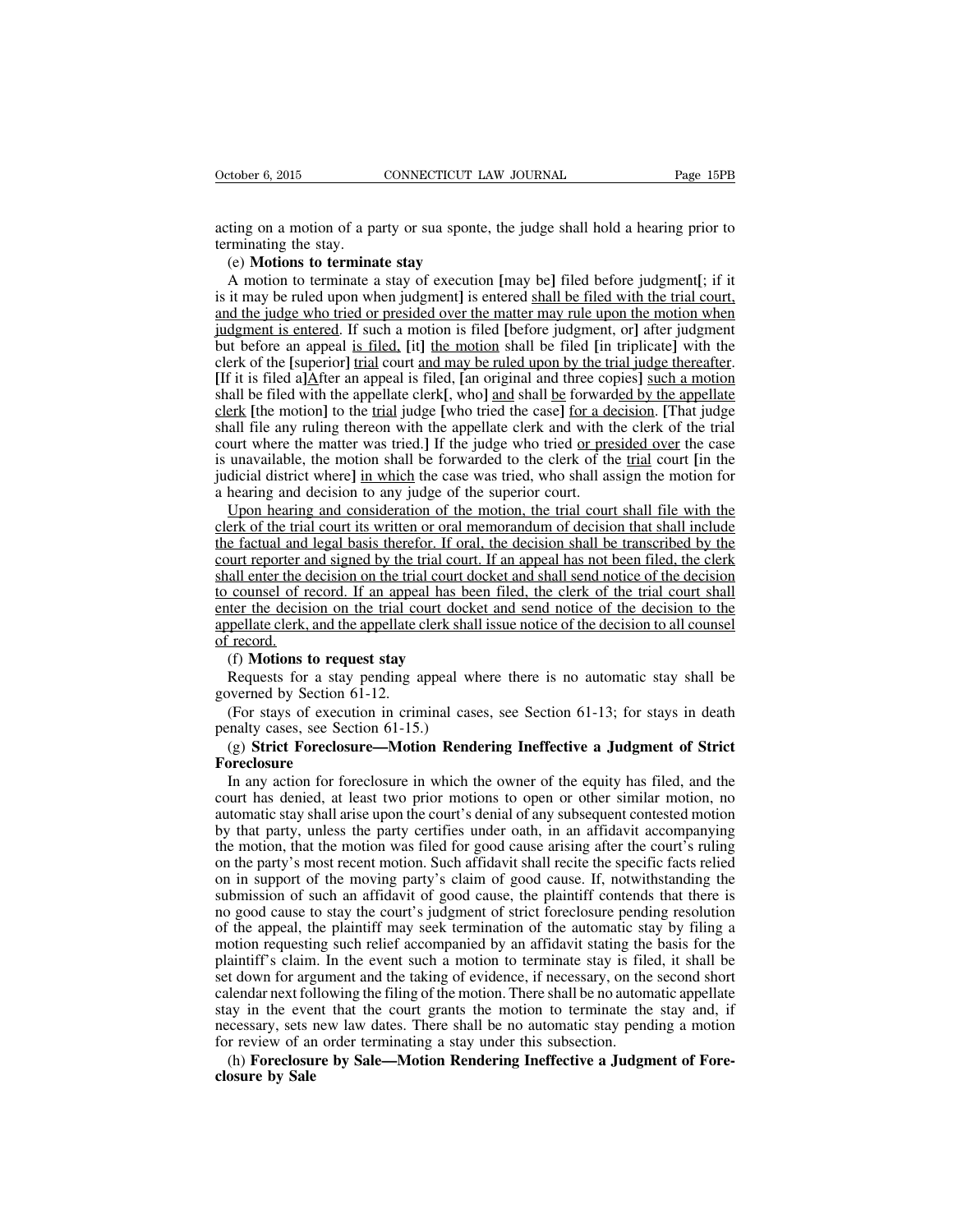acting on a motion of a party or sua sponte, the judge shall hold a hearing prior to terminating the stay.

(e) **Motions to terminate stay**

A motion to terminate a stay of execution [may be] filed before judgment[; if it is it may be ruled upon when judgment] is entered shall be filed with the trial court, and the judge who tried or presided over the matter may rule upon the motion when judgment is entered. If such a motion is filed [before judgment, or] after judgment but before an appeal is filed, [it] the motion shall be filed [in triplicate] with the clerk of the [superior] trial court and may be ruled upon by the trial judge thereafter. [If it is filed a]After an appeal is filed, [an original and three copies] such a motion shall be filed with the appellate clerk[, who] and shall be forwarded by the appellate clerk [the motion] to the trial judge [who tried the case] for a decision. [That judge shall file any ruling thereon with the appellate clerk and with the clerk of the trial court where the matter was tried.] If the judge who tried or presided over the case is unavailable, the motion shall be forwarded to the clerk of the trial court [in the judicial district where] in which the case was tried, who shall assign the motion for a hearing and decision to any judge of the superior court.

Upon hearing and consideration of the motion, the trial court shall file with the clerk of the trial court its written or oral memorandum of decision that shall include the factual and legal basis therefor. If oral, the decision shall be transcribed by the court reporter and signed by the trial court. If an appeal has not been filed, the clerk shall enter the decision on the trial court docket and shall send notice of the decision to counsel of record. If an appeal has been filed, the clerk of the trial court shall enter the decision on the trial court docket and send notice of the decision to the appellate clerk, and the appellate clerk shall issue notice of the decision to all counsel of record.

(f) **Motions to request stay**

Requests for a stay pending appeal where there is no automatic stay shall be governed by Section 61-12.

(For stays of execution in criminal cases, see Section 61-13; for stays in death penalty cases, see Section 61-15.)

(g) **Strict Foreclosure—Motion Rendering Ineffective a Judgment of Strict Foreclosure**

In any action for foreclosure in which the owner of the equity has filed, and the court has denied, at least two prior motions to open or other similar motion, no automatic stay shall arise upon the court's denial of any subsequent contested motion by that party, unless the party certifies under oath, in an affidavit accompanying the motion, that the motion was filed for good cause arising after the court's ruling on the party's most recent motion. Such affidavit shall recite the specific facts relied on in support of the moving party's claim of good cause. If, notwithstanding the submission of such an affidavit of good cause, the plaintiff contends that there is no good cause to stay the court's judgment of strict foreclosure pending resolution of the appeal, the plaintiff may seek termination of the automatic stay by filing a motion requesting such relief accompanied by an affidavit stating the basis for the plaintiff's claim. In the event such a motion to terminate stay is filed, it shall be set down for argument and the taking of evidence, if necessary, on the second short calendar next following the filing of the motion. There shall be no automatic appellate stay in the event that the court grants the motion to terminate the stay and, if necessary, sets new law dates. There shall be no automatic stay pending a motion for review of an order terminating a stay under this subsection.

(h) **Foreclosure by Sale—Motion Rendering Ineffective a Judgment of Foreclosure by Sale**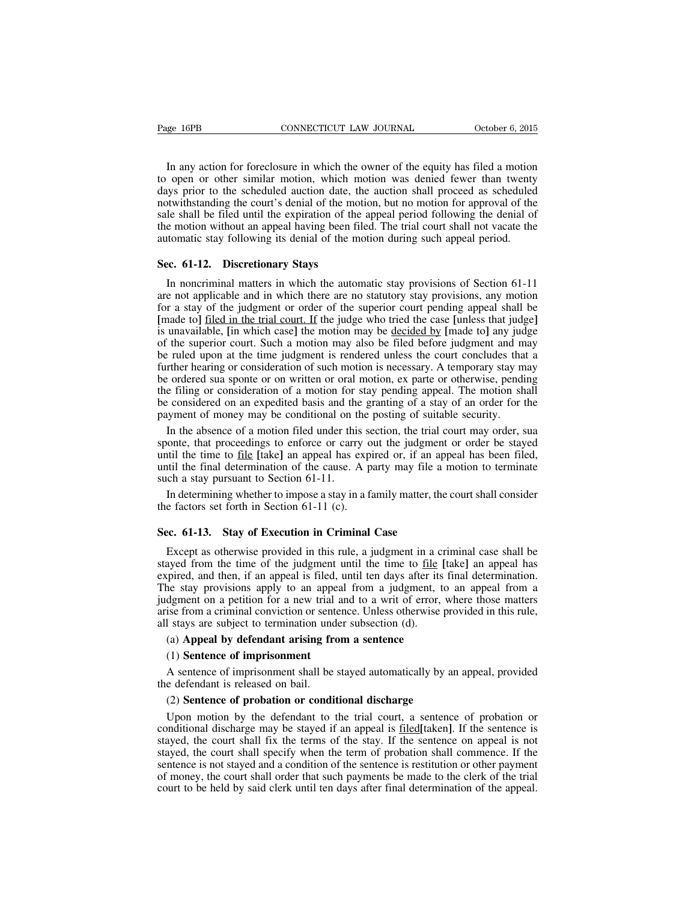In any action for foreclosure in which the owner of the equity has filed a motion to open or other similar motion, which motion was denied fewer than twenty days prior to the scheduled auction date, the auction shall proceed as scheduled notwithstanding the court's denial of the motion, but no motion for approval of the sale shall be filed until the expiration of the appeal period following the denial of the motion without an appeal having been filed. The trial court shall not vacate the automatic stay following its denial of the motion during such appeal period.

## Sec. 61-12. Discretionary Stays

In noncriminal matters in which the automatic stay provisions of Section 61-11 are not applicable and in which there are no statutory stay provisions, any motion for a stay of the judgment or order of the superior court pending appeal shall be [made to] <u>filed in the trial court. If</u> the judge who tried the case [unless that judge] is unavailable, [in which case] the motion may be <u>decided by</u> [made to] any judge of the superior court. Such a motion may also be filed before judgment and may be ruled upon at the time judgment is rendered unless the court concludes that a further hearing or consideration of such motion is necessary. A temporary stay may be ordered sua sponte or on written or oral motion, ex parte or otherwise, pending the filing or consideration of a motion for stay pending appeal. The motion shall be considered on an expedited basis and the granting of a stay of an order for the payment of money may be conditional on the posting of suitable security.

In the absence of a motion filed under this section, the trial court may order, sua sponte, that proceedings to enforce or carry out the judgment or order be stayed until the time to <u>file</u> [take] an appeal has expired or, if an appeal has been filed, until the final determination of the cause. A party may file a motion to terminate such a stay pursuant to Section 61-11.

In determining whether to impose a stay in a family matter, the court shall consider the factors set forth in Section 61-11 (c).

## Sec. 61-13. Stay of Execution in Criminal Case

Except as otherwise provided in this rule, a judgment in a criminal case shall be stayed from the time of the judgment until the time to <u>file</u> [take] an appeal has expired, and then, if an appeal is filed, until ten days after its final determination. The stay provisions apply to an appeal from a judgment, to an appeal from a judgment on a petition for a new trial and to a writ of error, where those matters arise from a criminal conviction or sentence. Unless otherwise provided in this rule, all stays are subject to termination under subsection (d).

(a) **Appeal by defendant arising from a sentence**

(1) **Sentence of imprisonment**

A sentence of imprisonment shall be stayed automatically by an appeal, provided the defendant is released on bail.

(2) **Sentence of probation or conditional discharge**

Upon motion by the defendant to the trial court, a sentence of probation or conditional discharge may be stayed if an appeal is <u>filed</u>[taken]. If the sentence is stayed, the court shall fix the terms of the stay. If the sentence on appeal is not stayed, the court shall specify when the term of probation shall commence. If the sentence is not stayed and a condition of the sentence is restitution or other payment of money, the court shall order that such payments be made to the clerk of the trial court to be held by said clerk until ten days after final determination of the appeal.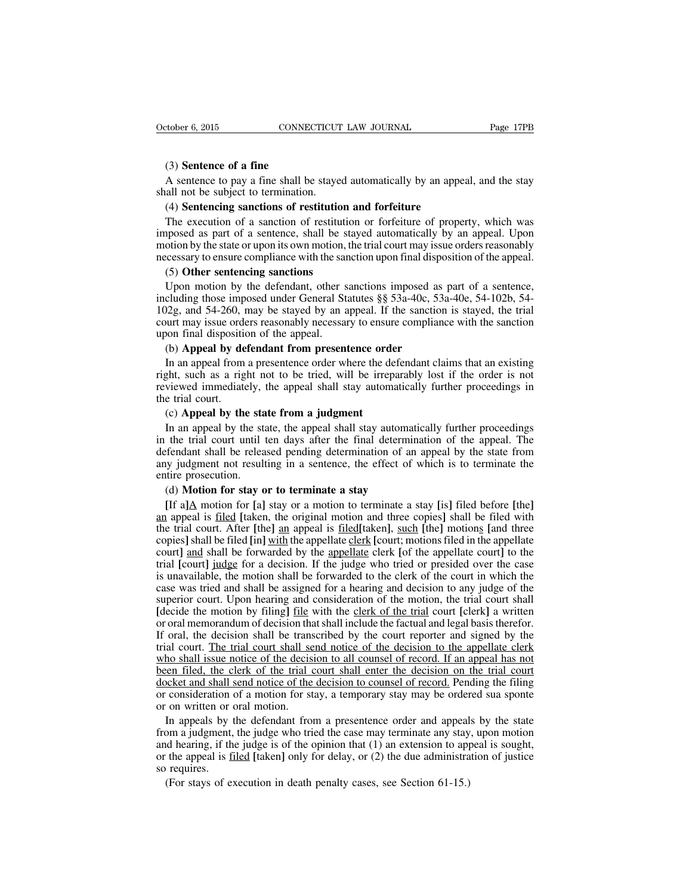(3) **Sentence of a fine**

A sentence to pay a fine shall be stayed automatically by an appeal, and the stay shall not be subject to termination.

(4) **Sentencing sanctions of restitution and forfeiture**

The execution of a sanction of restitution or forfeiture of property, which was imposed as part of a sentence, shall be stayed automatically by an appeal. Upon motion by the state or upon its own motion, the trial court may issue orders reasonably necessary to ensure compliance with the sanction upon final disposition of the appeal.

(5) **Other sentencing sanctions**

Upon motion by the defendant, other sanctions imposed as part of a sentence, including those imposed under General Statutes §§ 53a-40c, 53a-40e, 54-102b, 54-102g, and 54-260, may be stayed by an appeal. If the sanction is stayed, the trial court may issue orders reasonably necessary to ensure compliance with the sanction upon final disposition of the appeal.

(b) **Appeal by defendant from presentence order**

In an appeal from a presentence order where the defendant claims that an existing right, such as a right not to be tried, will be irreparably lost if the order is not reviewed immediately, the appeal shall stay automatically further proceedings in the trial court.

(c) **Appeal by the state from a judgment**

In an appeal by the state, the appeal shall stay automatically further proceedings in the trial court until ten days after the final determination of the appeal. The defendant shall be released pending determination of an appeal by the state from any judgment not resulting in a sentence, the effect of which is to terminate the entire prosecution.

(d) **Motion for stay or to terminate a stay**

**[**If a**]**<u>A</u> motion for **[**a**]** stay or a motion to terminate a stay **[**is**]** filed before **[**the**]** <u>an</u> appeal is <u>filed</u> **[**taken, the original motion and three copies**]** shall be filed with the trial court. After **[**the**]** <u>an</u> appeal is <u>filed</u>**[**taken**]**, <u>such</u> **[**the**]** motion<u>s</u> **[**and three copies**]** shall be filed **[**in**]** <u>with</u> the appellate <u>clerk</u> **[**court; motions filed in the appellate court**]** <u>and</u> shall be forwarded by the <u>appellate</u> clerk **[**of the appellate court**]** to the trial **[**court**]** <u>judge</u> for a decision. If the judge who tried or presided over the case is unavailable, the motion shall be forwarded to the clerk of the court in which the case was tried and shall be assigned for a hearing and decision to any judge of the superior court. Upon hearing and consideration of the motion, the trial court shall **[**decide the motion by filing**]** <u>file</u> with the <u>clerk of the trial</u> court **[**clerk**]** a written or oral memorandum of decision that shall include the factual and legal basis therefor. If oral, the decision shall be transcribed by the court reporter and signed by the trial court. <u>The trial court shall send notice of the decision to the appellate clerk who shall issue notice of the decision to all counsel of record. If an appeal has not been filed, the clerk of the trial court shall enter the decision on the trial court docket and shall send notice of the decision to counsel of record.</u> Pending the filing or consideration of a motion for stay, a temporary stay may be ordered sua sponte or on written or oral motion.

In appeals by the defendant from a presentence order and appeals by the state from a judgment, the judge who tried the case may terminate any stay, upon motion and hearing, if the judge is of the opinion that (1) an extension to appeal is sought, or the appeal is <u>filed</u> **[**taken**]** only for delay, or (2) the due administration of justice so requires.

(For stays of execution in death penalty cases, see Section 61-15.)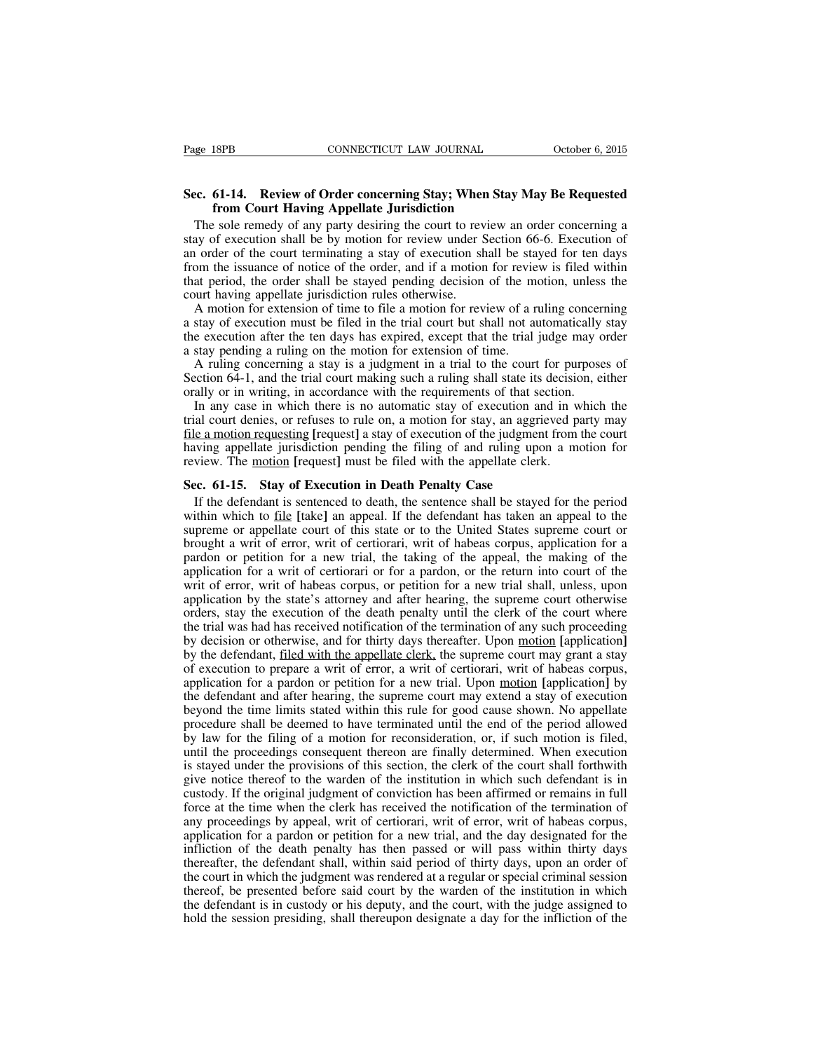**Sec. 61-14. Review of Order concerning Stay; When Stay May Be Requested from Court Having Appellate Jurisdiction**

The sole remedy of any party desiring the court to review an order concerning a stay of execution shall be by motion for review under Section 66-6. Execution of an order of the court terminating a stay of execution shall be stayed for ten days from the issuance of notice of the order, and if a motion for review is filed within that period, the order shall be stayed pending decision of the motion, unless the court having appellate jurisdiction rules otherwise.

A motion for extension of time to file a motion for review of a ruling concerning a stay of execution must be filed in the trial court but shall not automatically stay the execution after the ten days has expired, except that the trial judge may order a stay pending a ruling on the motion for extension of time.

A ruling concerning a stay is a judgment in a trial to the court for purposes of Section 64-1, and the trial court making such a ruling shall state its decision, either orally or in writing, in accordance with the requirements of that section.

In any case in which there is no automatic stay of execution and in which the trial court denies, or refuses to rule on, a motion for stay, an aggrieved party may <u>file a motion requesting</u> **[**request**]** a stay of execution of the judgment from the court having appellate jurisdiction pending the filing of and ruling upon a motion for review. The <u>motion</u> **[**request**]** must be filed with the appellate clerk.

**Sec. 61-15. Stay of Execution in Death Penalty Case**

If the defendant is sentenced to death, the sentence shall be stayed for the period within which to <u>file</u> **[**take**]** an appeal. If the defendant has taken an appeal to the supreme or appellate court of this state or to the United States supreme court or brought a writ of error, writ of certiorari, writ of habeas corpus, application for a pardon or petition for a new trial, the taking of the appeal, the making of the application for a writ of certiorari or for a pardon, or the return into court of the writ of error, writ of habeas corpus, or petition for a new trial shall, unless, upon application by the state's attorney and after hearing, the supreme court otherwise orders, stay the execution of the death penalty until the clerk of the court where the trial was had has received notification of the termination of any such proceeding by decision or otherwise, and for thirty days thereafter. Upon <u>motion</u> **[**application**]** by the defendant, <u>filed with the appellate clerk,</u> the supreme court may grant a stay of execution to prepare a writ of error, a writ of certiorari, writ of habeas corpus, application for a pardon or petition for a new trial. Upon <u>motion</u> **[**application**]** by the defendant and after hearing, the supreme court may extend a stay of execution beyond the time limits stated within this rule for good cause shown. No appellate procedure shall be deemed to have terminated until the end of the period allowed by law for the filing of a motion for reconsideration, or, if such motion is filed, until the proceedings consequent thereon are finally determined. When execution is stayed under the provisions of this section, the clerk of the court shall forthwith give notice thereof to the warden of the institution in which such defendant is in custody. If the original judgment of conviction has been affirmed or remains in full force at the time when the clerk has received the notification of the termination of any proceedings by appeal, writ of certiorari, writ of error, writ of habeas corpus, application for a pardon or petition for a new trial, and the day designated for the infliction of the death penalty has then passed or will pass within thirty days thereafter, the defendant shall, within said period of thirty days, upon an order of the court in which the judgment was rendered at a regular or special criminal session thereof, be presented before said court by the warden of the institution in which the defendant is in custody or his deputy, and the court, with the judge assigned to hold the session presiding, shall thereupon designate a day for the infliction of the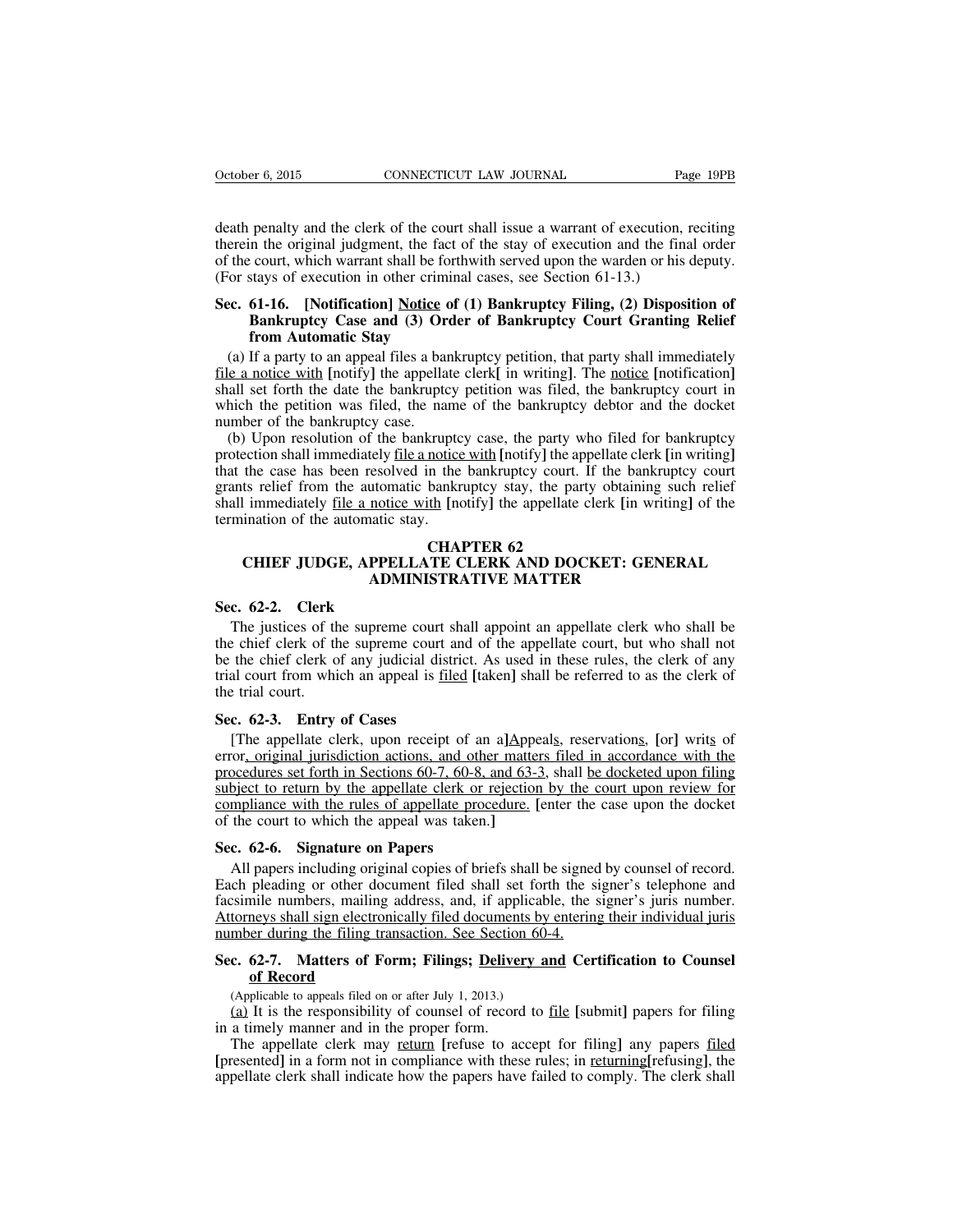death penalty and the clerk of the court shall issue a warrant of execution, reciting therein the original judgment, the fact of the stay of execution and the final order of the court, which warrant shall be forthwith served upon the warden or his deputy. (For stays of execution in other criminal cases, see Section 61-13.)

### Sec. 61-16. [Notification] Notice of (1) Bankruptcy Filing, (2) Disposition of Bankruptcy Case and (3) Order of Bankruptcy Court Granting Relief from Automatic Stay

(a) If a party to an appeal files a bankruptcy petition, that party shall immediately file a notice with [notify] the appellate clerk[ in writing]. The notice [notification] shall set forth the date the bankruptcy petition was filed, the bankruptcy court in which the petition was filed, the name of the bankruptcy debtor and the docket number of the bankruptcy case.

(b) Upon resolution of the bankruptcy case, the party who filed for bankruptcy protection shall immediately file a notice with [notify] the appellate clerk [in writing] that the case has been resolved in the bankruptcy court. If the bankruptcy court grants relief from the automatic bankruptcy stay, the party obtaining such relief shall immediately file a notice with [notify] the appellate clerk [in writing] of the termination of the automatic stay.

## CHAPTER 62
## CHIEF JUDGE, APPELLATE CLERK AND DOCKET: GENERAL ADMINISTRATIVE MATTER

### Sec. 62-2. Clerk

The justices of the supreme court shall appoint an appellate clerk who shall be the chief clerk of the supreme court and of the appellate court, but who shall not be the chief clerk of any judicial district. As used in these rules, the clerk of any trial court from which an appeal is filed [taken] shall be referred to as the clerk of the trial court.

### Sec. 62-3. Entry of Cases

[The appellate clerk, upon receipt of an a]Appeals, reservations, [or] writs of error, original jurisdiction actions, and other matters filed in accordance with the procedures set forth in Sections 60-7, 60-8, and 63-3, shall be docketed upon filing subject to return by the appellate clerk or rejection by the court upon review for compliance with the rules of appellate procedure. [enter the case upon the docket of the court to which the appeal was taken.]

### Sec. 62-6. Signature on Papers

All papers including original copies of briefs shall be signed by counsel of record. Each pleading or other document filed shall set forth the signer's telephone and facsimile numbers, mailing address, and, if applicable, the signer's juris number. Attorneys shall sign electronically filed documents by entering their individual juris number during the filing transaction. See Section 60-4.

### Sec. 62-7. Matters of Form; Filings; Delivery and Certification to Counsel of Record

(Applicable to appeals filed on or after July 1, 2013.)

(a) It is the responsibility of counsel of record to file [submit] papers for filing in a timely manner and in the proper form.

The appellate clerk may return [refuse to accept for filing] any papers filed [presented] in a form not in compliance with these rules; in returning[refusing], the appellate clerk shall indicate how the papers have failed to comply. The clerk shall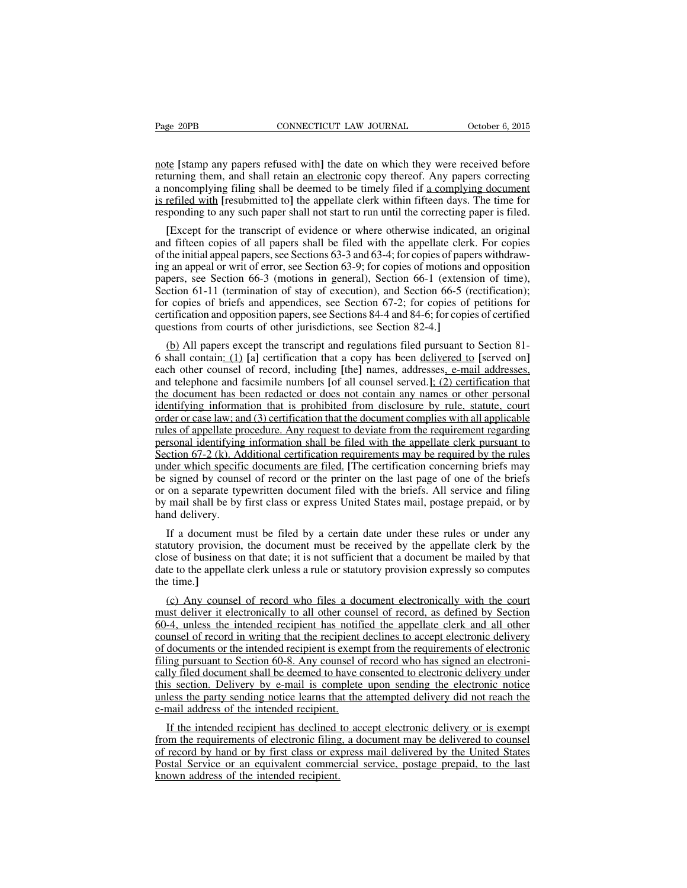note [stamp any papers refused with] the date on which they were received before returning them, and shall retain an electronic copy thereof. Any papers correcting a noncomplying filing shall be deemed to be timely filed if a complying document is refiled with [resubmitted to] the appellate clerk within fifteen days. The time for responding to any such paper shall not start to run until the correcting paper is filed.

[Except for the transcript of evidence or where otherwise indicated, an original and fifteen copies of all papers shall be filed with the appellate clerk. For copies of the initial appeal papers, see Sections 63-3 and 63-4; for copies of papers withdrawing an appeal or writ of error, see Section 63-9; for copies of motions and opposition papers, see Section 66-3 (motions in general), Section 66-1 (extension of time), Section 61-11 (termination of stay of execution), and Section 66-5 (rectification); for copies of briefs and appendices, see Section 67-2; for copies of petitions for certification and opposition papers, see Sections 84-4 and 84-6; for copies of certified questions from courts of other jurisdictions, see Section 82-4.]

(b) All papers except the transcript and regulations filed pursuant to Section 81-6 shall contain: (1) [a] certification that a copy has been delivered to [served on] each other counsel of record, including [the] names, addresses, e-mail addresses, and telephone and facsimile numbers [of all counsel served.]; (2) certification that the document has been redacted or does not contain any names or other personal identifying information that is prohibited from disclosure by rule, statute, court order or case law; and (3) certification that the document complies with all applicable rules of appellate procedure. Any request to deviate from the requirement regarding personal identifying information shall be filed with the appellate clerk pursuant to Section 67-2 (k). Additional certification requirements may be required by the rules under which specific documents are filed. [The certification concerning briefs may be signed by counsel of record or the printer on the last page of one of the briefs or on a separate typewritten document filed with the briefs. All service and filing by mail shall be by first class or express United States mail, postage prepaid, or by hand delivery.

If a document must be filed by a certain date under these rules or under any statutory provision, the document must be received by the appellate clerk by the close of business on that date; it is not sufficient that a document be mailed by that date to the appellate clerk unless a rule or statutory provision expressly so computes the time.]

(c) Any counsel of record who files a document electronically with the court must deliver it electronically to all other counsel of record, as defined by Section 60-4, unless the intended recipient has notified the appellate clerk and all other counsel of record in writing that the recipient declines to accept electronic delivery of documents or the intended recipient is exempt from the requirements of electronic filing pursuant to Section 60-8. Any counsel of record who has signed an electronically filed document shall be deemed to have consented to electronic delivery under this section. Delivery by e-mail is complete upon sending the electronic notice unless the party sending notice learns that the attempted delivery did not reach the e-mail address of the intended recipient.

If the intended recipient has declined to accept electronic delivery or is exempt from the requirements of electronic filing, a document may be delivered to counsel of record by hand or by first class or express mail delivered by the United States Postal Service or an equivalent commercial service, postage prepaid, to the last known address of the intended recipient.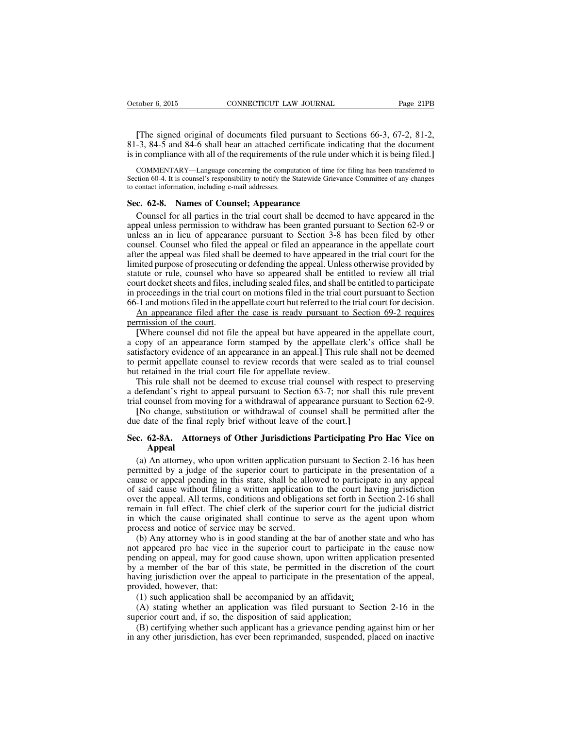**[**The signed original of documents filed pursuant to Sections 66-3, 67-2, 81-2, 81-3, 84-5 and 84-6 shall bear an attached certificate indicating that the document is in compliance with all of the requirements of the rule under which it is being filed.**]**

COMMENTARY—Language concerning the computation of time for filing has been transferred to Section 60-4. It is counsel's responsibility to notify the Statewide Grievance Committee of any changes to contact information, including e-mail addresses.

**Sec. 62-8. Names of Counsel; Appearance**

Counsel for all parties in the trial court shall be deemed to have appeared in the appeal unless permission to withdraw has been granted pursuant to Section 62-9 or unless an in lieu of appearance pursuant to Section 3-8 has been filed by other counsel. Counsel who filed the appeal or filed an appearance in the appellate court after the appeal was filed shall be deemed to have appeared in the trial court for the limited purpose of prosecuting or defending the appeal. Unless otherwise provided by statute or rule, counsel who have so appeared shall be entitled to review all trial court docket sheets and files, including sealed files, and shall be entitled to participate in proceedings in the trial court on motions filed in the trial court pursuant to Section 66-1 and motions filed in the appellate court but referred to the trial court for decision. <u>An appearance filed after the case is ready pursuant to Section 69-2 requires permission of the court</u>.

**[**Where counsel did not file the appeal but have appeared in the appellate court, a copy of an appearance form stamped by the appellate clerk's office shall be satisfactory evidence of an appearance in an appeal.**]** This rule shall not be deemed to permit appellate counsel to review records that were sealed as to trial counsel but retained in the trial court file for appellate review.

This rule shall not be deemed to excuse trial counsel with respect to preserving a defendant's right to appeal pursuant to Section 63-7; nor shall this rule prevent trial counsel from moving for a withdrawal of appearance pursuant to Section 62-9.

**[**No change, substitution or withdrawal of counsel shall be permitted after the due date of the final reply brief without leave of the court.**]**

**Sec. 62-8A. Attorneys of Other Jurisdictions Participating Pro Hac Vice on Appeal**

(a) An attorney, who upon written application pursuant to Section 2-16 has been permitted by a judge of the superior court to participate in the presentation of a cause or appeal pending in this state, shall be allowed to participate in any appeal of said cause without filing a written application to the court having jurisdiction over the appeal. All terms, conditions and obligations set forth in Section 2-16 shall remain in full effect. The chief clerk of the superior court for the judicial district in which the cause originated shall continue to serve as the agent upon whom process and notice of service may be served.

(b) Any attorney who is in good standing at the bar of another state and who has not appeared pro hac vice in the superior court to participate in the cause now pending on appeal, may for good cause shown, upon written application presented by a member of the bar of this state, be permitted in the discretion of the court having jurisdiction over the appeal to participate in the presentation of the appeal, provided, however, that:

(1) such application shall be accompanied by an affidavit<u>:</u>

(A) stating whether an application was filed pursuant to Section 2-16 in the superior court and, if so, the disposition of said application;

(B) certifying whether such applicant has a grievance pending against him or her in any other jurisdiction, has ever been reprimanded, suspended, placed on inactive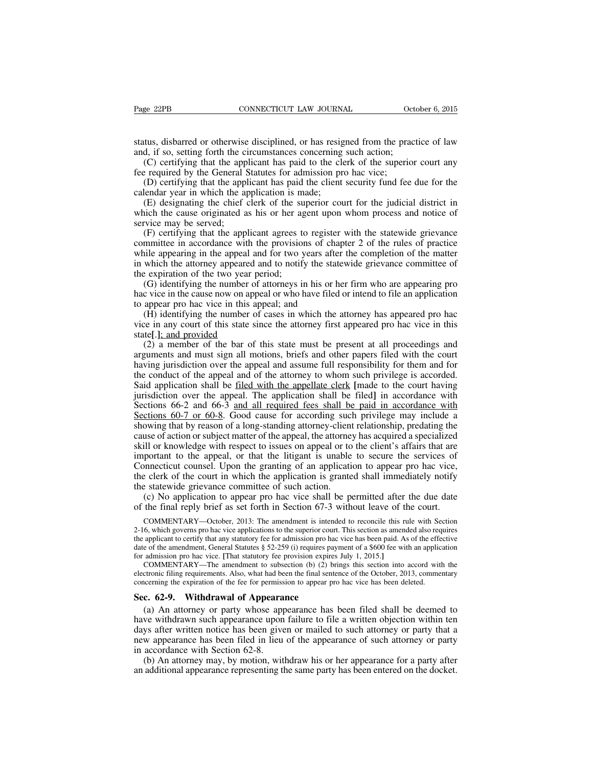status, disbarred or otherwise disciplined, or has resigned from the practice of law and, if so, setting forth the circumstances concerning such action;

(C) certifying that the applicant has paid to the clerk of the superior court any fee required by the General Statutes for admission pro hac vice;

(D) certifying that the applicant has paid the client security fund fee due for the calendar year in which the application is made;

(E) designating the chief clerk of the superior court for the judicial district in which the cause originated as his or her agent upon whom process and notice of service may be served;

(F) certifying that the applicant agrees to register with the statewide grievance committee in accordance with the provisions of chapter 2 of the rules of practice while appearing in the appeal and for two years after the completion of the matter in which the attorney appeared and to notify the statewide grievance committee of the expiration of the two year period;

(G) identifying the number of attorneys in his or her firm who are appearing pro hac vice in the cause now on appeal or who have filed or intend to file an application to appear pro hac vice in this appeal; and

(H) identifying the number of cases in which the attorney has appeared pro hac vice in any court of this state since the attorney first appeared pro hac vice in this state**[**.**]**<u>; and provided</u>

(2) a member of the bar of this state must be present at all proceedings and arguments and must sign all motions, briefs and other papers filed with the court having jurisdiction over the appeal and assume full responsibility for them and for the conduct of the appeal and of the attorney to whom such privilege is accorded. Said application shall be <u>filed with the appellate clerk</u> **[**made to the court having jurisdiction over the appeal. The application shall be filed**]** in accordance with Sections 66-2 and 66-3 <u>and all required fees shall be paid in accordance with Sections 60-7 or 60-8</u>. Good cause for according such privilege may include a showing that by reason of a long-standing attorney-client relationship, predating the cause of action or subject matter of the appeal, the attorney has acquired a specialized skill or knowledge with respect to issues on appeal or to the client's affairs that are important to the appeal, or that the litigant is unable to secure the services of Connecticut counsel. Upon the granting of an application to appear pro hac vice, the clerk of the court in which the application is granted shall immediately notify the statewide grievance committee of such action.

(c) No application to appear pro hac vice shall be permitted after the due date of the final reply brief as set forth in Section 67-3 without leave of the court.

COMMENTARY—October, 2013: The amendment is intended to reconcile this rule with Section 2-16, which governs pro hac vice applications to the superior court. This section as amended also requires the applicant to certify that any statutory fee for admission pro hac vice has been paid. As of the effective date of the amendment, General Statutes § 52-259 (i) requires payment of a $600 fee with an application for admission pro hac vice. **[**That statutory fee provision expires July 1, 2015.**]**

COMMENTARY—The amendment to subsection (b) (2) brings this section into accord with the electronic filing requirements. Also, what had been the final sentence of the October, 2013, commentary concerning the expiration of the fee for permission to appear pro hac vice has been deleted.

### Sec. 62-9. Withdrawal of Appearance

(a) An attorney or party whose appearance has been filed shall be deemed to have withdrawn such appearance upon failure to file a written objection within ten days after written notice has been given or mailed to such attorney or party that a new appearance has been filed in lieu of the appearance of such attorney or party in accordance with Section 62-8.

(b) An attorney may, by motion, withdraw his or her appearance for a party after an additional appearance representing the same party has been entered on the docket.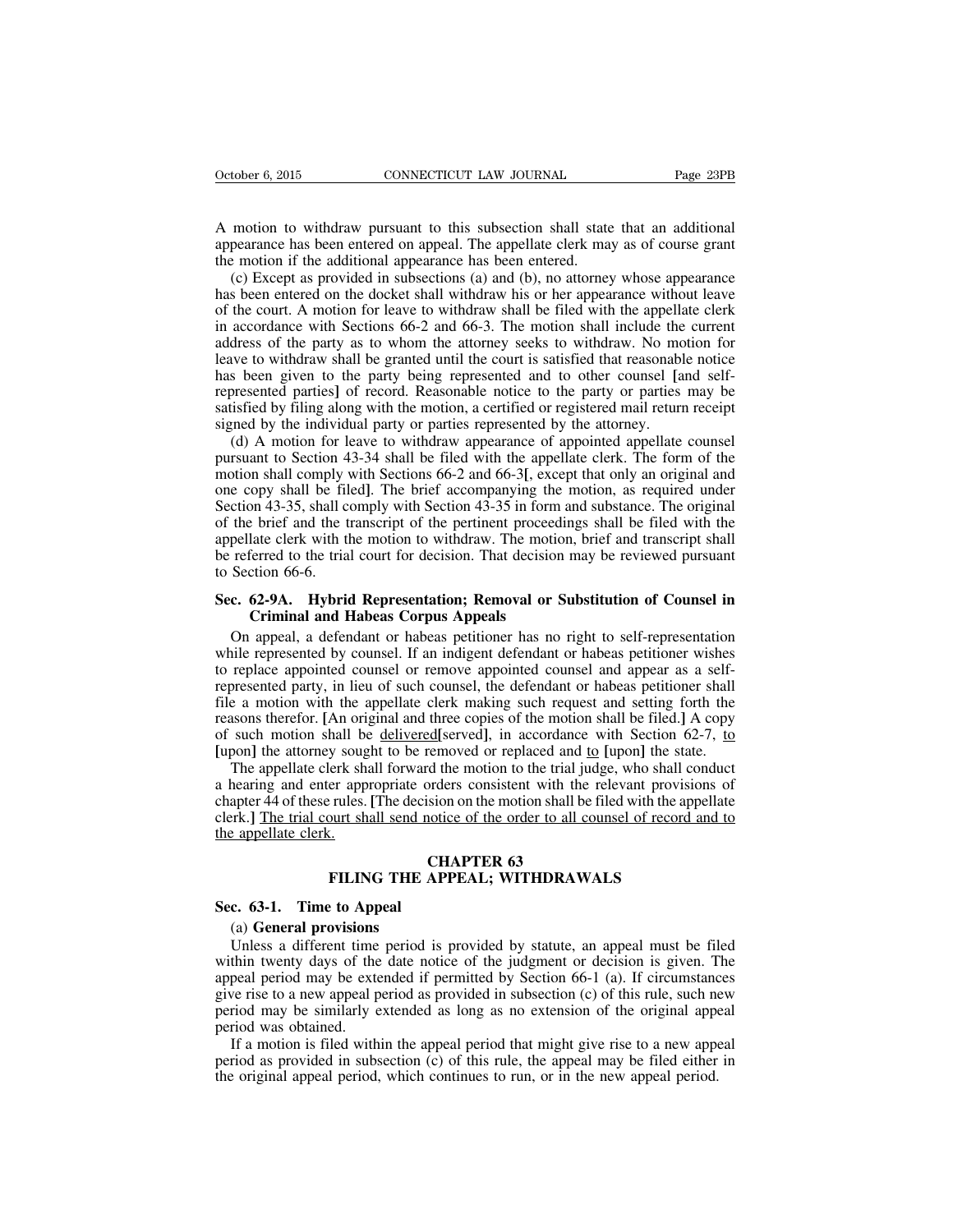A motion to withdraw pursuant to this subsection shall state that an additional appearance has been entered on appeal. The appellate clerk may as of course grant the motion if the additional appearance has been entered.

(c) Except as provided in subsections (a) and (b), no attorney whose appearance has been entered on the docket shall withdraw his or her appearance without leave of the court. A motion for leave to withdraw shall be filed with the appellate clerk in accordance with Sections 66-2 and 66-3. The motion shall include the current address of the party as to whom the attorney seeks to withdraw. No motion for leave to withdraw shall be granted until the court is satisfied that reasonable notice has been given to the party being represented and to other counsel [and self-represented parties] of record. Reasonable notice to the party or parties may be satisfied by filing along with the motion, a certified or registered mail return receipt signed by the individual party or parties represented by the attorney.

(d) A motion for leave to withdraw appearance of appointed appellate counsel pursuant to Section 43-34 shall be filed with the appellate clerk. The form of the motion shall comply with Sections 66-2 and 66-3[, except that only an original and one copy shall be filed]. The brief accompanying the motion, as required under Section 43-35, shall comply with Section 43-35 in form and substance. The original of the brief and the transcript of the pertinent proceedings shall be filed with the appellate clerk with the motion to withdraw. The motion, brief and transcript shall be referred to the trial court for decision. That decision may be reviewed pursuant to Section 66-6.

### Sec. 62-9A. Hybrid Representation; Removal or Substitution of Counsel in Criminal and Habeas Corpus Appeals

On appeal, a defendant or habeas petitioner has no right to self-representation while represented by counsel. If an indigent defendant or habeas petitioner wishes to replace appointed counsel or remove appointed counsel and appear as a self-represented party, in lieu of such counsel, the defendant or habeas petitioner shall file a motion with the appellate clerk making such request and setting forth the reasons therefor. [An original and three copies of the motion shall be filed.] A copy of such motion shall be <u>delivered</u>[served], in accordance with Section 62-7, <u>to</u> [upon] the attorney sought to be removed or replaced and <u>to</u> [upon] the state.

The appellate clerk shall forward the motion to the trial judge, who shall conduct a hearing and enter appropriate orders consistent with the relevant provisions of chapter 44 of these rules. [The decision on the motion shall be filed with the appellate clerk.] <u>The trial court shall send notice of the order to all counsel of record and to the appellate clerk.</u>

## CHAPTER 63
## FILING THE APPEAL; WITHDRAWALS

### Sec. 63-1. Time to Appeal

(a) **General provisions**

Unless a different time period is provided by statute, an appeal must be filed within twenty days of the date notice of the judgment or decision is given. The appeal period may be extended if permitted by Section 66-1 (a). If circumstances give rise to a new appeal period as provided in subsection (c) of this rule, such new period may be similarly extended as long as no extension of the original appeal period was obtained.

If a motion is filed within the appeal period that might give rise to a new appeal period as provided in subsection (c) of this rule, the appeal may be filed either in the original appeal period, which continues to run, or in the new appeal period.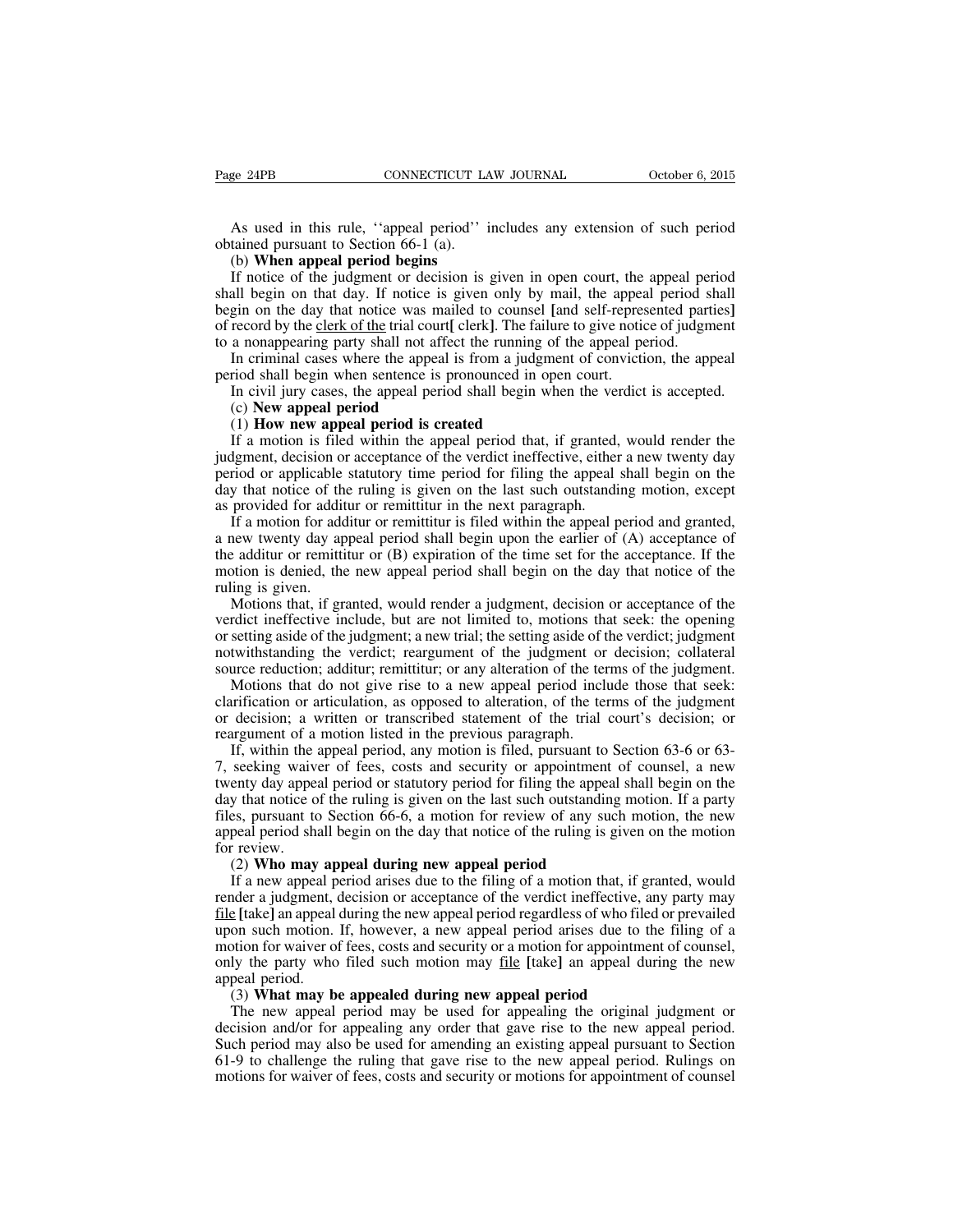As used in this rule, ''appeal period'' includes any extension of such period obtained pursuant to Section 66-1 (a).

(b) **When appeal period begins**

If notice of the judgment or decision is given in open court, the appeal period shall begin on that day. If notice is given only by mail, the appeal period shall begin on the day that notice was mailed to counsel **[**and self-represented parties**]** of record by the <u>clerk of the</u> trial court**[** clerk**]**. The failure to give notice of judgment to a nonappearing party shall not affect the running of the appeal period.

In criminal cases where the appeal is from a judgment of conviction, the appeal period shall begin when sentence is pronounced in open court.

In civil jury cases, the appeal period shall begin when the verdict is accepted.

(c) **New appeal period**

(1) **How new appeal period is created**

If a motion is filed within the appeal period that, if granted, would render the judgment, decision or acceptance of the verdict ineffective, either a new twenty day period or applicable statutory time period for filing the appeal shall begin on the day that notice of the ruling is given on the last such outstanding motion, except as provided for additur or remittitur in the next paragraph.

If a motion for additur or remittitur is filed within the appeal period and granted, a new twenty day appeal period shall begin upon the earlier of (A) acceptance of the additur or remittitur or (B) expiration of the time set for the acceptance. If the motion is denied, the new appeal period shall begin on the day that notice of the ruling is given.

Motions that, if granted, would render a judgment, decision or acceptance of the verdict ineffective include, but are not limited to, motions that seek: the opening or setting aside of the judgment; a new trial; the setting aside of the verdict; judgment notwithstanding the verdict; reargument of the judgment or decision; collateral source reduction; additur; remittitur; or any alteration of the terms of the judgment.

Motions that do not give rise to a new appeal period include those that seek: clarification or articulation, as opposed to alteration, of the terms of the judgment or decision; a written or transcribed statement of the trial court's decision; or reargument of a motion listed in the previous paragraph.

If, within the appeal period, any motion is filed, pursuant to Section 63-6 or 63-7, seeking waiver of fees, costs and security or appointment of counsel, a new twenty day appeal period or statutory period for filing the appeal shall begin on the day that notice of the ruling is given on the last such outstanding motion. If a party files, pursuant to Section 66-6, a motion for review of any such motion, the new appeal period shall begin on the day that notice of the ruling is given on the motion for review.

(2) **Who may appeal during new appeal period**

If a new appeal period arises due to the filing of a motion that, if granted, would render a judgment, decision or acceptance of the verdict ineffective, any party may <u>file</u> **[**take**]** an appeal during the new appeal period regardless of who filed or prevailed upon such motion. If, however, a new appeal period arises due to the filing of a motion for waiver of fees, costs and security or a motion for appointment of counsel, only the party who filed such motion may <u>file</u> **[**take**]** an appeal during the new appeal period.

(3) **What may be appealed during new appeal period**

The new appeal period may be used for appealing the original judgment or decision and/or for appealing any order that gave rise to the new appeal period. Such period may also be used for amending an existing appeal pursuant to Section 61-9 to challenge the ruling that gave rise to the new appeal period. Rulings on motions for waiver of fees, costs and security or motions for appointment of counsel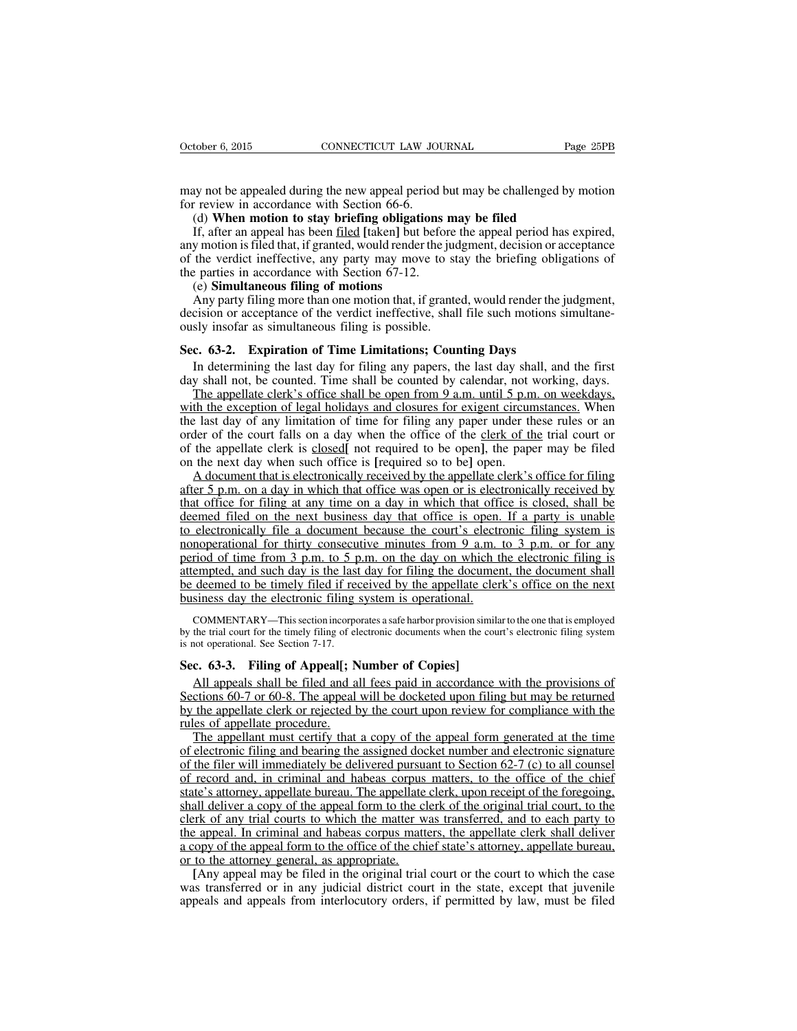may not be appealed during the new appeal period but may be challenged by motion for review in accordance with Section 66-6.

(d) **When motion to stay briefing obligations may be filed**

If, after an appeal has been <u>filed</u> [taken] but before the appeal period has expired, any motion is filed that, if granted, would render the judgment, decision or acceptance of the verdict ineffective, any party may move to stay the briefing obligations of the parties in accordance with Section 67-12.

(e) **Simultaneous filing of motions**

Any party filing more than one motion that, if granted, would render the judgment, decision or acceptance of the verdict ineffective, shall file such motions simultaneously insofar as simultaneous filing is possible.

## Sec. 63-2. Expiration of Time Limitations; Counting Days

In determining the last day for filing any papers, the last day shall, and the first day shall not, be counted. Time shall be counted by calendar, not working, days.

<u>The appellate clerk's office shall be open from 9 a.m. until 5 p.m. on weekdays, with the exception of legal holidays and closures for exigent circumstances.</u> When the last day of any limitation of time for filing any paper under these rules or an order of the court falls on a day when the office of the <u>clerk of the</u> trial court or of the appellate clerk is <u>closed</u>[ not required to be open], the paper may be filed on the next day when such office is [required so to be] open.

<u>A document that is electronically received by the appellate clerk's office for filing after 5 p.m. on a day in which that office was open or is electronically received by that office for filing at any time on a day in which that office is closed, shall be deemed filed on the next business day that office is open. If a party is unable to electronically file a document because the court's electronic filing system is nonoperational for thirty consecutive minutes from 9 a.m. to 3 p.m. or for any period of time from 3 p.m. to 5 p.m. on the day on which the electronic filing is attempted, and such day is the last day for filing the document, the document shall be deemed to be timely filed if received by the appellate clerk's office on the next business day the electronic filing system is operational.</u>

COMMENTARY—This section incorporates a safe harbor provision similar to the one that is employed by the trial court for the timely filing of electronic documents when the court's electronic filing system is not operational. See Section 7-17.

## Sec. 63-3. Filing of Appeal[; Number of Copies]

<u>All appeals shall be filed and all fees paid in accordance with the provisions of Sections 60-7 or 60-8. The appeal will be docketed upon filing but may be returned by the appellate clerk or rejected by the court upon review for compliance with the rules of appellate procedure.</u>

<u>The appellant must certify that a copy of the appeal form generated at the time of electronic filing and bearing the assigned docket number and electronic signature of the filer will immediately be delivered pursuant to Section 62-7 (c) to all counsel of record and, in criminal and habeas corpus matters, to the office of the chief state's attorney, appellate bureau. The appellate clerk, upon receipt of the foregoing, shall deliver a copy of the appeal form to the clerk of the original trial court, to the clerk of any trial courts to which the matter was transferred, and to each party to the appeal. In criminal and habeas corpus matters, the appellate clerk shall deliver a copy of the appeal form to the office of the chief state's attorney, appellate bureau, or to the attorney general, as appropriate.</u>

[Any appeal may be filed in the original trial court or the court to which the case was transferred or in any judicial district court in the state, except that juvenile appeals and appeals from interlocutory orders, if permitted by law, must be filed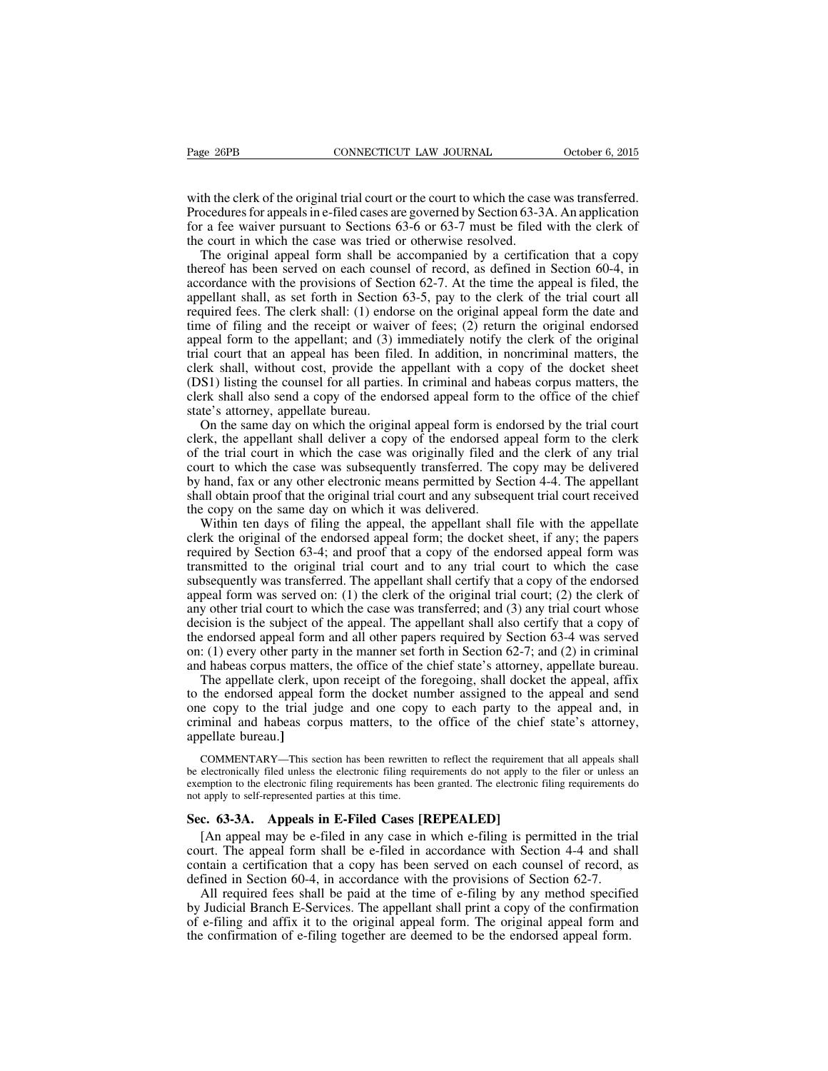with the clerk of the original trial court or the court to which the case was transferred. Procedures for appeals in e-filed cases are governed by Section 63-3A. An application for a fee waiver pursuant to Sections 63-6 or 63-7 must be filed with the clerk of the court in which the case was tried or otherwise resolved.

The original appeal form shall be accompanied by a certification that a copy thereof has been served on each counsel of record, as defined in Section 60-4, in accordance with the provisions of Section 62-7. At the time the appeal is filed, the appellant shall, as set forth in Section 63-5, pay to the clerk of the trial court all required fees. The clerk shall: (1) endorse on the original appeal form the date and time of filing and the receipt or waiver of fees; (2) return the original endorsed appeal form to the appellant; and (3) immediately notify the clerk of the original trial court that an appeal has been filed. In addition, in noncriminal matters, the clerk shall, without cost, provide the appellant with a copy of the docket sheet (DS1) listing the counsel for all parties. In criminal and habeas corpus matters, the clerk shall also send a copy of the endorsed appeal form to the office of the chief state's attorney, appellate bureau.

On the same day on which the original appeal form is endorsed by the trial court clerk, the appellant shall deliver a copy of the endorsed appeal form to the clerk of the trial court in which the case was originally filed and the clerk of any trial court to which the case was subsequently transferred. The copy may be delivered by hand, fax or any other electronic means permitted by Section 4-4. The appellant shall obtain proof that the original trial court and any subsequent trial court received the copy on the same day on which it was delivered.

Within ten days of filing the appeal, the appellant shall file with the appellate clerk the original of the endorsed appeal form; the docket sheet, if any; the papers required by Section 63-4; and proof that a copy of the endorsed appeal form was transmitted to the original trial court and to any trial court to which the case subsequently was transferred. The appellant shall certify that a copy of the endorsed appeal form was served on: (1) the clerk of the original trial court; (2) the clerk of any other trial court to which the case was transferred; and (3) any trial court whose decision is the subject of the appeal. The appellant shall also certify that a copy of the endorsed appeal form and all other papers required by Section 63-4 was served on: (1) every other party in the manner set forth in Section 62-7; and (2) in criminal and habeas corpus matters, the office of the chief state's attorney, appellate bureau.

The appellate clerk, upon receipt of the foregoing, shall docket the appeal, affix to the endorsed appeal form the docket number assigned to the appeal and send one copy to the trial judge and one copy to each party to the appeal and, in criminal and habeas corpus matters, to the office of the chief state's attorney, appellate bureau.]

COMMENTARY—This section has been rewritten to reflect the requirement that all appeals shall be electronically filed unless the electronic filing requirements do not apply to the filer or unless an exemption to the electronic filing requirements has been granted. The electronic filing requirements do not apply to self-represented parties at this time.

**Sec. 63-3A. Appeals in E-Filed Cases [REPEALED]**

[An appeal may be e-filed in any case in which e-filing is permitted in the trial court. The appeal form shall be e-filed in accordance with Section 4-4 and shall contain a certification that a copy has been served on each counsel of record, as defined in Section 60-4, in accordance with the provisions of Section 62-7.

All required fees shall be paid at the time of e-filing by any method specified by Judicial Branch E-Services. The appellant shall print a copy of the confirmation of e-filing and affix it to the original appeal form. The original appeal form and the confirmation of e-filing together are deemed to be the endorsed appeal form.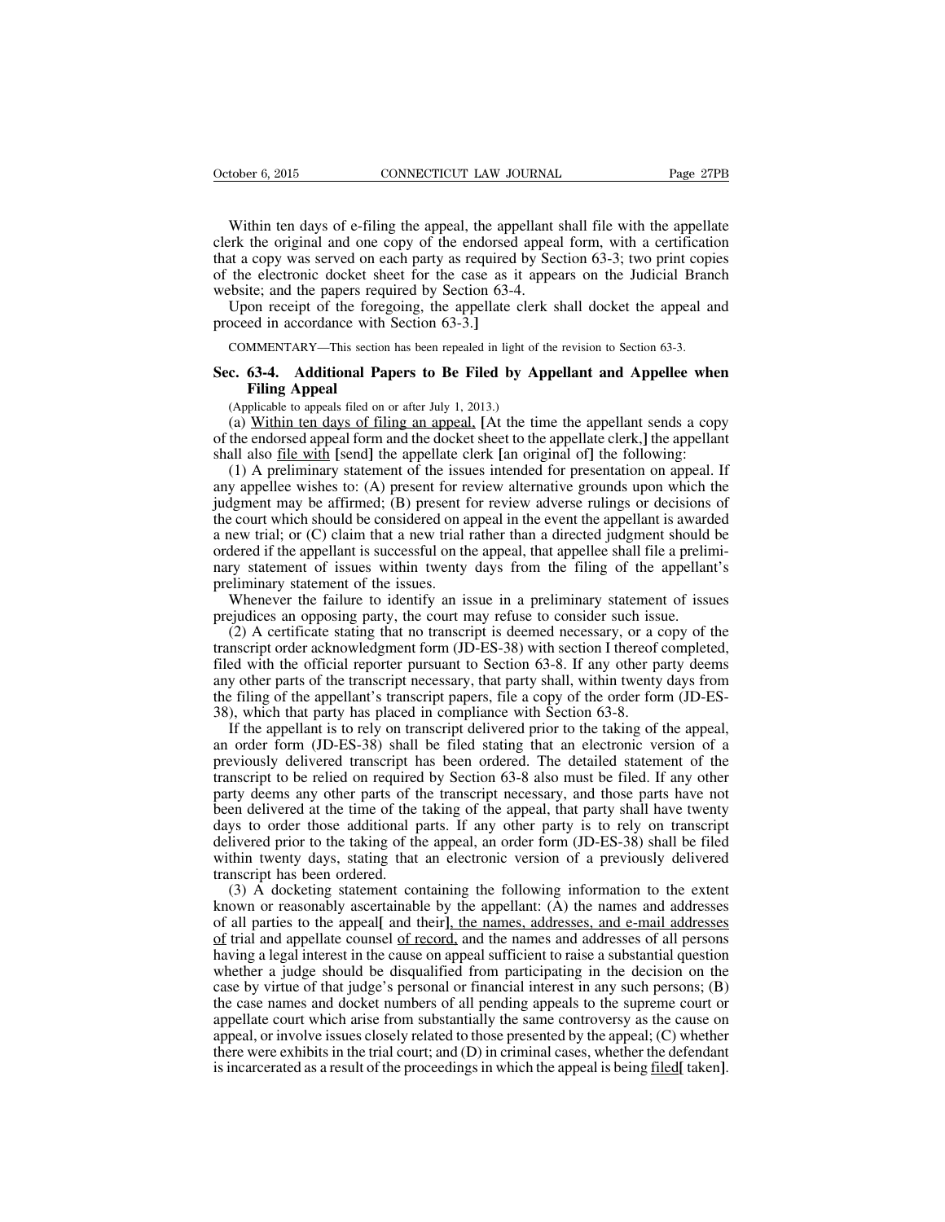Within ten days of e-filing the appeal, the appellant shall file with the appellate clerk the original and one copy of the endorsed appeal form, with a certification that a copy was served on each party as required by Section 63-3; two print copies of the electronic docket sheet for the case as it appears on the Judicial Branch website; and the papers required by Section 63-4.

Upon receipt of the foregoing, the appellate clerk shall docket the appeal and proceed in accordance with Section 63-3.]

COMMENTARY—This section has been repealed in light of the revision to Section 63-3.

## Sec. 63-4. Additional Papers to Be Filed by Appellant and Appellee when Filing Appeal

(Applicable to appeals filed on or after July 1, 2013.)

(a) <u>Within ten days of filing an appeal,</u> [At the time the appellant sends a copy of the endorsed appeal form and the docket sheet to the appellate clerk,] the appellant shall also <u>file with</u> [send] the appellate clerk [an original of] the following:

(1) A preliminary statement of the issues intended for presentation on appeal. If any appellee wishes to: (A) present for review alternative grounds upon which the judgment may be affirmed; (B) present for review adverse rulings or decisions of the court which should be considered on appeal in the event the appellant is awarded a new trial; or (C) claim that a new trial rather than a directed judgment should be ordered if the appellant is successful on the appeal, that appellee shall file a preliminary statement of issues within twenty days from the filing of the appellant's preliminary statement of the issues.

Whenever the failure to identify an issue in a preliminary statement of issues prejudices an opposing party, the court may refuse to consider such issue.

(2) A certificate stating that no transcript is deemed necessary, or a copy of the transcript order acknowledgment form (JD-ES-38) with section I thereof completed, filed with the official reporter pursuant to Section 63-8. If any other party deems any other parts of the transcript necessary, that party shall, within twenty days from the filing of the appellant's transcript papers, file a copy of the order form (JD-ES-38), which that party has placed in compliance with Section 63-8.

If the appellant is to rely on transcript delivered prior to the taking of the appeal, an order form (JD-ES-38) shall be filed stating that an electronic version of a previously delivered transcript has been ordered. The detailed statement of the transcript to be relied on required by Section 63-8 also must be filed. If any other party deems any other parts of the transcript necessary, and those parts have not been delivered at the time of the taking of the appeal, that party shall have twenty days to order those additional parts. If any other party is to rely on transcript delivered prior to the taking of the appeal, an order form (JD-ES-38) shall be filed within twenty days, stating that an electronic version of a previously delivered transcript has been ordered.

(3) A docketing statement containing the following information to the extent known or reasonably ascertainable by the appellant: (A) the names and addresses of all parties to the appeal[ and their]<u>, the names, addresses, and e-mail addresses of</u> trial and appellate counsel <u>of record,</u> and the names and addresses of all persons having a legal interest in the cause on appeal sufficient to raise a substantial question whether a judge should be disqualified from participating in the decision on the case by virtue of that judge's personal or financial interest in any such persons; (B) the case names and docket numbers of all pending appeals to the supreme court or appellate court which arise from substantially the same controversy as the cause on appeal, or involve issues closely related to those presented by the appeal; (C) whether there were exhibits in the trial court; and (D) in criminal cases, whether the defendant is incarcerated as a result of the proceedings in which the appeal is being <u>filed</u>[ taken].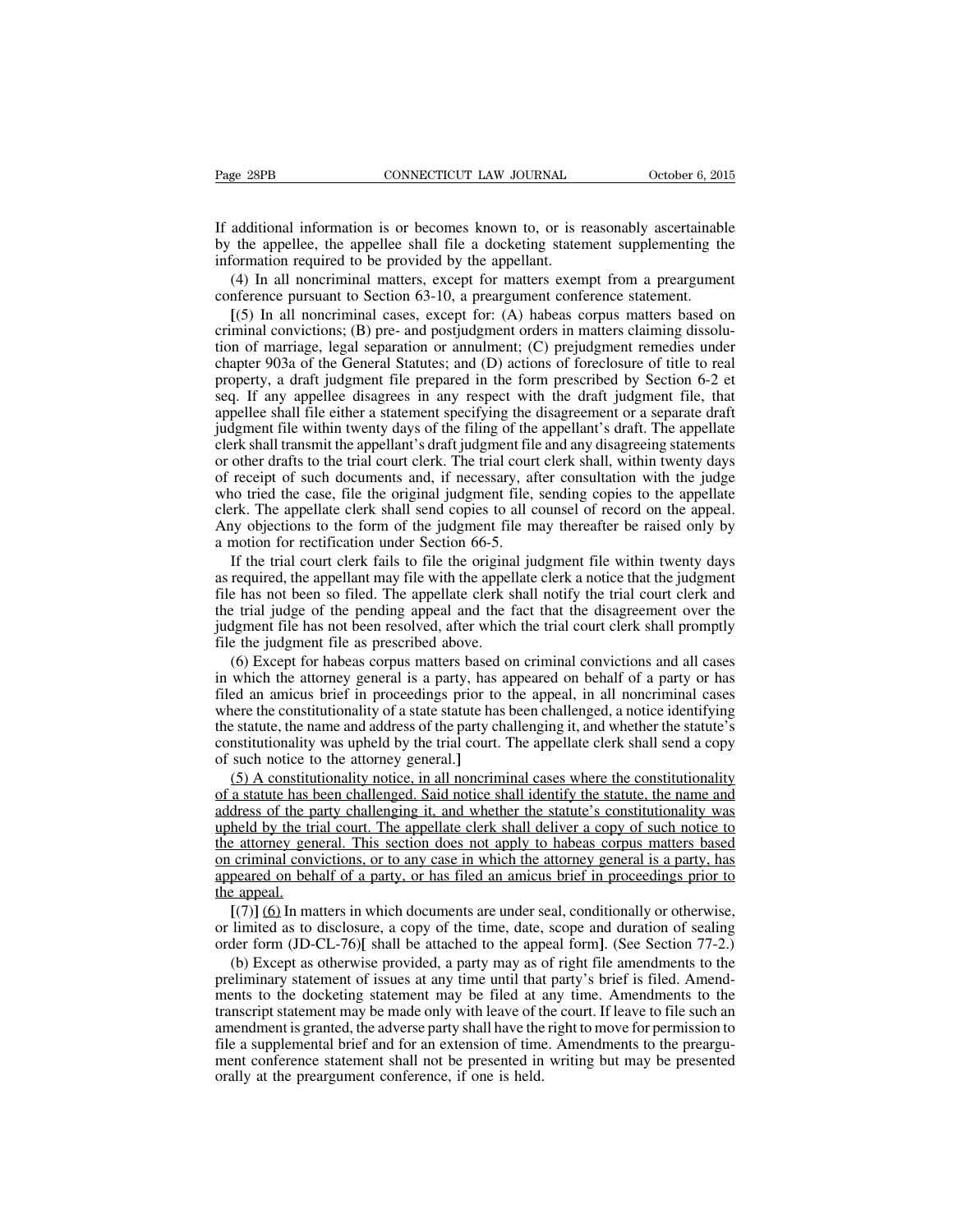If additional information is or becomes known to, or is reasonably ascertainable by the appellee, the appellee shall file a docketing statement supplementing the information required to be provided by the appellant.

(4) In all noncriminal matters, except for matters exempt from a preargument conference pursuant to Section 63-10, a preargument conference statement.

[(5) In all noncriminal cases, except for: (A) habeas corpus matters based on criminal convictions; (B) pre- and postjudgment orders in matters claiming dissolution of marriage, legal separation or annulment; (C) prejudgment remedies under chapter 903a of the General Statutes; and (D) actions of foreclosure of title to real property, a draft judgment file prepared in the form prescribed by Section 6-2 et seq. If any appellee disagrees in any respect with the draft judgment file, that appellee shall file either a statement specifying the disagreement or a separate draft judgment file within twenty days of the filing of the appellant's draft. The appellate clerk shall transmit the appellant's draft judgment file and any disagreeing statements or other drafts to the trial court clerk. The trial court clerk shall, within twenty days of receipt of such documents and, if necessary, after consultation with the judge who tried the case, file the original judgment file, sending copies to the appellate clerk. The appellate clerk shall send copies to all counsel of record on the appeal. Any objections to the form of the judgment file may thereafter be raised only by a motion for rectification under Section 66-5.

If the trial court clerk fails to file the original judgment file within twenty days as required, the appellant may file with the appellate clerk a notice that the judgment file has not been so filed. The appellate clerk shall notify the trial court clerk and the trial judge of the pending appeal and the fact that the disagreement over the judgment file has not been resolved, after which the trial court clerk shall promptly file the judgment file as prescribed above.

(6) Except for habeas corpus matters based on criminal convictions and all cases in which the attorney general is a party, has appeared on behalf of a party or has filed an amicus brief in proceedings prior to the appeal, in all noncriminal cases where the constitutionality of a state statute has been challenged, a notice identifying the statute, the name and address of the party challenging it, and whether the statute's constitutionality was upheld by the trial court. The appellate clerk shall send a copy of such notice to the attorney general.]

<u>(5) A constitutionality notice, in all noncriminal cases where the constitutionality of a statute has been challenged. Said notice shall identify the statute, the name and address of the party challenging it, and whether the statute's constitutionality was upheld by the trial court. The appellate clerk shall deliver a copy of such notice to the attorney general. This section does not apply to habeas corpus matters based on criminal convictions, or to any case in which the attorney general is a party, has appeared on behalf of a party, or has filed an amicus brief in proceedings prior to the appeal.</u>

[(7)] <u>(6)</u> In matters in which documents are under seal, conditionally or otherwise, or limited as to disclosure, a copy of the time, date, scope and duration of sealing order form (JD-CL-76)[ shall be attached to the appeal form]. (See Section 77-2.)

(b) Except as otherwise provided, a party may as of right file amendments to the preliminary statement of issues at any time until that party's brief is filed. Amendments to the docketing statement may be filed at any time. Amendments to the transcript statement may be made only with leave of the court. If leave to file such an amendment is granted, the adverse party shall have the right to move for permission to file a supplemental brief and for an extension of time. Amendments to the preargument conference statement shall not be presented in writing but may be presented orally at the preargument conference, if one is held.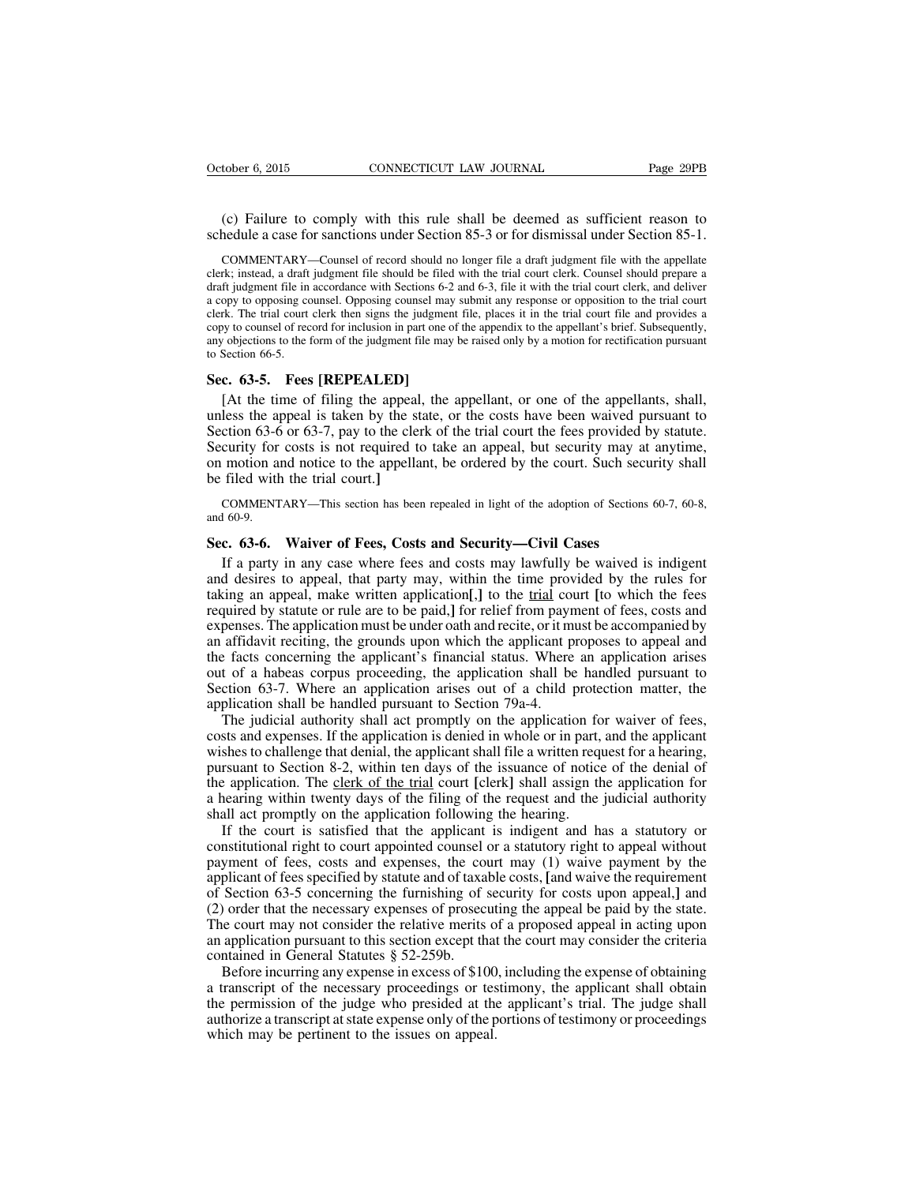(c) Failure to comply with this rule shall be deemed as sufficient reason to schedule a case for sanctions under Section 85-3 or for dismissal under Section 85-1.

COMMENTARY—Counsel of record should no longer file a draft judgment file with the appellate clerk; instead, a draft judgment file should be filed with the trial court clerk. Counsel should prepare a draft judgment file in accordance with Sections 6-2 and 6-3, file it with the trial court clerk, and deliver a copy to opposing counsel. Opposing counsel may submit any response or opposition to the trial court clerk. The trial court clerk then signs the judgment file, places it in the trial court file and provides a copy to counsel of record for inclusion in part one of the appendix to the appellant's brief. Subsequently, any objections to the form of the judgment file may be raised only by a motion for rectification pursuant to Section 66-5.

### Sec. 63-5. Fees [REPEALED]

[At the time of filing the appeal, the appellant, or one of the appellants, shall, unless the appeal is taken by the state, or the costs have been waived pursuant to Section 63-6 or 63-7, pay to the clerk of the trial court the fees provided by statute. Security for costs is not required to take an appeal, but security may at anytime, on motion and notice to the appellant, be ordered by the court. Such security shall be filed with the trial court.]

COMMENTARY—This section has been repealed in light of the adoption of Sections 60-7, 60-8, and 60-9.

### Sec. 63-6. Waiver of Fees, Costs and Security—Civil Cases

If a party in any case where fees and costs may lawfully be waived is indigent and desires to appeal, that party may, within the time provided by the rules for taking an appeal, make written application[,] to the <u>trial</u> court [to which the fees required by statute or rule are to be paid,] for relief from payment of fees, costs and expenses. The application must be under oath and recite, or it must be accompanied by an affidavit reciting, the grounds upon which the applicant proposes to appeal and the facts concerning the applicant's financial status. Where an application arises out of a habeas corpus proceeding, the application shall be handled pursuant to Section 63-7. Where an application arises out of a child protection matter, the application shall be handled pursuant to Section 79a-4.

The judicial authority shall act promptly on the application for waiver of fees, costs and expenses. If the application is denied in whole or in part, and the applicant wishes to challenge that denial, the applicant shall file a written request for a hearing, pursuant to Section 8-2, within ten days of the issuance of notice of the denial of the application. The <u>clerk of the trial</u> court [clerk] shall assign the application for a hearing within twenty days of the filing of the request and the judicial authority shall act promptly on the application following the hearing.

If the court is satisfied that the applicant is indigent and has a statutory or constitutional right to court appointed counsel or a statutory right to appeal without payment of fees, costs and expenses, the court may (1) waive payment by the applicant of fees specified by statute and of taxable costs, [and waive the requirement of Section 63-5 concerning the furnishing of security for costs upon appeal,] and (2) order that the necessary expenses of prosecuting the appeal be paid by the state. The court may not consider the relative merits of a proposed appeal in acting upon an application pursuant to this section except that the court may consider the criteria contained in General Statutes § 52-259b.

Before incurring any expense in excess of $100, including the expense of obtaining a transcript of the necessary proceedings or testimony, the applicant shall obtain the permission of the judge who presided at the applicant's trial. The judge shall authorize a transcript at state expense only of the portions of testimony or proceedings which may be pertinent to the issues on appeal.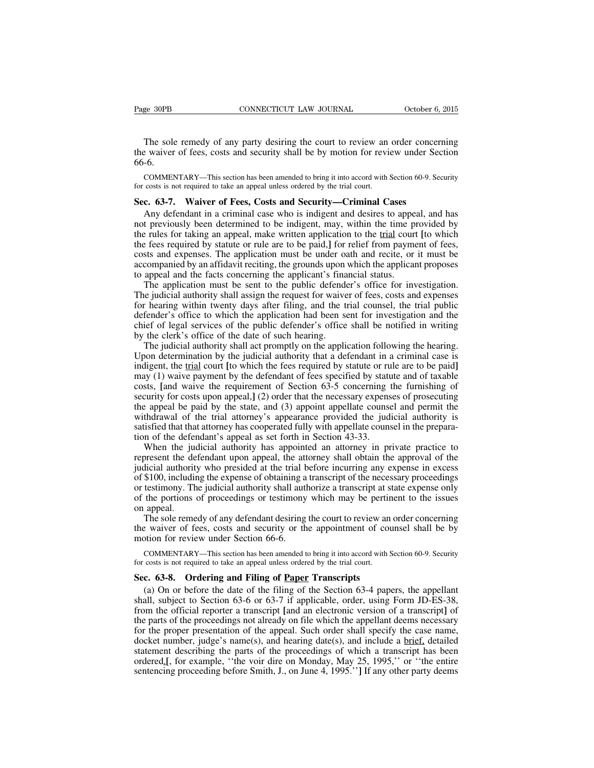The sole remedy of any party desiring the court to review an order concerning the waiver of fees, costs and security shall be by motion for review under Section 66-6.

COMMENTARY—This section has been amended to bring it into accord with Section 60-9. Security for costs is not required to take an appeal unless ordered by the trial court.

**Sec. 63-7. Waiver of Fees, Costs and Security—Criminal Cases**

Any defendant in a criminal case who is indigent and desires to appeal, and has not previously been determined to be indigent, may, within the time provided by the rules for taking an appeal, make written application to the <u>trial</u> court **[**to which the fees required by statute or rule are to be paid,**]** for relief from payment of fees, costs and expenses. The application must be under oath and recite, or it must be accompanied by an affidavit reciting, the grounds upon which the applicant proposes to appeal and the facts concerning the applicant's financial status.

The application must be sent to the public defender's office for investigation. The judicial authority shall assign the request for waiver of fees, costs and expenses for hearing within twenty days after filing, and the trial counsel, the trial public defender's office to which the application had been sent for investigation and the chief of legal services of the public defender's office shall be notified in writing by the clerk's office of the date of such hearing.

The judicial authority shall act promptly on the application following the hearing. Upon determination by the judicial authority that a defendant in a criminal case is indigent, the <u>trial</u> court **[**to which the fees required by statute or rule are to be paid**]** may (1) waive payment by the defendant of fees specified by statute and of taxable costs, **[**and waive the requirement of Section 63-5 concerning the furnishing of security for costs upon appeal,**]** (2) order that the necessary expenses of prosecuting the appeal be paid by the state, and (3) appoint appellate counsel and permit the withdrawal of the trial attorney's appearance provided the judicial authority is satisfied that that attorney has cooperated fully with appellate counsel in the preparation of the defendant's appeal as set forth in Section 43-33.

When the judicial authority has appointed an attorney in private practice to represent the defendant upon appeal, the attorney shall obtain the approval of the judicial authority who presided at the trial before incurring any expense in excess of $100, including the expense of obtaining a transcript of the necessary proceedings or testimony. The judicial authority shall authorize a transcript at state expense only of the portions of proceedings or testimony which may be pertinent to the issues on appeal.

The sole remedy of any defendant desiring the court to review an order concerning the waiver of fees, costs and security or the appointment of counsel shall be by motion for review under Section 66-6.

COMMENTARY—This section has been amended to bring it into accord with Section 60-9. Security for costs is not required to take an appeal unless ordered by the trial court.

**Sec. 63-8. Ordering and Filing of <u>Paper</u> Transcripts**

(a) On or before the date of the filing of the Section 63-4 papers, the appellant shall, subject to Section 63-6 or 63-7 if applicable, order, using Form JD-ES-38, from the official reporter a transcript **[**and an electronic version of a transcript**]** of the parts of the proceedings not already on file which the appellant deems necessary for the proper presentation of the appeal. Such order shall specify the case name, docket number, judge's name(s), and hearing date(s), and include a <u>brief,</u> detailed statement describing the parts of the proceedings of which a transcript has been ordered<u>.</u>**[**, for example, ''the voir dire on Monday, May 25, 1995,'' or ''the entire sentencing proceeding before Smith, J., on June 4, 1995.''**]** If any other party deems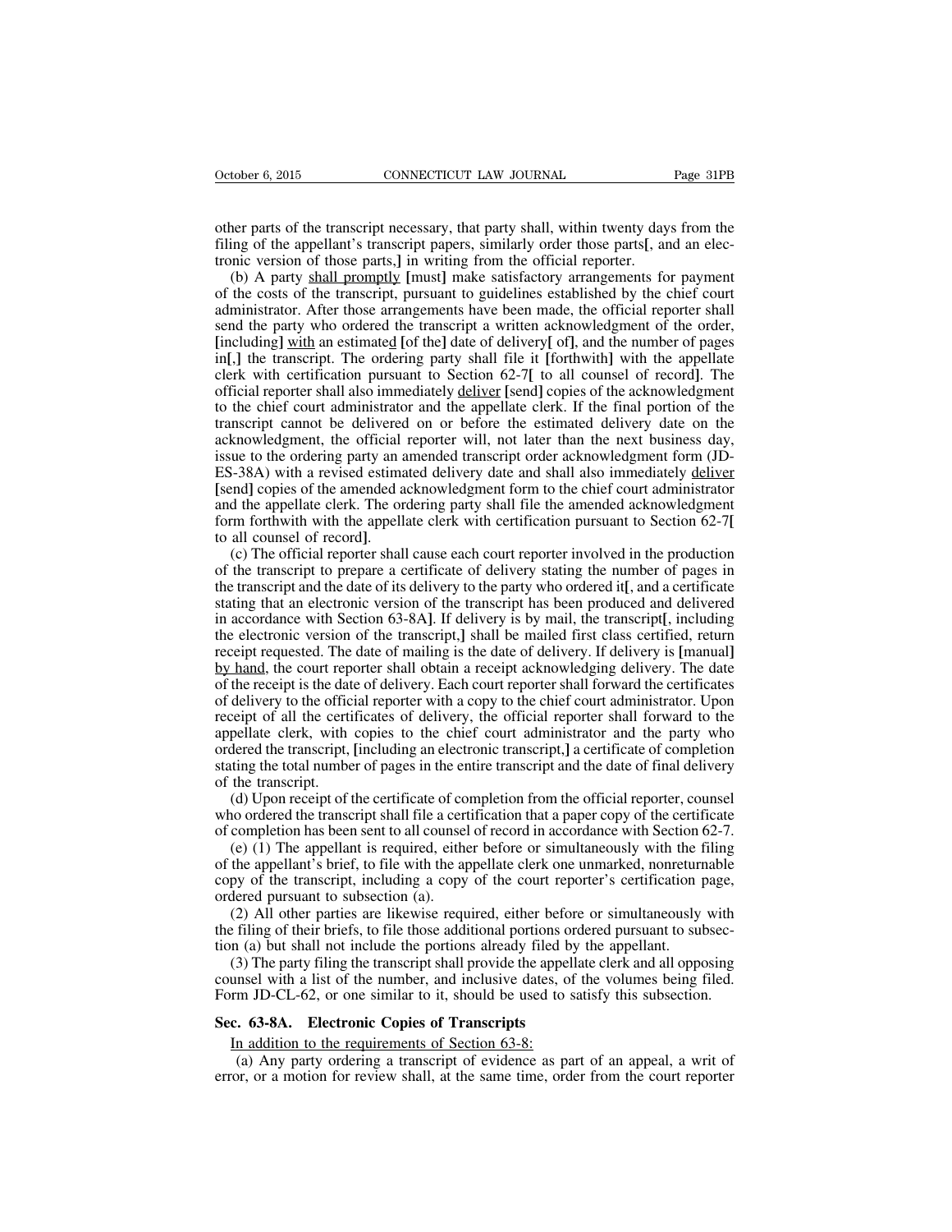other parts of the transcript necessary, that party shall, within twenty days from the filing of the appellant's transcript papers, similarly order those parts[, and an electronic version of those parts,] in writing from the official reporter.

(b) A party <u>shall promptly</u> [must] make satisfactory arrangements for payment of the costs of the transcript, pursuant to guidelines established by the chief court administrator. After those arrangements have been made, the official reporter shall send the party who ordered the transcript a written acknowledgment of the order, [including] <u>with</u> an estimate<u>d</u> [of the] date of delivery[ of], and the number of pages in[,] the transcript. The ordering party shall file it [forthwith] with the appellate clerk with certification pursuant to Section 62-7[ to all counsel of record]. The official reporter shall also immediately <u>deliver</u> [send] copies of the acknowledgment to the chief court administrator and the appellate clerk. If the final portion of the transcript cannot be delivered on or before the estimated delivery date on the acknowledgment, the official reporter will, not later than the next business day, issue to the ordering party an amended transcript order acknowledgment form (JD-ES-38A) with a revised estimated delivery date and shall also immediately <u>deliver</u> [send] copies of the amended acknowledgment form to the chief court administrator and the appellate clerk. The ordering party shall file the amended acknowledgment form forthwith with the appellate clerk with certification pursuant to Section 62-7[ to all counsel of record].

(c) The official reporter shall cause each court reporter involved in the production of the transcript to prepare a certificate of delivery stating the number of pages in the transcript and the date of its delivery to the party who ordered it[, and a certificate stating that an electronic version of the transcript has been produced and delivered in accordance with Section 63-8A]. If delivery is by mail, the transcript[, including the electronic version of the transcript,] shall be mailed first class certified, return receipt requested. The date of mailing is the date of delivery. If delivery is [manual] <u>by hand</u>, the court reporter shall obtain a receipt acknowledging delivery. The date of the receipt is the date of delivery. Each court reporter shall forward the certificates of delivery to the official reporter with a copy to the chief court administrator. Upon receipt of all the certificates of delivery, the official reporter shall forward to the appellate clerk, with copies to the chief court administrator and the party who ordered the transcript, [including an electronic transcript,] a certificate of completion stating the total number of pages in the entire transcript and the date of final delivery of the transcript.

(d) Upon receipt of the certificate of completion from the official reporter, counsel who ordered the transcript shall file a certification that a paper copy of the certificate of completion has been sent to all counsel of record in accordance with Section 62-7.

(e) (1) The appellant is required, either before or simultaneously with the filing of the appellant's brief, to file with the appellate clerk one unmarked, nonreturnable copy of the transcript, including a copy of the court reporter's certification page, ordered pursuant to subsection (a).

(2) All other parties are likewise required, either before or simultaneously with the filing of their briefs, to file those additional portions ordered pursuant to subsection (a) but shall not include the portions already filed by the appellant.

(3) The party filing the transcript shall provide the appellate clerk and all opposing counsel with a list of the number, and inclusive dates, of the volumes being filed. Form JD-CL-62, or one similar to it, should be used to satisfy this subsection.

## Sec. 63-8A. Electronic Copies of Transcripts

<u>In addition to the requirements of Section 63-8:</u>

(a) Any party ordering a transcript of evidence as part of an appeal, a writ of error, or a motion for review shall, at the same time, order from the court reporter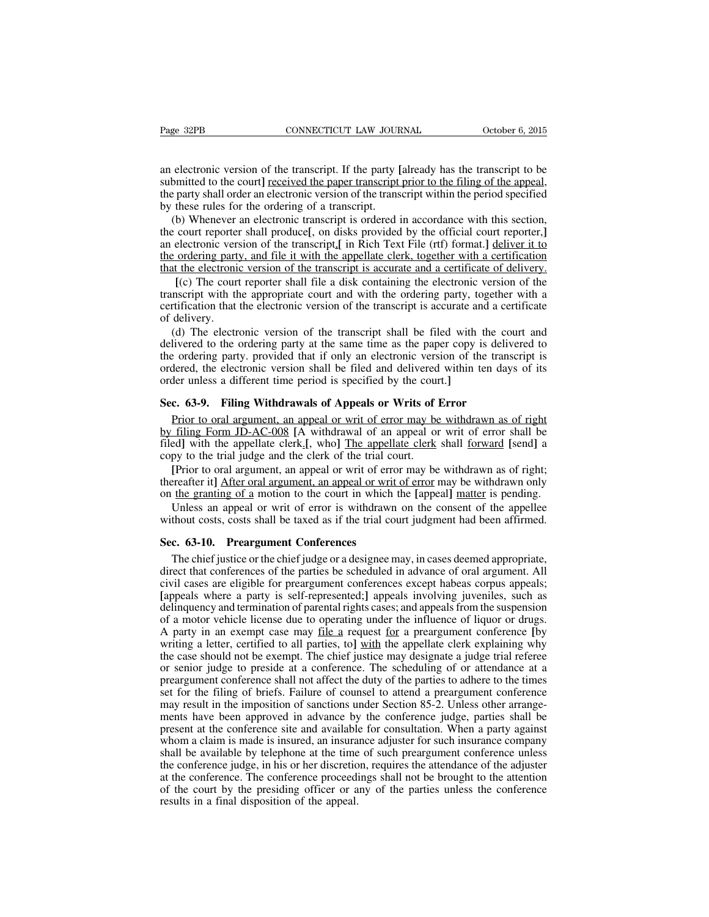an electronic version of the transcript. If the party [already has the transcript to be submitted to the court] received the paper transcript prior to the filing of the appeal, the party shall order an electronic version of the transcript within the period specified by these rules for the ordering of a transcript.

(b) Whenever an electronic transcript is ordered in accordance with this section, the court reporter shall produce[, on disks provided by the official court reporter,] an electronic version of the transcript,[ in Rich Text File (rtf) format.] deliver it to the ordering party, and file it with the appellate clerk, together with a certification that the electronic version of the transcript is accurate and a certificate of delivery.

[(c) The court reporter shall file a disk containing the electronic version of the transcript with the appropriate court and with the ordering party, together with a certification that the electronic version of the transcript is accurate and a certificate of delivery.

(d) The electronic version of the transcript shall be filed with the court and delivered to the ordering party at the same time as the paper copy is delivered to the ordering party. provided that if only an electronic version of the transcript is ordered, the electronic version shall be filed and delivered within ten days of its order unless a different time period is specified by the court.]

## Sec. 63-9. Filing Withdrawals of Appeals or Writs of Error

Prior to oral argument, an appeal or writ of error may be withdrawn as of right by filing Form JD-AC-008 [A withdrawal of an appeal or writ of error shall be filed] with the appellate clerk.[, who] The appellate clerk shall forward [send] a copy to the trial judge and the clerk of the trial court.

[Prior to oral argument, an appeal or writ of error may be withdrawn as of right; thereafter it] After oral argument, an appeal or writ of error may be withdrawn only on the granting of a motion to the court in which the [appeal] matter is pending.

Unless an appeal or writ of error is withdrawn on the consent of the appellee without costs, costs shall be taxed as if the trial court judgment had been affirmed.

## Sec. 63-10. Preargument Conferences

The chief justice or the chief judge or a designee may, in cases deemed appropriate, direct that conferences of the parties be scheduled in advance of oral argument. All civil cases are eligible for preargument conferences except habeas corpus appeals; [appeals where a party is self-represented;] appeals involving juveniles, such as delinquency and termination of parental rights cases; and appeals from the suspension of a motor vehicle license due to operating under the influence of liquor or drugs. A party in an exempt case may file a request for a preargument conference [by writing a letter, certified to all parties, to] with the appellate clerk explaining why the case should not be exempt. The chief justice may designate a judge trial referee or senior judge to preside at a conference. The scheduling of or attendance at a preargument conference shall not affect the duty of the parties to adhere to the times set for the filing of briefs. Failure of counsel to attend a preargument conference may result in the imposition of sanctions under Section 85-2. Unless other arrangements have been approved in advance by the conference judge, parties shall be present at the conference site and available for consultation. When a party against whom a claim is made is insured, an insurance adjuster for such insurance company shall be available by telephone at the time of such preargument conference unless the conference judge, in his or her discretion, requires the attendance of the adjuster at the conference. The conference proceedings shall not be brought to the attention of the court by the presiding officer or any of the parties unless the conference results in a final disposition of the appeal.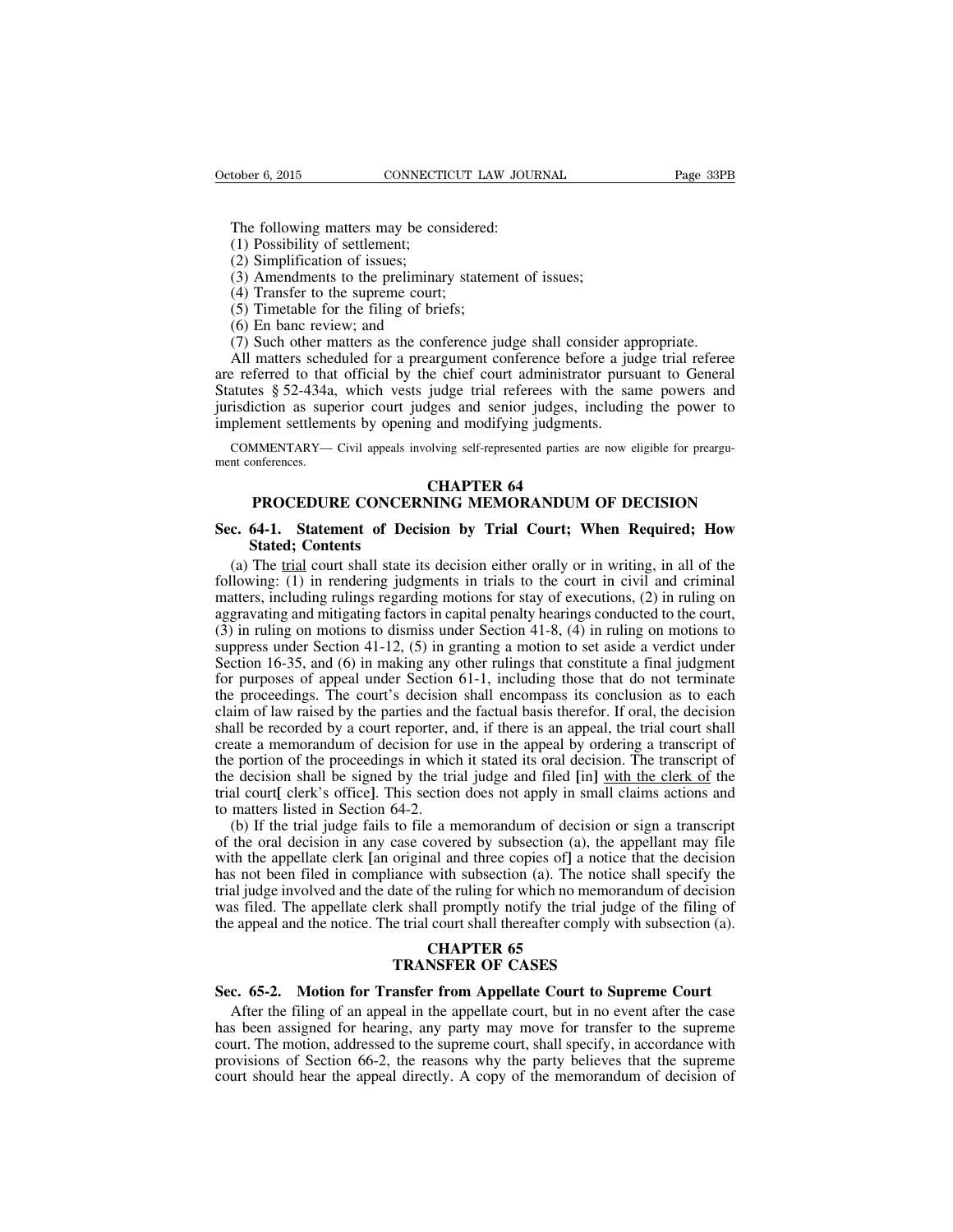The following matters may be considered:

(1) Possibility of settlement;

(2) Simplification of issues;

(3) Amendments to the preliminary statement of issues;

(4) Transfer to the supreme court;

(5) Timetable for the filing of briefs;

(6) En banc review; and

(7) Such other matters as the conference judge shall consider appropriate.

All matters scheduled for a preargument conference before a judge trial referee are referred to that official by the chief court administrator pursuant to General Statutes § 52-434a, which vests judge trial referees with the same powers and jurisdiction as superior court judges and senior judges, including the power to implement settlements by opening and modifying judgments.

COMMENTARY— Civil appeals involving self-represented parties are now eligible for preargument conferences.

## CHAPTER 64
## PROCEDURE CONCERNING MEMORANDUM OF DECISION

### Sec. 64-1. Statement of Decision by Trial Court; When Required; How Stated; Contents

(a) The <u>trial</u> court shall state its decision either orally or in writing, in all of the following: (1) in rendering judgments in trials to the court in civil and criminal matters, including rulings regarding motions for stay of executions, (2) in ruling on aggravating and mitigating factors in capital penalty hearings conducted to the court, (3) in ruling on motions to dismiss under Section 41-8, (4) in ruling on motions to suppress under Section 41-12, (5) in granting a motion to set aside a verdict under Section 16-35, and (6) in making any other rulings that constitute a final judgment for purposes of appeal under Section 61-1, including those that do not terminate the proceedings. The court's decision shall encompass its conclusion as to each claim of law raised by the parties and the factual basis therefor. If oral, the decision shall be recorded by a court reporter, and, if there is an appeal, the trial court shall create a memorandum of decision for use in the appeal by ordering a transcript of the portion of the proceedings in which it stated its oral decision. The transcript of the decision shall be signed by the trial judge and filed [in] <u>with the clerk of</u> the trial court[ clerk's office]. This section does not apply in small claims actions and to matters listed in Section 64-2.

(b) If the trial judge fails to file a memorandum of decision or sign a transcript of the oral decision in any case covered by subsection (a), the appellant may file with the appellate clerk [an original and three copies of] a notice that the decision has not been filed in compliance with subsection (a). The notice shall specify the trial judge involved and the date of the ruling for which no memorandum of decision was filed. The appellate clerk shall promptly notify the trial judge of the filing of the appeal and the notice. The trial court shall thereafter comply with subsection (a).

## CHAPTER 65
## TRANSFER OF CASES

### Sec. 65-2. Motion for Transfer from Appellate Court to Supreme Court

After the filing of an appeal in the appellate court, but in no event after the case has been assigned for hearing, any party may move for transfer to the supreme court. The motion, addressed to the supreme court, shall specify, in accordance with provisions of Section 66-2, the reasons why the party believes that the supreme court should hear the appeal directly. A copy of the memorandum of decision of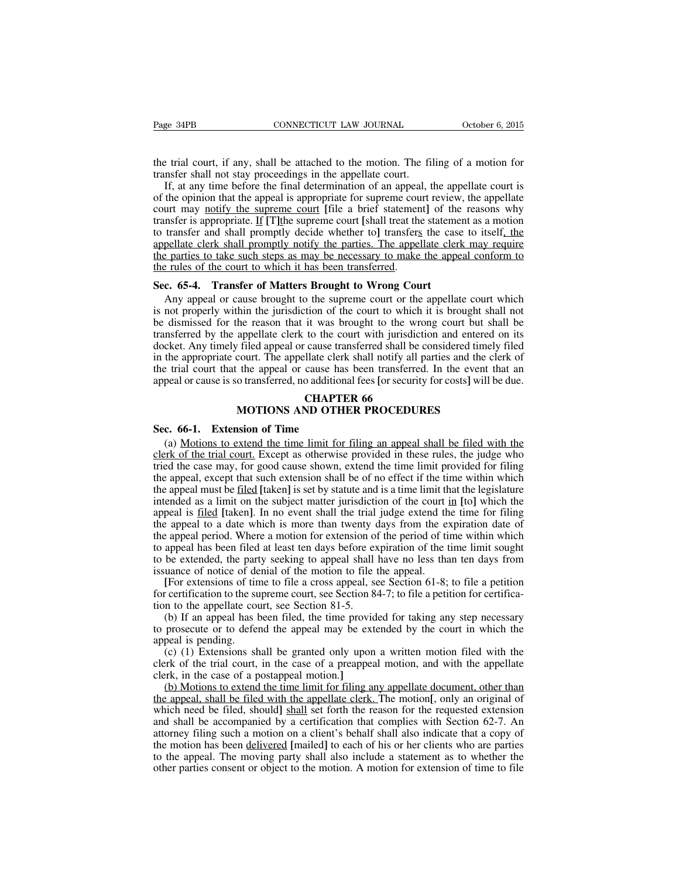the trial court, if any, shall be attached to the motion. The filing of a motion for transfer shall not stay proceedings in the appellate court.

If, at any time before the final determination of an appeal, the appellate court is of the opinion that the appeal is appropriate for supreme court review, the appellate court may notify the supreme court [file a brief statement] of the reasons why transfer is appropriate. If [T]the supreme court [shall treat the statement as a motion to transfer and shall promptly decide whether to] transfers the case to itself, the appellate clerk shall promptly notify the parties. The appellate clerk may require the parties to take such steps as may be necessary to make the appeal conform to the rules of the court to which it has been transferred.

**Sec. 65-4. Transfer of Matters Brought to Wrong Court**

Any appeal or cause brought to the supreme court or the appellate court which is not properly within the jurisdiction of the court to which it is brought shall not be dismissed for the reason that it was brought to the wrong court but shall be transferred by the appellate clerk to the court with jurisdiction and entered on its docket. Any timely filed appeal or cause transferred shall be considered timely filed in the appropriate court. The appellate clerk shall notify all parties and the clerk of the trial court that the appeal or cause has been transferred. In the event that an appeal or cause is so transferred, no additional fees [or security for costs] will be due.

## CHAPTER 66
## MOTIONS AND OTHER PROCEDURES

**Sec. 66-1. Extension of Time**

(a) Motions to extend the time limit for filing an appeal shall be filed with the clerk of the trial court. Except as otherwise provided in these rules, the judge who tried the case may, for good cause shown, extend the time limit provided for filing the appeal, except that such extension shall be of no effect if the time within which the appeal must be filed [taken] is set by statute and is a time limit that the legislature intended as a limit on the subject matter jurisdiction of the court in [to] which the appeal is filed [taken]. In no event shall the trial judge extend the time for filing the appeal to a date which is more than twenty days from the expiration date of the appeal period. Where a motion for extension of the period of time within which to appeal has been filed at least ten days before expiration of the time limit sought to be extended, the party seeking to appeal shall have no less than ten days from issuance of notice of denial of the motion to file the appeal.

[For extensions of time to file a cross appeal, see Section 61-8; to file a petition for certification to the supreme court, see Section 84-7; to file a petition for certification to the appellate court, see Section 81-5.

(b) If an appeal has been filed, the time provided for taking any step necessary to prosecute or to defend the appeal may be extended by the court in which the appeal is pending.

(c) (1) Extensions shall be granted only upon a written motion filed with the clerk of the trial court, in the case of a preappeal motion, and with the appellate clerk, in the case of a postappeal motion.]

(b) Motions to extend the time limit for filing any appellate document, other than the appeal, shall be filed with the appellate clerk. The motion[, only an original of which need be filed, should] shall set forth the reason for the requested extension and shall be accompanied by a certification that complies with Section 62-7. An attorney filing such a motion on a client's behalf shall also indicate that a copy of the motion has been delivered [mailed] to each of his or her clients who are parties to the appeal. The moving party shall also include a statement as to whether the other parties consent or object to the motion. A motion for extension of time to file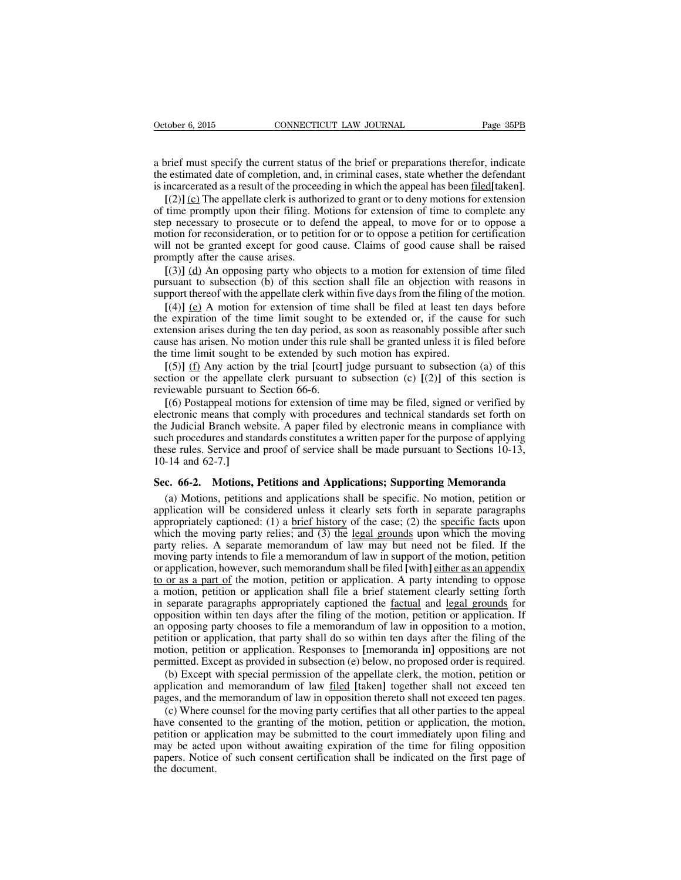a brief must specify the current status of the brief or preparations therefor, indicate the estimated date of completion, and, in criminal cases, state whether the defendant is incarcerated as a result of the proceeding in which the appeal has been filed[taken].

[(2)] (c) The appellate clerk is authorized to grant or to deny motions for extension of time promptly upon their filing. Motions for extension of time to complete any step necessary to prosecute or to defend the appeal, to move for or to oppose a motion for reconsideration, or to petition for or to oppose a petition for certification will not be granted except for good cause. Claims of good cause shall be raised promptly after the cause arises.

[(3)] (d) An opposing party who objects to a motion for extension of time filed pursuant to subsection (b) of this section shall file an objection with reasons in support thereof with the appellate clerk within five days from the filing of the motion.

[(4)] (e) A motion for extension of time shall be filed at least ten days before the expiration of the time limit sought to be extended or, if the cause for such extension arises during the ten day period, as soon as reasonably possible after such cause has arisen. No motion under this rule shall be granted unless it is filed before the time limit sought to be extended by such motion has expired.

[(5)] (f) Any action by the trial [court] judge pursuant to subsection (a) of this section or the appellate clerk pursuant to subsection (c) [(2)] of this section is reviewable pursuant to Section 66-6.

[(6) Postappeal motions for extension of time may be filed, signed or verified by electronic means that comply with procedures and technical standards set forth on the Judicial Branch website. A paper filed by electronic means in compliance with such procedures and standards constitutes a written paper for the purpose of applying these rules. Service and proof of service shall be made pursuant to Sections 10-13, 10-14 and 62-7.]

**Sec. 66-2. Motions, Petitions and Applications; Supporting Memoranda**

(a) Motions, petitions and applications shall be specific. No motion, petition or application will be considered unless it clearly sets forth in separate paragraphs appropriately captioned: (1) a brief history of the case; (2) the specific facts upon which the moving party relies; and (3) the legal grounds upon which the moving party relies. A separate memorandum of law may but need not be filed. If the moving party intends to file a memorandum of law in support of the motion, petition or application, however, such memorandum shall be filed [with] either as an appendix to or as a part of the motion, petition or application. A party intending to oppose a motion, petition or application shall file a brief statement clearly setting forth in separate paragraphs appropriately captioned the factual and legal grounds for opposition within ten days after the filing of the motion, petition or application. If an opposing party chooses to file a memorandum of law in opposition to a motion, petition or application, that party shall do so within ten days after the filing of the motion, petition or application. Responses to [memoranda in] oppositions are not permitted. Except as provided in subsection (e) below, no proposed order is required.

(b) Except with special permission of the appellate clerk, the motion, petition or application and memorandum of law filed [taken] together shall not exceed ten pages, and the memorandum of law in opposition thereto shall not exceed ten pages.

(c) Where counsel for the moving party certifies that all other parties to the appeal have consented to the granting of the motion, petition or application, the motion, petition or application may be submitted to the court immediately upon filing and may be acted upon without awaiting expiration of the time for filing opposition papers. Notice of such consent certification shall be indicated on the first page of the document.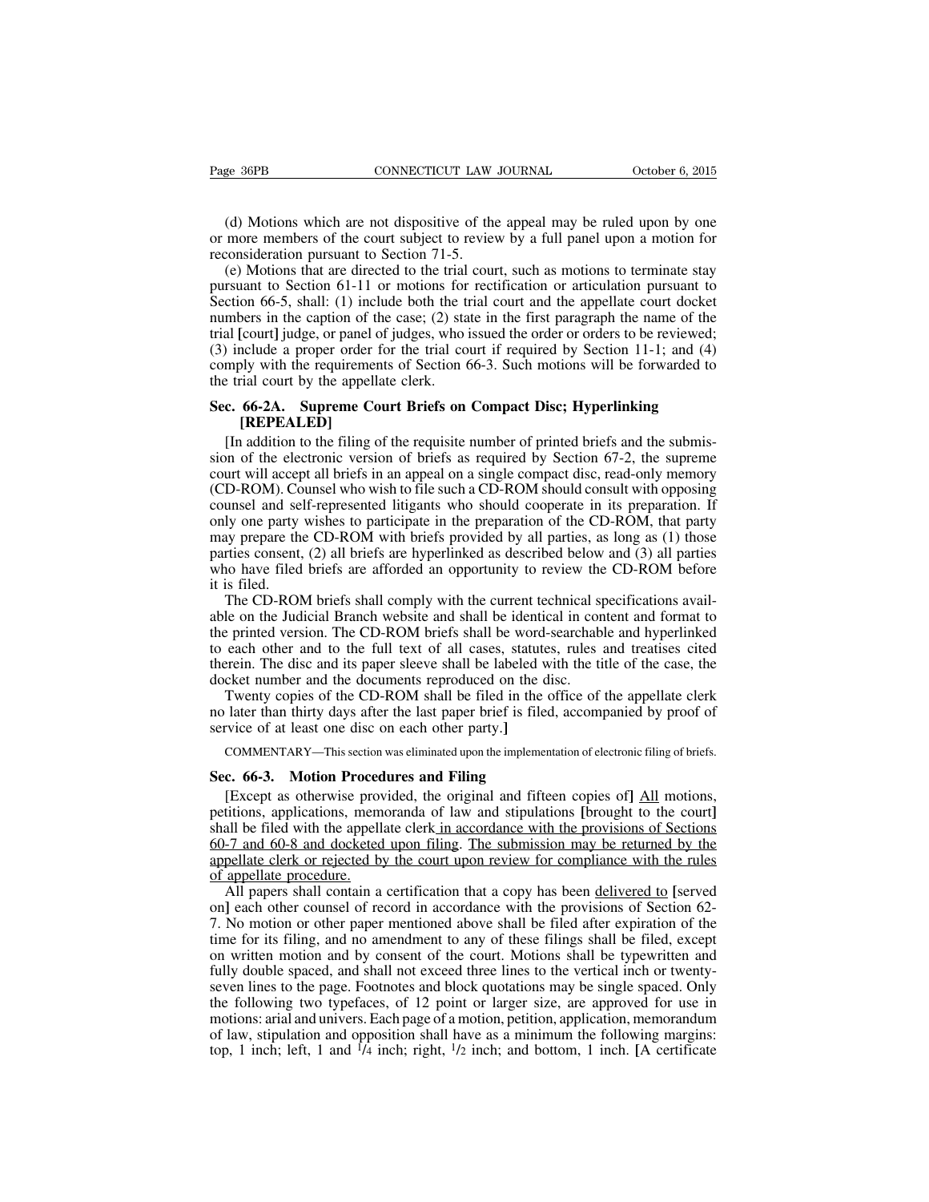(d) Motions which are not dispositive of the appeal may be ruled upon by one or more members of the court subject to review by a full panel upon a motion for reconsideration pursuant to Section 71-5.

(e) Motions that are directed to the trial court, such as motions to terminate stay pursuant to Section 61-11 or motions for rectification or articulation pursuant to Section 66-5, shall: (1) include both the trial court and the appellate court docket numbers in the caption of the case; (2) state in the first paragraph the name of the trial [court] judge, or panel of judges, who issued the order or orders to be reviewed; (3) include a proper order for the trial court if required by Section 11-1; and (4) comply with the requirements of Section 66-3. Such motions will be forwarded to the trial court by the appellate clerk.

**Sec. 66-2A. Supreme Court Briefs on Compact Disc; Hyperlinking [REPEALED]**

[In addition to the filing of the requisite number of printed briefs and the submission of the electronic version of briefs as required by Section 67-2, the supreme court will accept all briefs in an appeal on a single compact disc, read-only memory (CD-ROM). Counsel who wish to file such a CD-ROM should consult with opposing counsel and self-represented litigants who should cooperate in its preparation. If only one party wishes to participate in the preparation of the CD-ROM, that party may prepare the CD-ROM with briefs provided by all parties, as long as (1) those parties consent, (2) all briefs are hyperlinked as described below and (3) all parties who have filed briefs are afforded an opportunity to review the CD-ROM before it is filed.

The CD-ROM briefs shall comply with the current technical specifications available on the Judicial Branch website and shall be identical in content and format to the printed version. The CD-ROM briefs shall be word-searchable and hyperlinked to each other and to the full text of all cases, statutes, rules and treatises cited therein. The disc and its paper sleeve shall be labeled with the title of the case, the docket number and the documents reproduced on the disc.

Twenty copies of the CD-ROM shall be filed in the office of the appellate clerk no later than thirty days after the last paper brief is filed, accompanied by proof of service of at least one disc on each other party.]

COMMENTARY—This section was eliminated upon the implementation of electronic filing of briefs.

**Sec. 66-3. Motion Procedures and Filing**

[Except as otherwise provided, the original and fifteen copies of] <u>All</u> motions, petitions, applications, memoranda of law and stipulations [brought to the court] shall be filed with the appellate clerk <u>in accordance with the provisions of Sections 60-7 and 60-8 and docketed upon filing</u>. <u>The submission may be returned by the appellate clerk or rejected by the court upon review for compliance with the rules of appellate procedure.</u>

All papers shall contain a certification that a copy has been <u>delivered to</u> [served on] each other counsel of record in accordance with the provisions of Section 62-7. No motion or other paper mentioned above shall be filed after expiration of the time for its filing, and no amendment to any of these filings shall be filed, except on written motion and by consent of the court. Motions shall be typewritten and fully double spaced, and shall not exceed three lines to the vertical inch or twenty-seven lines to the page. Footnotes and block quotations may be single spaced. Only the following two typefaces, of 12 point or larger size, are approved for use in motions: arial and univers. Each page of a motion, petition, application, memorandum of law, stipulation and opposition shall have as a minimum the following margins: top, 1 inch; left, 1 and 1/4 inch; right, 1/2 inch; and bottom, 1 inch. [A certificate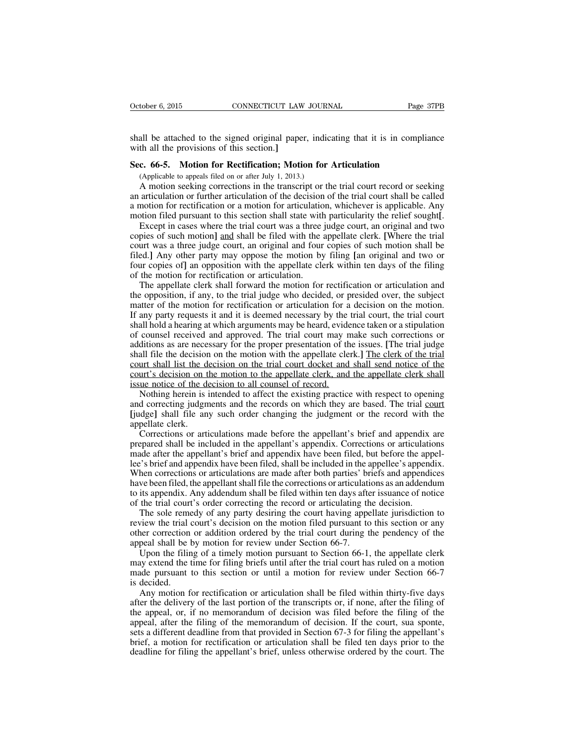shall be attached to the signed original paper, indicating that it is in compliance with all the provisions of this section.]

**Sec. 66-5. Motion for Rectification; Motion for Articulation**

(Applicable to appeals filed on or after July 1, 2013.)

A motion seeking corrections in the transcript or the trial court record or seeking an articulation or further articulation of the decision of the trial court shall be called a motion for rectification or a motion for articulation, whichever is applicable. Any motion filed pursuant to this section shall state with particularity the relief sought[. Except in cases where the trial court was a three judge court, an original and two copies of such motion] and shall be filed with the appellate clerk. [Where the trial court was a three judge court, an original and four copies of such motion shall be filed.] Any other party may oppose the motion by filing [an original and two or four copies of] an opposition with the appellate clerk within ten days of the filing of the motion for rectification or articulation.

The appellate clerk shall forward the motion for rectification or articulation and the opposition, if any, to the trial judge who decided, or presided over, the subject matter of the motion for rectification or articulation for a decision on the motion. If any party requests it and it is deemed necessary by the trial court, the trial court shall hold a hearing at which arguments may be heard, evidence taken or a stipulation of counsel received and approved. The trial court may make such corrections or additions as are necessary for the proper presentation of the issues. [The trial judge shall file the decision on the motion with the appellate clerk.] The clerk of the trial court shall list the decision on the trial court docket and shall send notice of the court's decision on the motion to the appellate clerk, and the appellate clerk shall issue notice of the decision to all counsel of record.

Nothing herein is intended to affect the existing practice with respect to opening and correcting judgments and the records on which they are based. The trial court [judge] shall file any such order changing the judgment or the record with the appellate clerk.

Corrections or articulations made before the appellant's brief and appendix are prepared shall be included in the appellant's appendix. Corrections or articulations made after the appellant's brief and appendix have been filed, but before the appellee's brief and appendix have been filed, shall be included in the appellee's appendix. When corrections or articulations are made after both parties' briefs and appendices have been filed, the appellant shall file the corrections or articulations as an addendum to its appendix. Any addendum shall be filed within ten days after issuance of notice of the trial court's order correcting the record or articulating the decision.

The sole remedy of any party desiring the court having appellate jurisdiction to review the trial court's decision on the motion filed pursuant to this section or any other correction or addition ordered by the trial court during the pendency of the appeal shall be by motion for review under Section 66-7.

Upon the filing of a timely motion pursuant to Section 66-1, the appellate clerk may extend the time for filing briefs until after the trial court has ruled on a motion made pursuant to this section or until a motion for review under Section 66-7 is decided.

Any motion for rectification or articulation shall be filed within thirty-five days after the delivery of the last portion of the transcripts or, if none, after the filing of the appeal, or, if no memorandum of decision was filed before the filing of the appeal, after the filing of the memorandum of decision. If the court, sua sponte, sets a different deadline from that provided in Section 67-3 for filing the appellant's brief, a motion for rectification or articulation shall be filed ten days prior to the deadline for filing the appellant's brief, unless otherwise ordered by the court. The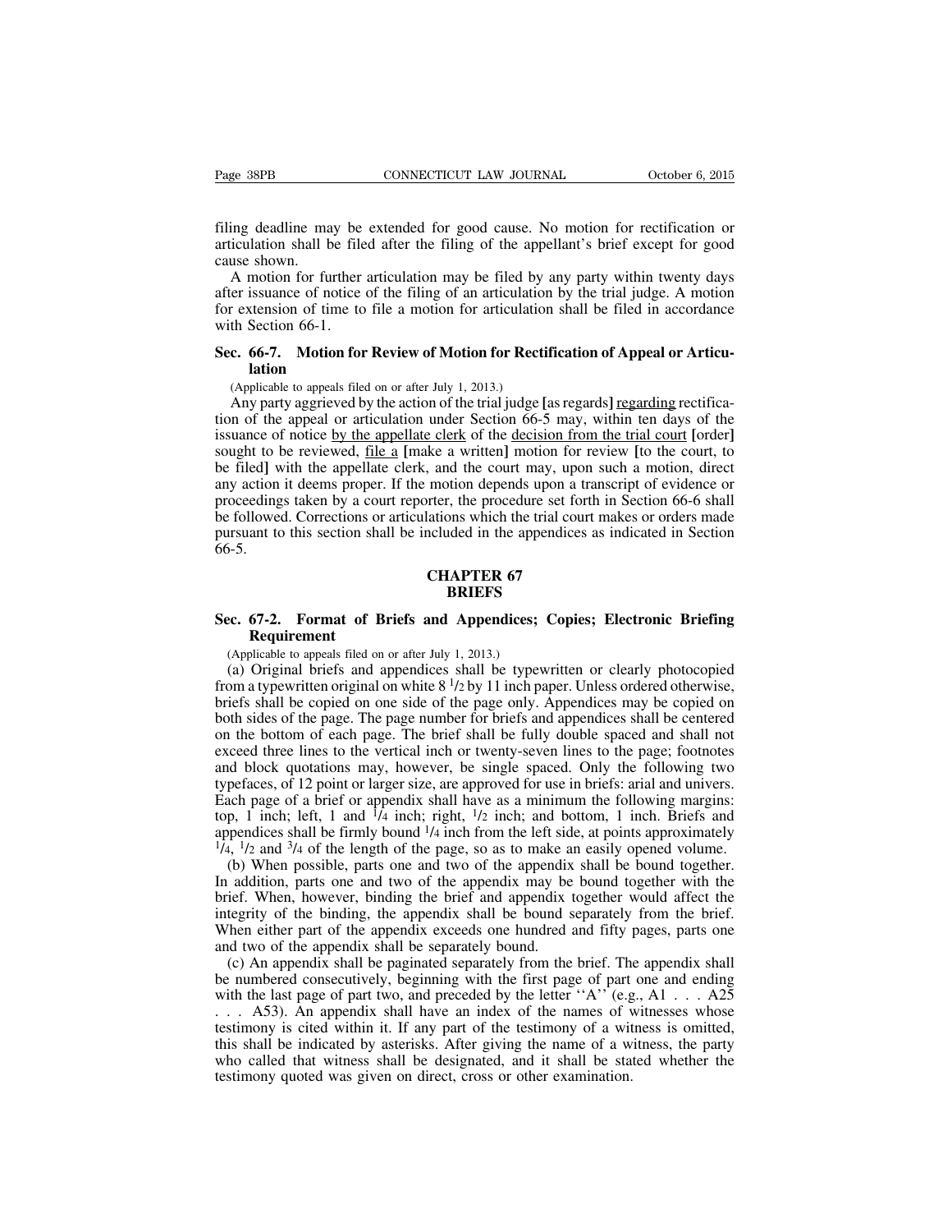filing deadline may be extended for good cause. No motion for rectification or articulation shall be filed after the filing of the appellant's brief except for good cause shown.

A motion for further articulation may be filed by any party within twenty days after issuance of notice of the filing of an articulation by the trial judge. A motion for extension of time to file a motion for articulation shall be filed in accordance with Section 66-1.

## Sec. 66-7. Motion for Review of Motion for Rectification of Appeal or Articulation

(Applicable to appeals filed on or after July 1, 2013.)

Any party aggrieved by the action of the trial judge [as regards] <u>regarding</u> rectification of the appeal or articulation under Section 66-5 may, within ten days of the issuance of notice <u>by the appellate clerk</u> of the <u>decision from the trial court</u> [order] sought to be reviewed, <u>file a</u> [make a written] motion for review [to the court, to be filed] with the appellate clerk, and the court may, upon such a motion, direct any action it deems proper. If the motion depends upon a transcript of evidence or proceedings taken by a court reporter, the procedure set forth in Section 66-6 shall be followed. Corrections or articulations which the trial court makes or orders made pursuant to this section shall be included in the appendices as indicated in Section 66-5.

# CHAPTER 67
# BRIEFS

## Sec. 67-2. Format of Briefs and Appendices; Copies; Electronic Briefing Requirement

(Applicable to appeals filed on or after July 1, 2013.)

(a) Original briefs and appendices shall be typewritten or clearly photocopied from a typewritten original on white 8 1/2 by 11 inch paper. Unless ordered otherwise, briefs shall be copied on one side of the page only. Appendices may be copied on both sides of the page. The page number for briefs and appendices shall be centered on the bottom of each page. The brief shall be fully double spaced and shall not exceed three lines to the vertical inch or twenty-seven lines to the page; footnotes and block quotations may, however, be single spaced. Only the following two typefaces, of 12 point or larger size, are approved for use in briefs: arial and univers. Each page of a brief or appendix shall have as a minimum the following margins: top, 1 inch; left, 1 and 1/4 inch; right, 1/2 inch; and bottom, 1 inch. Briefs and appendices shall be firmly bound 1/4 inch from the left side, at points approximately 1/4, 1/2 and 3/4 of the length of the page, so as to make an easily opened volume.

(b) When possible, parts one and two of the appendix shall be bound together. In addition, parts one and two of the appendix may be bound together with the brief. When, however, binding the brief and appendix together would affect the integrity of the binding, the appendix shall be bound separately from the brief. When either part of the appendix exceeds one hundred and fifty pages, parts one and two of the appendix shall be separately bound.

(c) An appendix shall be paginated separately from the brief. The appendix shall be numbered consecutively, beginning with the first page of part one and ending with the last page of part two, and preceded by the letter ''A'' (e.g., A1 . . . A25 . . . A53). An appendix shall have an index of the names of witnesses whose testimony is cited within it. If any part of the testimony of a witness is omitted, this shall be indicated by asterisks. After giving the name of a witness, the party who called that witness shall be designated, and it shall be stated whether the testimony quoted was given on direct, cross or other examination.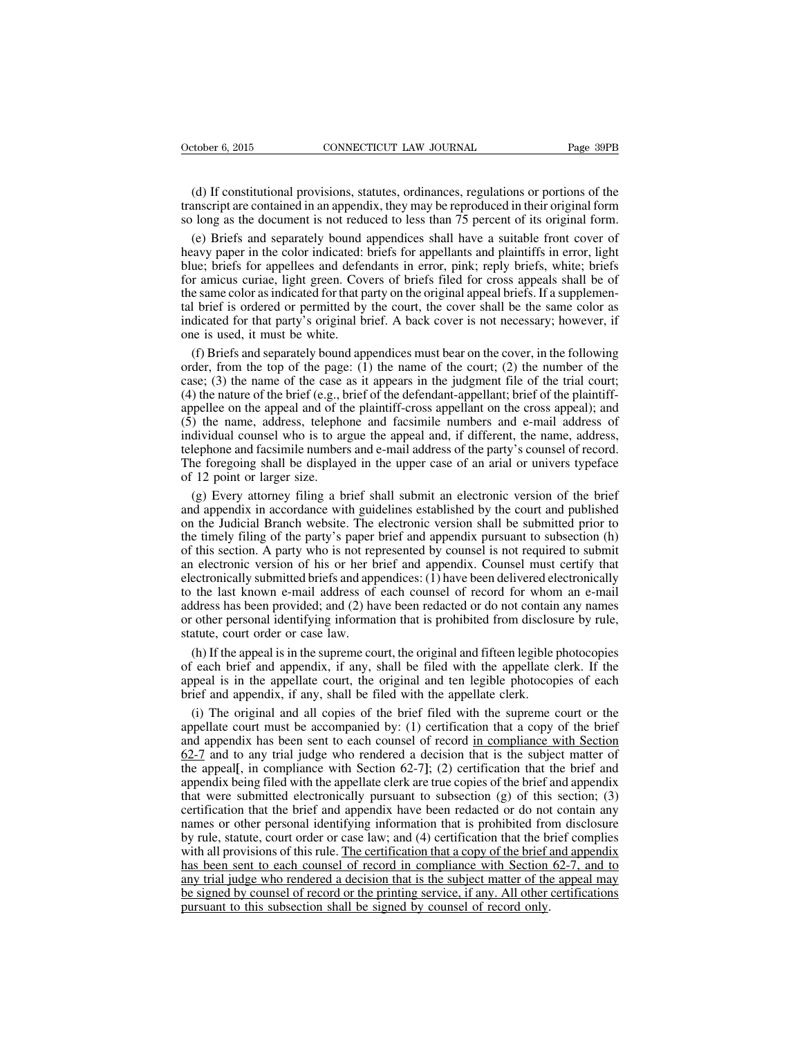(d) If constitutional provisions, statutes, ordinances, regulations or portions of the transcript are contained in an appendix, they may be reproduced in their original form so long as the document is not reduced to less than 75 percent of its original form.

(e) Briefs and separately bound appendices shall have a suitable front cover of heavy paper in the color indicated: briefs for appellants and plaintiffs in error, light blue; briefs for appellees and defendants in error, pink; reply briefs, white; briefs for amicus curiae, light green. Covers of briefs filed for cross appeals shall be of the same color as indicated for that party on the original appeal briefs. If a supplemental brief is ordered or permitted by the court, the cover shall be the same color as indicated for that party's original brief. A back cover is not necessary; however, if one is used, it must be white.

(f) Briefs and separately bound appendices must bear on the cover, in the following order, from the top of the page: (1) the name of the court; (2) the number of the case; (3) the name of the case as it appears in the judgment file of the trial court; (4) the nature of the brief (e.g., brief of the defendant-appellant; brief of the plaintiff-appellee on the appeal and of the plaintiff-cross appellant on the cross appeal); and (5) the name, address, telephone and facsimile numbers and e-mail address of individual counsel who is to argue the appeal and, if different, the name, address, telephone and facsimile numbers and e-mail address of the party's counsel of record. The foregoing shall be displayed in the upper case of an arial or univers typeface of 12 point or larger size.

(g) Every attorney filing a brief shall submit an electronic version of the brief and appendix in accordance with guidelines established by the court and published on the Judicial Branch website. The electronic version shall be submitted prior to the timely filing of the party's paper brief and appendix pursuant to subsection (h) of this section. A party who is not represented by counsel is not required to submit an electronic version of his or her brief and appendix. Counsel must certify that electronically submitted briefs and appendices: (1) have been delivered electronically to the last known e-mail address of each counsel of record for whom an e-mail address has been provided; and (2) have been redacted or do not contain any names or other personal identifying information that is prohibited from disclosure by rule, statute, court order or case law.

(h) If the appeal is in the supreme court, the original and fifteen legible photocopies of each brief and appendix, if any, shall be filed with the appellate clerk. If the appeal is in the appellate court, the original and ten legible photocopies of each brief and appendix, if any, shall be filed with the appellate clerk.

(i) The original and all copies of the brief filed with the supreme court or the appellate court must be accompanied by: (1) certification that a copy of the brief and appendix has been sent to each counsel of record <u>in compliance with Section 62-7</u> and to any trial judge who rendered a decision that is the subject matter of the appeal[, in compliance with Section 62-7]; (2) certification that the brief and appendix being filed with the appellate clerk are true copies of the brief and appendix that were submitted electronically pursuant to subsection (g) of this section; (3) certification that the brief and appendix have been redacted or do not contain any names or other personal identifying information that is prohibited from disclosure by rule, statute, court order or case law; and (4) certification that the brief complies with all provisions of this rule. <u>The certification that a copy of the brief and appendix has been sent to each counsel of record in compliance with Section 62-7, and to any trial judge who rendered a decision that is the subject matter of the appeal may be signed by counsel of record or the printing service, if any. All other certifications pursuant to this subsection shall be signed by counsel of record only</u>.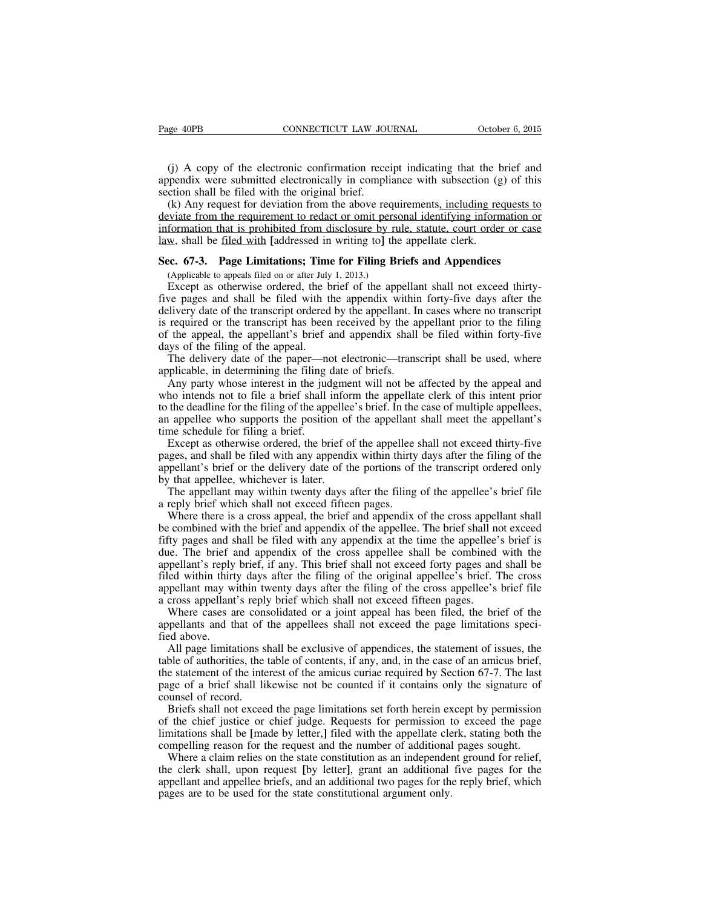(j) A copy of the electronic confirmation receipt indicating that the brief and appendix were submitted electronically in compliance with subsection (g) of this section shall be filed with the original brief.

(k) Any request for deviation from the above requirements, including requests to deviate from the requirement to redact or omit personal identifying information or information that is prohibited from disclosure by rule, statute, court order or case law, shall be filed with [addressed in writing to] the appellate clerk.

### Sec. 67-3. Page Limitations; Time for Filing Briefs and Appendices

(Applicable to appeals filed on or after July 1, 2013.)

Except as otherwise ordered, the brief of the appellant shall not exceed thirty-five pages and shall be filed with the appendix within forty-five days after the delivery date of the transcript ordered by the appellant. In cases where no transcript is required or the transcript has been received by the appellant prior to the filing of the appeal, the appellant's brief and appendix shall be filed within forty-five days of the filing of the appeal.

The delivery date of the paper—not electronic—transcript shall be used, where applicable, in determining the filing date of briefs.

Any party whose interest in the judgment will not be affected by the appeal and who intends not to file a brief shall inform the appellate clerk of this intent prior to the deadline for the filing of the appellee's brief. In the case of multiple appellees, an appellee who supports the position of the appellant shall meet the appellant's time schedule for filing a brief.

Except as otherwise ordered, the brief of the appellee shall not exceed thirty-five pages, and shall be filed with any appendix within thirty days after the filing of the appellant's brief or the delivery date of the portions of the transcript ordered only by that appellee, whichever is later.

The appellant may within twenty days after the filing of the appellee's brief file a reply brief which shall not exceed fifteen pages.

Where there is a cross appeal, the brief and appendix of the cross appellant shall be combined with the brief and appendix of the appellee. The brief shall not exceed fifty pages and shall be filed with any appendix at the time the appellee's brief is due. The brief and appendix of the cross appellee shall be combined with the appellant's reply brief, if any. This brief shall not exceed forty pages and shall be filed within thirty days after the filing of the original appellee's brief. The cross appellant may within twenty days after the filing of the cross appellee's brief file a cross appellant's reply brief which shall not exceed fifteen pages.

Where cases are consolidated or a joint appeal has been filed, the brief of the appellants and that of the appellees shall not exceed the page limitations specified above.

All page limitations shall be exclusive of appendices, the statement of issues, the table of authorities, the table of contents, if any, and, in the case of an amicus brief, the statement of the interest of the amicus curiae required by Section 67-7. The last page of a brief shall likewise not be counted if it contains only the signature of counsel of record.

Briefs shall not exceed the page limitations set forth herein except by permission of the chief justice or chief judge. Requests for permission to exceed the page limitations shall be [made by letter,] filed with the appellate clerk, stating both the compelling reason for the request and the number of additional pages sought.

Where a claim relies on the state constitution as an independent ground for relief, the clerk shall, upon request [by letter], grant an additional five pages for the appellant and appellee briefs, and an additional two pages for the reply brief, which pages are to be used for the state constitutional argument only.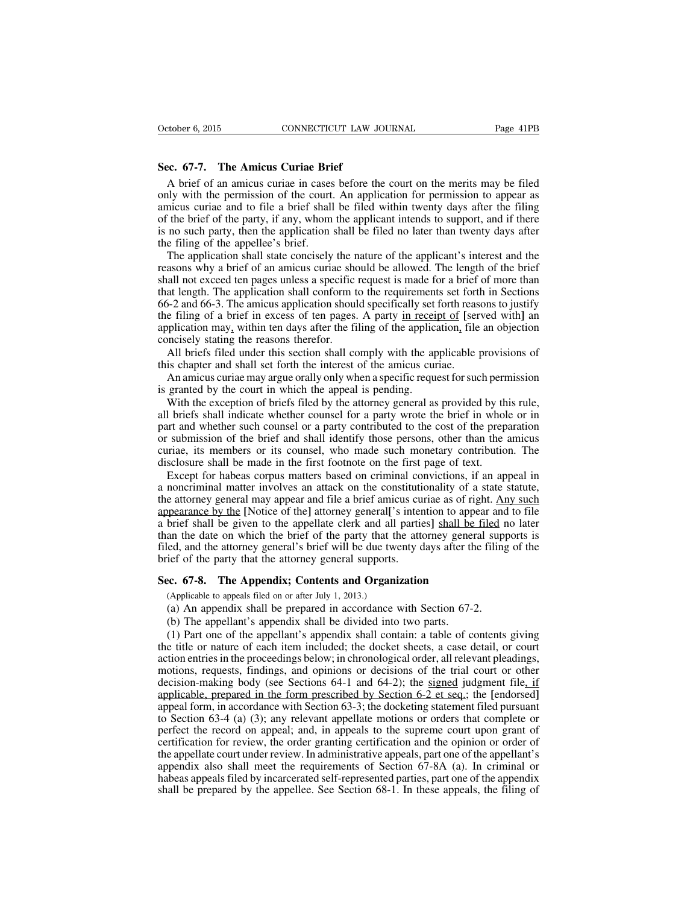## Sec. 67-7. The Amicus Curiae Brief

A brief of an amicus curiae in cases before the court on the merits may be filed only with the permission of the court. An application for permission to appear as amicus curiae and to file a brief shall be filed within twenty days after the filing of the brief of the party, if any, whom the applicant intends to support, and if there is no such party, then the application shall be filed no later than twenty days after the filing of the appellee's brief.

The application shall state concisely the nature of the applicant's interest and the reasons why a brief of an amicus curiae should be allowed. The length of the brief shall not exceed ten pages unless a specific request is made for a brief of more than that length. The application shall conform to the requirements set forth in Sections 66-2 and 66-3. The amicus application should specifically set forth reasons to justify the filing of a brief in excess of ten pages. A party <u>in receipt of</u> [served with] an application may<u>,</u> within ten days after the filing of the application<u>,</u> file an objection concisely stating the reasons therefor.

All briefs filed under this section shall comply with the applicable provisions of this chapter and shall set forth the interest of the amicus curiae.

An amicus curiae may argue orally only when a specific request for such permission is granted by the court in which the appeal is pending.

With the exception of briefs filed by the attorney general as provided by this rule, all briefs shall indicate whether counsel for a party wrote the brief in whole or in part and whether such counsel or a party contributed to the cost of the preparation or submission of the brief and shall identify those persons, other than the amicus curiae, its members or its counsel, who made such monetary contribution. The disclosure shall be made in the first footnote on the first page of text.

Except for habeas corpus matters based on criminal convictions, if an appeal in a noncriminal matter involves an attack on the constitutionality of a state statute, the attorney general may appear and file a brief amicus curiae as of right. <u>Any such appearance by the</u> [Notice of the] attorney general['s intention to appear and to file a brief shall be given to the appellate clerk and all parties] <u>shall be filed</u> no later than the date on which the brief of the party that the attorney general supports is filed, and the attorney general's brief will be due twenty days after the filing of the brief of the party that the attorney general supports.

## Sec. 67-8. The Appendix; Contents and Organization

(Applicable to appeals filed on or after July 1, 2013.)

(a) An appendix shall be prepared in accordance with Section 67-2.

(b) The appellant's appendix shall be divided into two parts.

(1) Part one of the appellant's appendix shall contain: a table of contents giving the title or nature of each item included; the docket sheets, a case detail, or court action entries in the proceedings below; in chronological order, all relevant pleadings, motions, requests, findings, and opinions or decisions of the trial court or other decision-making body (see Sections 64-1 and 64-2); the <u>signed</u> judgment file<u>, if applicable, prepared in the form prescribed by Section 6-2 et seq.</u>; the [endorsed] appeal form, in accordance with Section 63-3; the docketing statement filed pursuant to Section 63-4 (a) (3); any relevant appellate motions or orders that complete or perfect the record on appeal; and, in appeals to the supreme court upon grant of certification for review, the order granting certification and the opinion or order of the appellate court under review. In administrative appeals, part one of the appellant's appendix also shall meet the requirements of Section 67-8A (a). In criminal or habeas appeals filed by incarcerated self-represented parties, part one of the appendix shall be prepared by the appellee. See Section 68-1. In these appeals, the filing of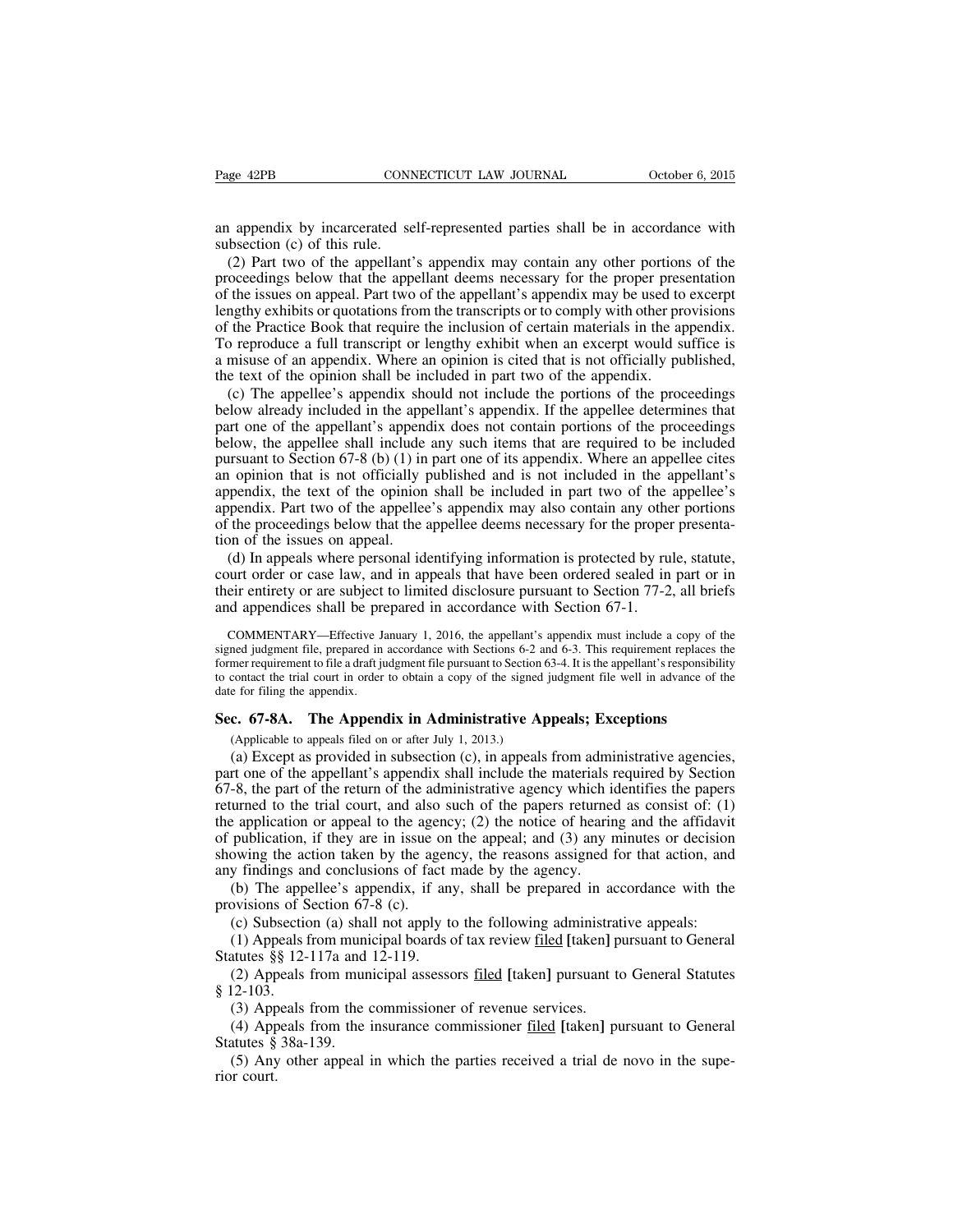an appendix by incarcerated self-represented parties shall be in accordance with subsection (c) of this rule.

(2) Part two of the appellant's appendix may contain any other portions of the proceedings below that the appellant deems necessary for the proper presentation of the issues on appeal. Part two of the appellant's appendix may be used to excerpt lengthy exhibits or quotations from the transcripts or to comply with other provisions of the Practice Book that require the inclusion of certain materials in the appendix. To reproduce a full transcript or lengthy exhibit when an excerpt would suffice is a misuse of an appendix. Where an opinion is cited that is not officially published, the text of the opinion shall be included in part two of the appendix.

(c) The appellee's appendix should not include the portions of the proceedings below already included in the appellant's appendix. If the appellee determines that part one of the appellant's appendix does not contain portions of the proceedings below, the appellee shall include any such items that are required to be included pursuant to Section 67-8 (b) (1) in part one of its appendix. Where an appellee cites an opinion that is not officially published and is not included in the appellant's appendix, the text of the opinion shall be included in part two of the appellee's appendix. Part two of the appellee's appendix may also contain any other portions of the proceedings below that the appellee deems necessary for the proper presentation of the issues on appeal.

(d) In appeals where personal identifying information is protected by rule, statute, court order or case law, and in appeals that have been ordered sealed in part or in their entirety or are subject to limited disclosure pursuant to Section 77-2, all briefs and appendices shall be prepared in accordance with Section 67-1.

COMMENTARY—Effective January 1, 2016, the appellant's appendix must include a copy of the signed judgment file, prepared in accordance with Sections 6-2 and 6-3. This requirement replaces the former requirement to file a draft judgment file pursuant to Section 63-4. It is the appellant's responsibility to contact the trial court in order to obtain a copy of the signed judgment file well in advance of the date for filing the appendix.

## Sec. 67-8A. The Appendix in Administrative Appeals; Exceptions

(Applicable to appeals filed on or after July 1, 2013.)

(a) Except as provided in subsection (c), in appeals from administrative agencies, part one of the appellant's appendix shall include the materials required by Section 67-8, the part of the return of the administrative agency which identifies the papers returned to the trial court, and also such of the papers returned as consist of: (1) the application or appeal to the agency; (2) the notice of hearing and the affidavit of publication, if they are in issue on the appeal; and (3) any minutes or decision showing the action taken by the agency, the reasons assigned for that action, and any findings and conclusions of fact made by the agency.

(b) The appellee's appendix, if any, shall be prepared in accordance with the provisions of Section 67-8 (c).

(c) Subsection (a) shall not apply to the following administrative appeals:

(1) Appeals from municipal boards of tax review <u>filed</u> **[**taken**]** pursuant to General Statutes §§ 12-117a and 12-119.

(2) Appeals from municipal assessors <u>filed</u> **[**taken**]** pursuant to General Statutes § 12-103.

(3) Appeals from the commissioner of revenue services.

(4) Appeals from the insurance commissioner <u>filed</u> **[**taken**]** pursuant to General Statutes § 38a-139.

(5) Any other appeal in which the parties received a trial de novo in the superior court.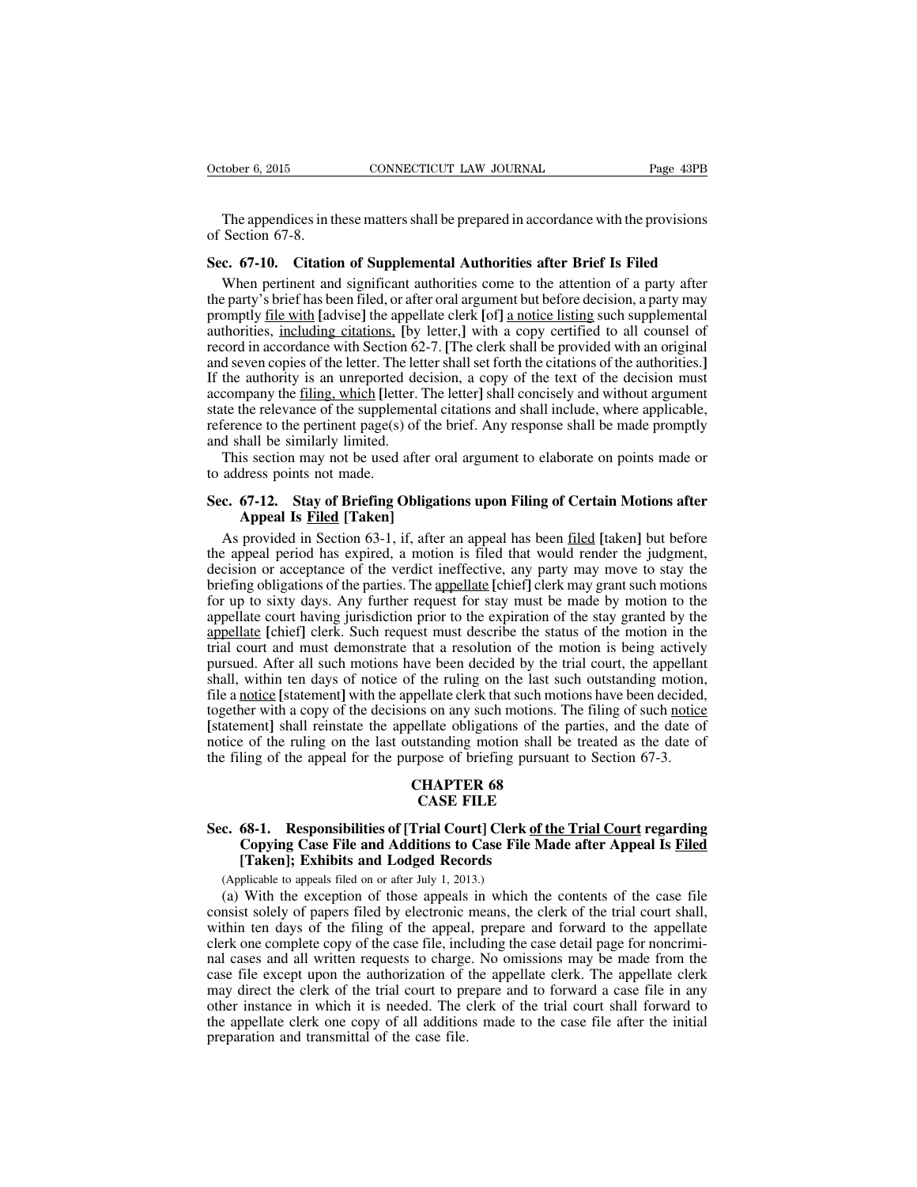The appendices in these matters shall be prepared in accordance with the provisions of Section 67-8.

**Sec. 67-10. Citation of Supplemental Authorities after Brief Is Filed**

When pertinent and significant authorities come to the attention of a party after the party's brief has been filed, or after oral argument but before decision, a party may promptly <u>file with</u> [advise] the appellate clerk [of] <u>a notice listing</u> such supplemental authorities, <u>including citations,</u> [by letter,] with a copy certified to all counsel of record in accordance with Section 62-7. [The clerk shall be provided with an original and seven copies of the letter. The letter shall set forth the citations of the authorities.] If the authority is an unreported decision, a copy of the text of the decision must accompany the <u>filing, which</u> [letter. The letter] shall concisely and without argument state the relevance of the supplemental citations and shall include, where applicable, reference to the pertinent page(s) of the brief. Any response shall be made promptly and shall be similarly limited.

This section may not be used after oral argument to elaborate on points made or to address points not made.

**Sec. 67-12. Stay of Briefing Obligations upon Filing of Certain Motions after Appeal Is <u>Filed</u> [Taken]**

As provided in Section 63-1, if, after an appeal has been <u>filed</u> [taken] but before the appeal period has expired, a motion is filed that would render the judgment, decision or acceptance of the verdict ineffective, any party may move to stay the briefing obligations of the parties. The <u>appellate</u> [chief] clerk may grant such motions for up to sixty days. Any further request for stay must be made by motion to the appellate court having jurisdiction prior to the expiration of the stay granted by the <u>appellate</u> [chief] clerk. Such request must describe the status of the motion in the trial court and must demonstrate that a resolution of the motion is being actively pursued. After all such motions have been decided by the trial court, the appellant shall, within ten days of notice of the ruling on the last such outstanding motion, file a <u>notice</u> [statement] with the appellate clerk that such motions have been decided, together with a copy of the decisions on any such motions. The filing of such <u>notice</u> [statement] shall reinstate the appellate obligations of the parties, and the date of notice of the ruling on the last outstanding motion shall be treated as the date of the filing of the appeal for the purpose of briefing pursuant to Section 67-3.

## CHAPTER 68
## CASE FILE

**Sec. 68-1. Responsibilities of [Trial Court] Clerk <u>of the Trial Court</u> regarding Copying Case File and Additions to Case File Made after Appeal Is <u>Filed</u> [Taken]; Exhibits and Lodged Records**

(Applicable to appeals filed on or after July 1, 2013.)

(a) With the exception of those appeals in which the contents of the case file consist solely of papers filed by electronic means, the clerk of the trial court shall, within ten days of the filing of the appeal, prepare and forward to the appellate clerk one complete copy of the case file, including the case detail page for noncriminal cases and all written requests to charge. No omissions may be made from the case file except upon the authorization of the appellate clerk. The appellate clerk may direct the clerk of the trial court to prepare and to forward a case file in any other instance in which it is needed. The clerk of the trial court shall forward to the appellate clerk one copy of all additions made to the case file after the initial preparation and transmittal of the case file.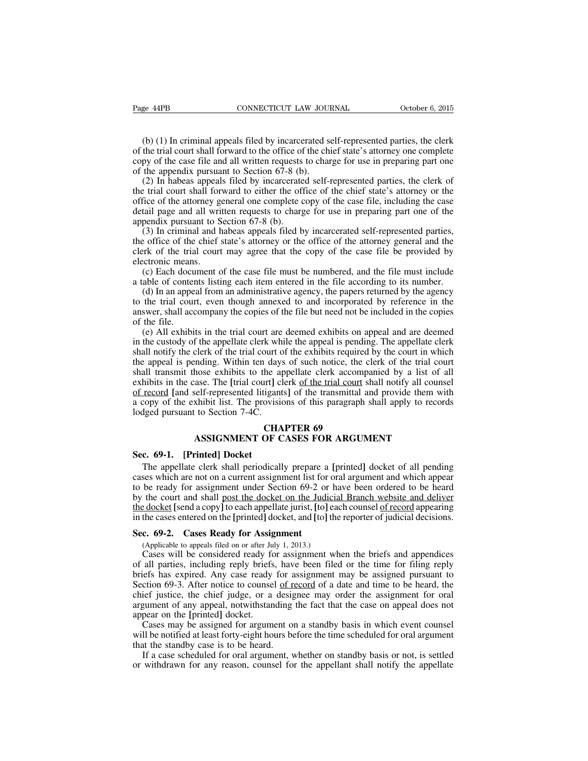(b) (1) In criminal appeals filed by incarcerated self-represented parties, the clerk of the trial court shall forward to the office of the chief state's attorney one complete copy of the case file and all written requests to charge for use in preparing part one of the appendix pursuant to Section 67-8 (b).

(2) In habeas appeals filed by incarcerated self-represented parties, the clerk of the trial court shall forward to either the office of the chief state's attorney or the office of the attorney general one complete copy of the case file, including the case detail page and all written requests to charge for use in preparing part one of the appendix pursuant to Section 67-8 (b).

(3) In criminal and habeas appeals filed by incarcerated self-represented parties, the office of the chief state's attorney or the office of the attorney general and the clerk of the trial court may agree that the copy of the case file be provided by electronic means.

(c) Each document of the case file must be numbered, and the file must include a table of contents listing each item entered in the file according to its number.

(d) In an appeal from an administrative agency, the papers returned by the agency to the trial court, even though annexed to and incorporated by reference in the answer, shall accompany the copies of the file but need not be included in the copies of the file.

(e) All exhibits in the trial court are deemed exhibits on appeal and are deemed in the custody of the appellate clerk while the appeal is pending. The appellate clerk shall notify the clerk of the trial court of the exhibits required by the court in which the appeal is pending. Within ten days of such notice, the clerk of the trial court shall transmit those exhibits to the appellate clerk accompanied by a list of all exhibits in the case. The **[**trial court**]** clerk <u>of the trial court</u> shall notify all counsel <u>of record</u> **[**and self-represented litigants**]** of the transmittal and provide them with a copy of the exhibit list. The provisions of this paragraph shall apply to records lodged pursuant to Section 7-4C.

## CHAPTER 69
## ASSIGNMENT OF CASES FOR ARGUMENT

### Sec. 69-1. [Printed] Docket

The appellate clerk shall periodically prepare a **[**printed**]** docket of all pending cases which are not on a current assignment list for oral argument and which appear to be ready for assignment under Section 69-2 or have been ordered to be heard by the court and shall <u>post the docket on the Judicial Branch website and deliver the docket</u> **[**send a copy**]** to each appellate jurist, **[**to**]** each counsel <u>of record</u> appearing in the cases entered on the **[**printed**]** docket, and **[**to**]** the reporter of judicial decisions.

### Sec. 69-2. Cases Ready for Assignment

(Applicable to appeals filed on or after July 1, 2013.)

Cases will be considered ready for assignment when the briefs and appendices of all parties, including reply briefs, have been filed or the time for filing reply briefs has expired. Any case ready for assignment may be assigned pursuant to Section 69-3. After notice to counsel <u>of record</u> of a date and time to be heard, the chief justice, the chief judge, or a designee may order the assignment for oral argument of any appeal, notwithstanding the fact that the case on appeal does not appear on the **[**printed**]** docket.

Cases may be assigned for argument on a standby basis in which event counsel will be notified at least forty-eight hours before the time scheduled for oral argument that the standby case is to be heard.

If a case scheduled for oral argument, whether on standby basis or not, is settled or withdrawn for any reason, counsel for the appellant shall notify the appellate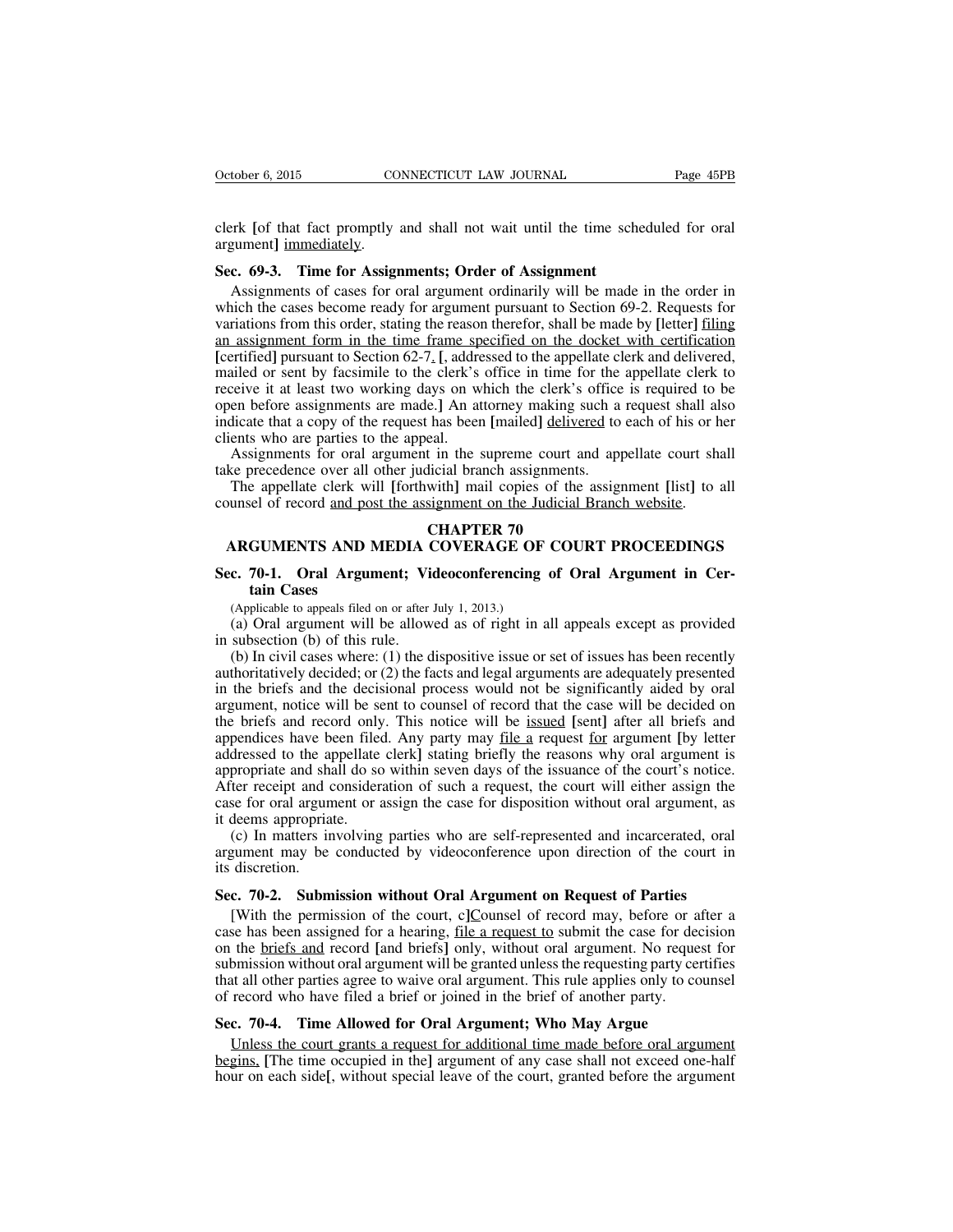clerk [of that fact promptly and shall not wait until the time scheduled for oral argument] <u>immediately</u>.

**Sec. 69-3. Time for Assignments; Order of Assignment**

Assignments of cases for oral argument ordinarily will be made in the order in which the cases become ready for argument pursuant to Section 69-2. Requests for variations from this order, stating the reason therefor, shall be made by [letter] <u>filing an assignment form in the time frame specified on the docket with certification</u> [certified] pursuant to Section 62-7<u>.</u> [, addressed to the appellate clerk and delivered, mailed or sent by facsimile to the clerk's office in time for the appellate clerk to receive it at least two working days on which the clerk's office is required to be open before assignments are made.] An attorney making such a request shall also indicate that a copy of the request has been [mailed] <u>delivered</u> to each of his or her clients who are parties to the appeal.

Assignments for oral argument in the supreme court and appellate court shall take precedence over all other judicial branch assignments.

The appellate clerk will [forthwith] mail copies of the assignment [list] to all counsel of record <u>and post the assignment on the Judicial Branch website</u>.

## CHAPTER 70
## ARGUMENTS AND MEDIA COVERAGE OF COURT PROCEEDINGS

**Sec. 70-1. Oral Argument; Videoconferencing of Oral Argument in Certain Cases**

(Applicable to appeals filed on or after July 1, 2013.)

(a) Oral argument will be allowed as of right in all appeals except as provided in subsection (b) of this rule.

(b) In civil cases where: (1) the dispositive issue or set of issues has been recently authoritatively decided; or (2) the facts and legal arguments are adequately presented in the briefs and the decisional process would not be significantly aided by oral argument, notice will be sent to counsel of record that the case will be decided on the briefs and record only. This notice will be <u>issued</u> [sent] after all briefs and appendices have been filed. Any party may <u>file a</u> request <u>for</u> argument [by letter addressed to the appellate clerk] stating briefly the reasons why oral argument is appropriate and shall do so within seven days of the issuance of the court's notice. After receipt and consideration of such a request, the court will either assign the case for oral argument or assign the case for disposition without oral argument, as it deems appropriate.

(c) In matters involving parties who are self-represented and incarcerated, oral argument may be conducted by videoconference upon direction of the court in its discretion.

**Sec. 70-2. Submission without Oral Argument on Request of Parties**

[With the permission of the court, c]<u>C</u>ounsel of record may, before or after a case has been assigned for a hearing, <u>file a request to</u> submit the case for decision on the <u>briefs and</u> record [and briefs] only, without oral argument. No request for submission without oral argument will be granted unless the requesting party certifies that all other parties agree to waive oral argument. This rule applies only to counsel of record who have filed a brief or joined in the brief of another party.

**Sec. 70-4. Time Allowed for Oral Argument; Who May Argue**

<u>Unless the court grants a request for additional time made before oral argument begins,</u> [The time occupied in the] argument of any case shall not exceed one-half hour on each side[, without special leave of the court, granted before the argument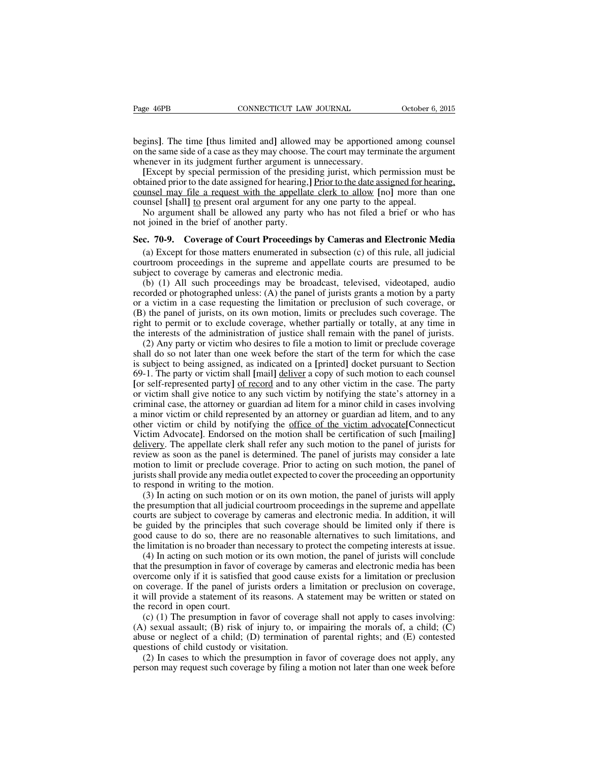begins]. The time [thus limited and] allowed may be apportioned among counsel on the same side of a case as they may choose. The court may terminate the argument whenever in its judgment further argument is unnecessary.

[Except by special permission of the presiding jurist, which permission must be obtained prior to the date assigned for hearing,] Prior to the date assigned for hearing, counsel may file a request with the appellate clerk to allow [no] more than one counsel [shall] to present oral argument for any one party to the appeal.

No argument shall be allowed any party who has not filed a brief or who has not joined in the brief of another party.

**Sec. 70-9. Coverage of Court Proceedings by Cameras and Electronic Media**

(a) Except for those matters enumerated in subsection (c) of this rule, all judicial courtroom proceedings in the supreme and appellate courts are presumed to be subject to coverage by cameras and electronic media.

(b) (1) All such proceedings may be broadcast, televised, videotaped, audio recorded or photographed unless: (A) the panel of jurists grants a motion by a party or a victim in a case requesting the limitation or preclusion of such coverage, or (B) the panel of jurists, on its own motion, limits or precludes such coverage. The right to permit or to exclude coverage, whether partially or totally, at any time in the interests of the administration of justice shall remain with the panel of jurists.

(2) Any party or victim who desires to file a motion to limit or preclude coverage shall do so not later than one week before the start of the term for which the case is subject to being assigned, as indicated on a [printed] docket pursuant to Section 69-1. The party or victim shall [mail] deliver a copy of such motion to each counsel [or self-represented party] of record and to any other victim in the case. The party or victim shall give notice to any such victim by notifying the state's attorney in a criminal case, the attorney or guardian ad litem for a minor child in cases involving a minor victim or child represented by an attorney or guardian ad litem, and to any other victim or child by notifying the office of the victim advocate[Connecticut Victim Advocate]. Endorsed on the motion shall be certification of such [mailing] delivery. The appellate clerk shall refer any such motion to the panel of jurists for review as soon as the panel is determined. The panel of jurists may consider a late motion to limit or preclude coverage. Prior to acting on such motion, the panel of jurists shall provide any media outlet expected to cover the proceeding an opportunity to respond in writing to the motion.

(3) In acting on such motion or on its own motion, the panel of jurists will apply the presumption that all judicial courtroom proceedings in the supreme and appellate courts are subject to coverage by cameras and electronic media. In addition, it will be guided by the principles that such coverage should be limited only if there is good cause to do so, there are no reasonable alternatives to such limitations, and the limitation is no broader than necessary to protect the competing interests at issue.

(4) In acting on such motion or its own motion, the panel of jurists will conclude that the presumption in favor of coverage by cameras and electronic media has been overcome only if it is satisfied that good cause exists for a limitation or preclusion on coverage. If the panel of jurists orders a limitation or preclusion on coverage, it will provide a statement of its reasons. A statement may be written or stated on the record in open court.

(c) (1) The presumption in favor of coverage shall not apply to cases involving: (A) sexual assault; (B) risk of injury to, or impairing the morals of, a child; (C) abuse or neglect of a child; (D) termination of parental rights; and (E) contested questions of child custody or visitation.

(2) In cases to which the presumption in favor of coverage does not apply, any person may request such coverage by filing a motion not later than one week before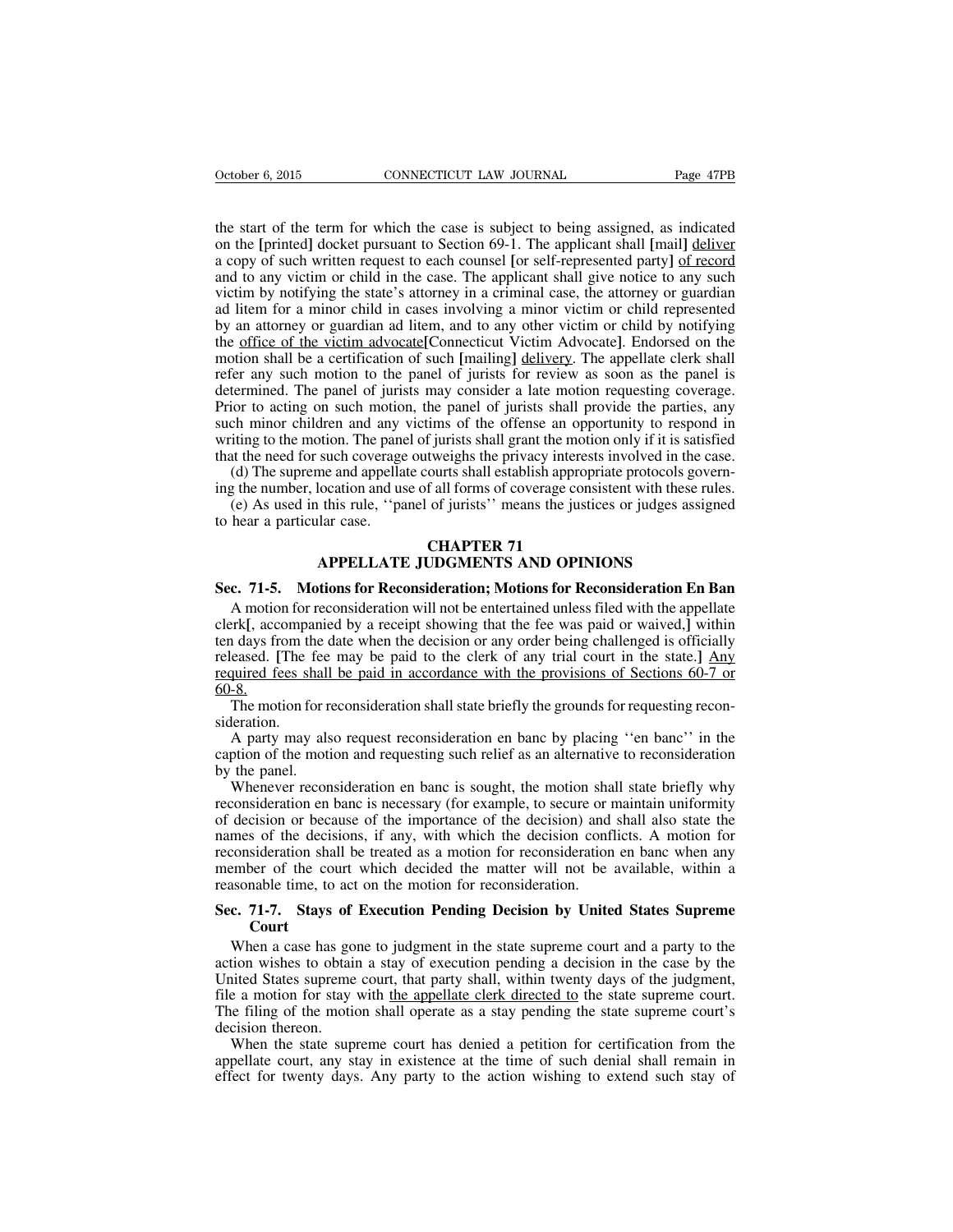the start of the term for which the case is subject to being assigned, as indicated on the [printed] docket pursuant to Section 69-1. The applicant shall [mail] deliver a copy of such written request to each counsel [or self-represented party] of record and to any victim or child in the case. The applicant shall give notice to any such victim by notifying the state's attorney in a criminal case, the attorney or guardian ad litem for a minor child in cases involving a minor victim or child represented by an attorney or guardian ad litem, and to any other victim or child by notifying the office of the victim advocate[Connecticut Victim Advocate]. Endorsed on the motion shall be a certification of such [mailing] delivery. The appellate clerk shall refer any such motion to the panel of jurists for review as soon as the panel is determined. The panel of jurists may consider a late motion requesting coverage. Prior to acting on such motion, the panel of jurists shall provide the parties, any such minor children and any victims of the offense an opportunity to respond in writing to the motion. The panel of jurists shall grant the motion only if it is satisfied that the need for such coverage outweighs the privacy interests involved in the case.

(d) The supreme and appellate courts shall establish appropriate protocols governing the number, location and use of all forms of coverage consistent with these rules.

(e) As used in this rule, ''panel of jurists'' means the justices or judges assigned to hear a particular case.

## CHAPTER 71
## APPELLATE JUDGMENTS AND OPINIONS

### Sec. 71-5. Motions for Reconsideration; Motions for Reconsideration En Ban

A motion for reconsideration will not be entertained unless filed with the appellate clerk[, accompanied by a receipt showing that the fee was paid or waived,] within ten days from the date when the decision or any order being challenged is officially released. [The fee may be paid to the clerk of any trial court in the state.] Any required fees shall be paid in accordance with the provisions of Sections 60-7 or 60-8.

The motion for reconsideration shall state briefly the grounds for requesting reconsideration.

A party may also request reconsideration en banc by placing ''en banc'' in the caption of the motion and requesting such relief as an alternative to reconsideration by the panel.

Whenever reconsideration en banc is sought, the motion shall state briefly why reconsideration en banc is necessary (for example, to secure or maintain uniformity of decision or because of the importance of the decision) and shall also state the names of the decisions, if any, with which the decision conflicts. A motion for reconsideration shall be treated as a motion for reconsideration en banc when any member of the court which decided the matter will not be available, within a reasonable time, to act on the motion for reconsideration.

### Sec. 71-7. Stays of Execution Pending Decision by United States Supreme Court

When a case has gone to judgment in the state supreme court and a party to the action wishes to obtain a stay of execution pending a decision in the case by the United States supreme court, that party shall, within twenty days of the judgment, file a motion for stay with the appellate clerk directed to the state supreme court. The filing of the motion shall operate as a stay pending the state supreme court's decision thereon.

When the state supreme court has denied a petition for certification from the appellate court, any stay in existence at the time of such denial shall remain in effect for twenty days. Any party to the action wishing to extend such stay of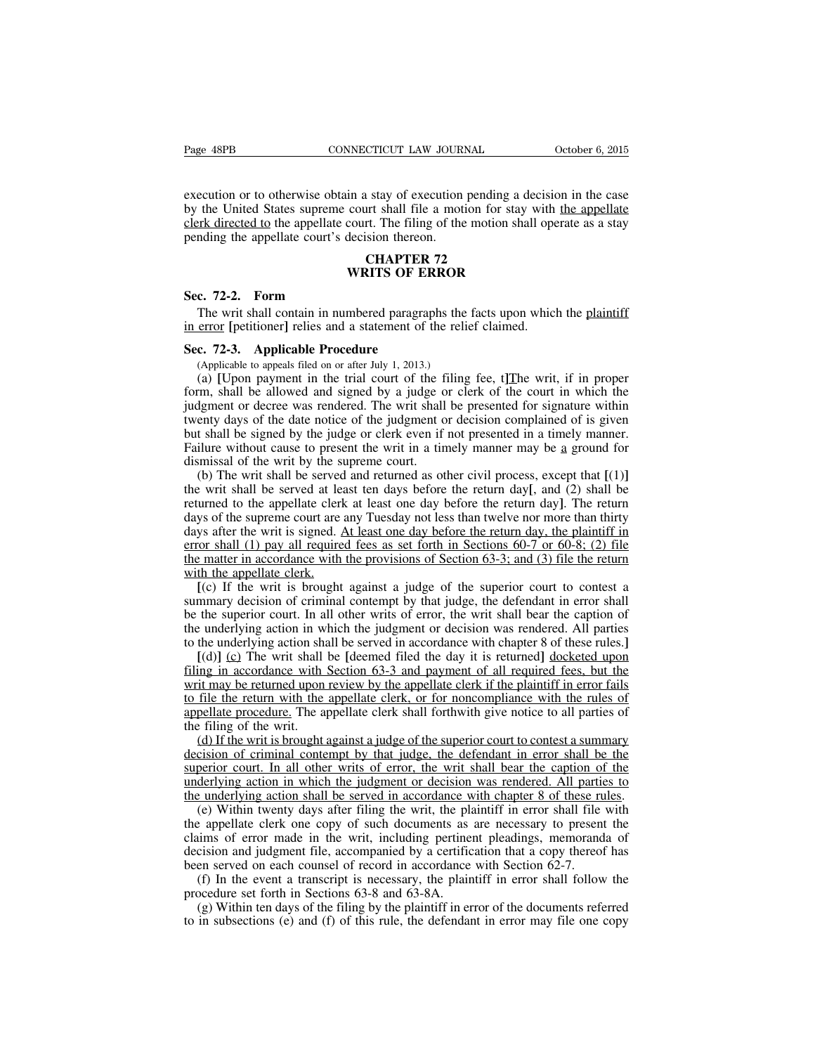execution or to otherwise obtain a stay of execution pending a decision in the case by the United States supreme court shall file a motion for stay with <u>the appellate clerk directed to</u> the appellate court. The filing of the motion shall operate as a stay pending the appellate court's decision thereon.

## CHAPTER 72
## WRITS OF ERROR

### Sec. 72-2. Form

The writ shall contain in numbered paragraphs the facts upon which the <u>plaintiff in error</u> **[**petitioner**]** relies and a statement of the relief claimed.

### Sec. 72-3. Applicable Procedure

(Applicable to appeals filed on or after July 1, 2013.)

(a) **[**Upon payment in the trial court of the filing fee, t**]**<u>T</u>he writ, if in proper form, shall be allowed and signed by a judge or clerk of the court in which the judgment or decree was rendered. The writ shall be presented for signature within twenty days of the date notice of the judgment or decision complained of is given but shall be signed by the judge or clerk even if not presented in a timely manner. Failure without cause to present the writ in a timely manner may be <u>a</u> ground for dismissal of the writ by the supreme court.

(b) The writ shall be served and returned as other civil process, except that **[**(1)**]** the writ shall be served at least ten days before the return day**[**, and (2) shall be returned to the appellate clerk at least one day before the return day**]**. The return days of the supreme court are any Tuesday not less than twelve nor more than thirty days after the writ is signed. <u>At least one day before the return day, the plaintiff in error shall (1) pay all required fees as set forth in Sections 60-7 or 60-8; (2) file the matter in accordance with the provisions of Section 63-3; and (3) file the return with the appellate clerk.</u>

**[**(c) If the writ is brought against a judge of the superior court to contest a summary decision of criminal contempt by that judge, the defendant in error shall be the superior court. In all other writs of error, the writ shall bear the caption of the underlying action in which the judgment or decision was rendered. All parties to the underlying action shall be served in accordance with chapter 8 of these rules.**]**

**[**(d)**]** <u>(c)</u> The writ shall be **[**deemed filed the day it is returned**]** <u>docketed upon filing in accordance with Section 63-3 and payment of all required fees, but the writ may be returned upon review by the appellate clerk if the plaintiff in error fails to file the return with the appellate clerk, or for noncompliance with the rules of appellate procedure.</u> The appellate clerk shall forthwith give notice to all parties of the filing of the writ.

<u>(d) If the writ is brought against a judge of the superior court to contest a summary decision of criminal contempt by that judge, the defendant in error shall be the superior court. In all other writs of error, the writ shall bear the caption of the underlying action in which the judgment or decision was rendered. All parties to the underlying action shall be served in accordance with chapter 8 of these rules.</u>

(e) Within twenty days after filing the writ, the plaintiff in error shall file with the appellate clerk one copy of such documents as are necessary to present the claims of error made in the writ, including pertinent pleadings, memoranda of decision and judgment file, accompanied by a certification that a copy thereof has been served on each counsel of record in accordance with Section 62-7.

(f) In the event a transcript is necessary, the plaintiff in error shall follow the procedure set forth in Sections 63-8 and 63-8A.

(g) Within ten days of the filing by the plaintiff in error of the documents referred to in subsections (e) and (f) of this rule, the defendant in error may file one copy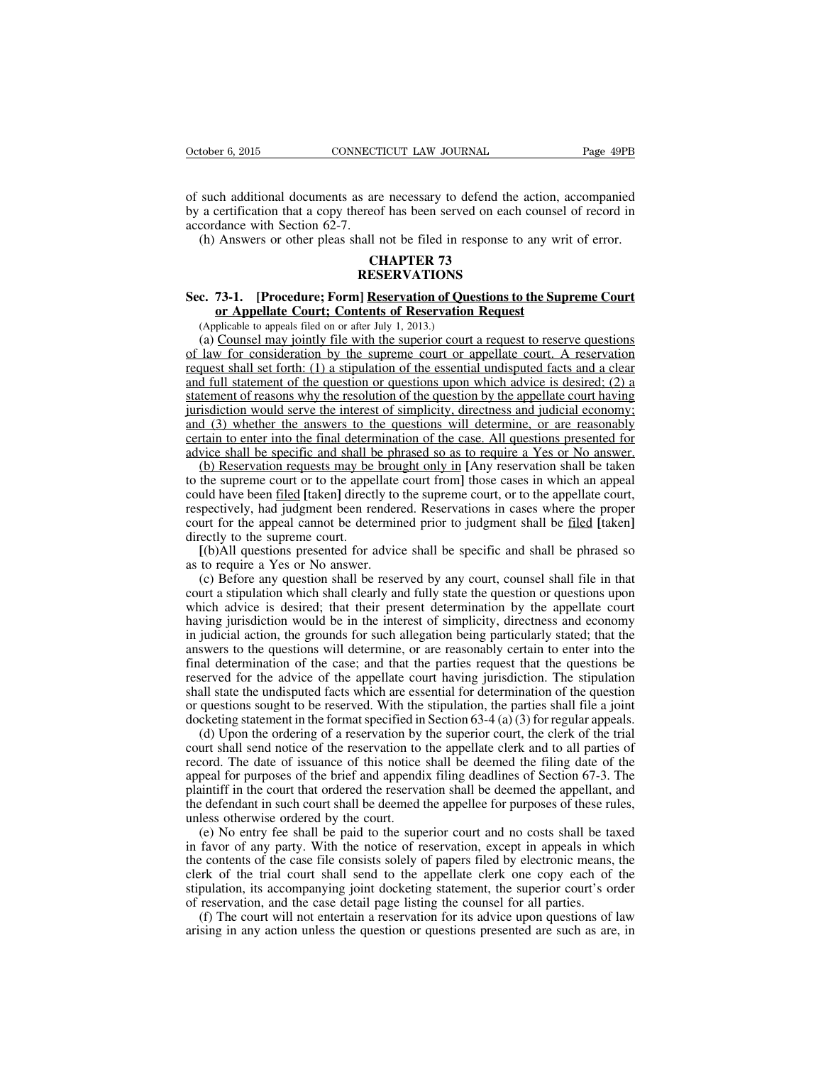of such additional documents as are necessary to defend the action, accompanied by a certification that a copy thereof has been served on each counsel of record in accordance with Section 62-7.

(h) Answers or other pleas shall not be filed in response to any writ of error.

## CHAPTER 73
## RESERVATIONS

### Sec. 73-1. [Procedure; Form] Reservation of Questions to the Supreme Court or Appellate Court; Contents of Reservation Request

(Applicable to appeals filed on or after July 1, 2013.)

(a) Counsel may jointly file with the superior court a request to reserve questions of law for consideration by the supreme court or appellate court. A reservation request shall set forth: (1) a stipulation of the essential undisputed facts and a clear and full statement of the question or questions upon which advice is desired; (2) a statement of reasons why the resolution of the question by the appellate court having jurisdiction would serve the interest of simplicity, directness and judicial economy; and (3) whether the answers to the questions will determine, or are reasonably certain to enter into the final determination of the case. All questions presented for advice shall be specific and shall be phrased so as to require a Yes or No answer.

(b) Reservation requests may be brought only in [Any reservation shall be taken to the supreme court or to the appellate court from] those cases in which an appeal could have been filed [taken] directly to the supreme court, or to the appellate court, respectively, had judgment been rendered. Reservations in cases where the proper court for the appeal cannot be determined prior to judgment shall be filed [taken] directly to the supreme court.

[(b)All questions presented for advice shall be specific and shall be phrased so as to require a Yes or No answer.

(c) Before any question shall be reserved by any court, counsel shall file in that court a stipulation which shall clearly and fully state the question or questions upon which advice is desired; that their present determination by the appellate court having jurisdiction would be in the interest of simplicity, directness and economy in judicial action, the grounds for such allegation being particularly stated; that the answers to the questions will determine, or are reasonably certain to enter into the final determination of the case; and that the parties request that the questions be reserved for the advice of the appellate court having jurisdiction. The stipulation shall state the undisputed facts which are essential for determination of the question or questions sought to be reserved. With the stipulation, the parties shall file a joint docketing statement in the format specified in Section 63-4 (a) (3) for regular appeals.

(d) Upon the ordering of a reservation by the superior court, the clerk of the trial court shall send notice of the reservation to the appellate clerk and to all parties of record. The date of issuance of this notice shall be deemed the filing date of the appeal for purposes of the brief and appendix filing deadlines of Section 67-3. The plaintiff in the court that ordered the reservation shall be deemed the appellant, and the defendant in such court shall be deemed the appellee for purposes of these rules, unless otherwise ordered by the court.

(e) No entry fee shall be paid to the superior court and no costs shall be taxed in favor of any party. With the notice of reservation, except in appeals in which the contents of the case file consists solely of papers filed by electronic means, the clerk of the trial court shall send to the appellate clerk one copy each of the stipulation, its accompanying joint docketing statement, the superior court's order of reservation, and the case detail page listing the counsel for all parties.

(f) The court will not entertain a reservation for its advice upon questions of law arising in any action unless the question or questions presented are such as are, in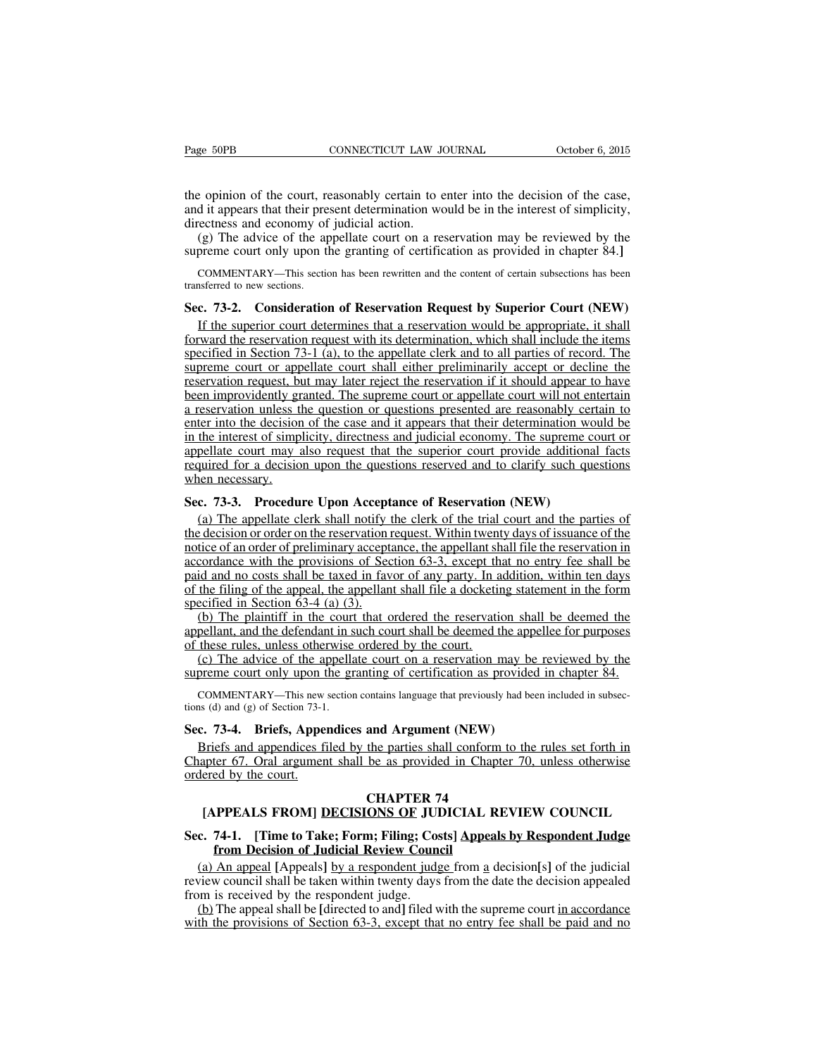the opinion of the court, reasonably certain to enter into the decision of the case, and it appears that their present determination would be in the interest of simplicity, directness and economy of judicial action.

(g) The advice of the appellate court on a reservation may be reviewed by the supreme court only upon the granting of certification as provided in chapter 84.]

COMMENTARY—This section has been rewritten and the content of certain subsections has been transferred to new sections.

**Sec. 73-2. Consideration of Reservation Request by Superior Court (NEW)**

If the superior court determines that a reservation would be appropriate, it shall forward the reservation request with its determination, which shall include the items specified in Section 73-1 (a), to the appellate clerk and to all parties of record. The supreme court or appellate court shall either preliminarily accept or decline the reservation request, but may later reject the reservation if it should appear to have been improvidently granted. The supreme court or appellate court will not entertain a reservation unless the question or questions presented are reasonably certain to enter into the decision of the case and it appears that their determination would be in the interest of simplicity, directness and judicial economy. The supreme court or appellate court may also request that the superior court provide additional facts required for a decision upon the questions reserved and to clarify such questions when necessary.

**Sec. 73-3. Procedure Upon Acceptance of Reservation (NEW)**

(a) The appellate clerk shall notify the clerk of the trial court and the parties of the decision or order on the reservation request. Within twenty days of issuance of the notice of an order of preliminary acceptance, the appellant shall file the reservation in accordance with the provisions of Section 63-3, except that no entry fee shall be paid and no costs shall be taxed in favor of any party. In addition, within ten days of the filing of the appeal, the appellant shall file a docketing statement in the form specified in Section 63-4 (a) (3).

(b) The plaintiff in the court that ordered the reservation shall be deemed the appellant, and the defendant in such court shall be deemed the appellee for purposes of these rules, unless otherwise ordered by the court.

(c) The advice of the appellate court on a reservation may be reviewed by the supreme court only upon the granting of certification as provided in chapter 84.

COMMENTARY—This new section contains language that previously had been included in subsections (d) and (g) of Section 73-1.

**Sec. 73-4. Briefs, Appendices and Argument (NEW)**

Briefs and appendices filed by the parties shall conform to the rules set forth in Chapter 67. Oral argument shall be as provided in Chapter 70, unless otherwise ordered by the court.

## CHAPTER 74
## [APPEALS FROM] DECISIONS OF JUDICIAL REVIEW COUNCIL

**Sec. 74-1. [Time to Take; Form; Filing; Costs] Appeals by Respondent Judge from Decision of Judicial Review Council**

(a) An appeal [Appeals] by a respondent judge from a decision[s] of the judicial review council shall be taken within twenty days from the date the decision appealed from is received by the respondent judge.

(b) The appeal shall be [directed to and] filed with the supreme court in accordance with the provisions of Section 63-3, except that no entry fee shall be paid and no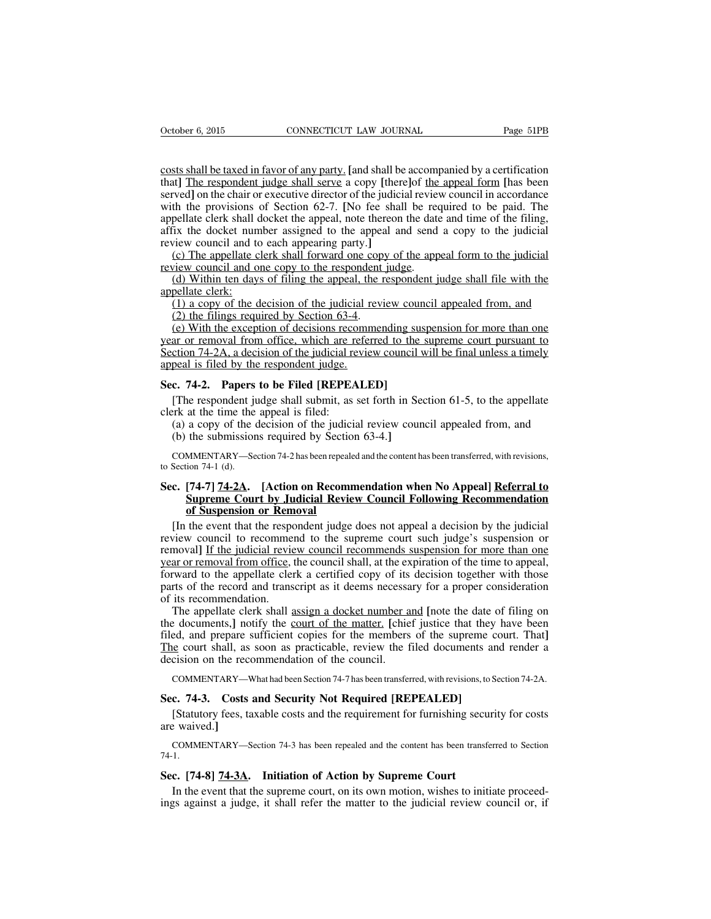costs shall be taxed in favor of any party. [and shall be accompanied by a certification that] The respondent judge shall serve a copy [there]of the appeal form [has been served] on the chair or executive director of the judicial review council in accordance with the provisions of Section 62-7. [No fee shall be required to be paid. The appellate clerk shall docket the appeal, note thereon the date and time of the filing, affix the docket number assigned to the appeal and send a copy to the judicial review council and to each appearing party.]

(c) The appellate clerk shall forward one copy of the appeal form to the judicial review council and one copy to the respondent judge.

(d) Within ten days of filing the appeal, the respondent judge shall file with the appellate clerk:

(1) a copy of the decision of the judicial review council appealed from, and

(2) the filings required by Section 63-4.

(e) With the exception of decisions recommending suspension for more than one year or removal from office, which are referred to the supreme court pursuant to Section 74-2A, a decision of the judicial review council will be final unless a timely appeal is filed by the respondent judge.

**Sec. 74-2. Papers to be Filed [REPEALED]**

[The respondent judge shall submit, as set forth in Section 61-5, to the appellate clerk at the time the appeal is filed:

(a) a copy of the decision of the judicial review council appealed from, and

(b) the submissions required by Section 63-4.]

COMMENTARY—Section 74-2 has been repealed and the content has been transferred, with revisions, to Section 74-1 (d).

**Sec. [74-7] 74-2A. [Action on Recommendation when No Appeal] Referral to Supreme Court by Judicial Review Council Following Recommendation of Suspension or Removal**

[In the event that the respondent judge does not appeal a decision by the judicial review council to recommend to the supreme court such judge's suspension or removal] If the judicial review council recommends suspension for more than one year or removal from office, the council shall, at the expiration of the time to appeal, forward to the appellate clerk a certified copy of its decision together with those parts of the record and transcript as it deems necessary for a proper consideration of its recommendation.

The appellate clerk shall assign a docket number and [note the date of filing on the documents,] notify the court of the matter. [chief justice that they have been filed, and prepare sufficient copies for the members of the supreme court. That] The court shall, as soon as practicable, review the filed documents and render a decision on the recommendation of the council.

COMMENTARY—What had been Section 74-7 has been transferred, with revisions, to Section 74-2A.

**Sec. 74-3. Costs and Security Not Required [REPEALED]**

[Statutory fees, taxable costs and the requirement for furnishing security for costs are waived.]

COMMENTARY—Section 74-3 has been repealed and the content has been transferred to Section 74-1.

**Sec. [74-8] 74-3A. Initiation of Action by Supreme Court**

In the event that the supreme court, on its own motion, wishes to initiate proceedings against a judge, it shall refer the matter to the judicial review council or, if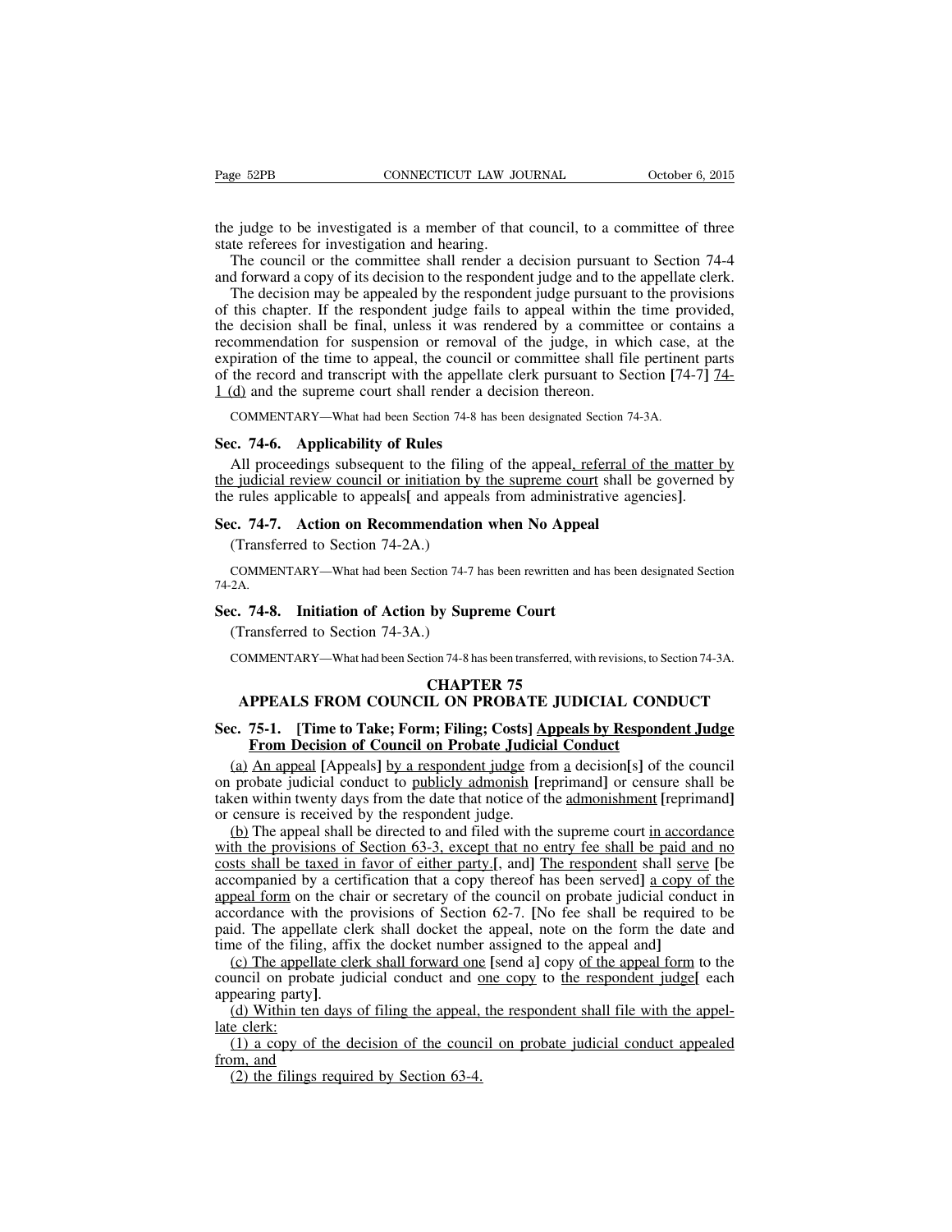the judge to be investigated is a member of that council, to a committee of three state referees for investigation and hearing.

The council or the committee shall render a decision pursuant to Section 74-4 and forward a copy of its decision to the respondent judge and to the appellate clerk.

The decision may be appealed by the respondent judge pursuant to the provisions of this chapter. If the respondent judge fails to appeal within the time provided, the decision shall be final, unless it was rendered by a committee or contains a recommendation for suspension or removal of the judge, in which case, at the expiration of the time to appeal, the council or committee shall file pertinent parts of the record and transcript with the appellate clerk pursuant to Section [74-7] <u>74-1 (d)</u> and the supreme court shall render a decision thereon.

COMMENTARY—What had been Section 74-8 has been designated Section 74-3A.

**Sec. 74-6. Applicability of Rules**

All proceedings subsequent to the filing of the appeal<u>, referral of the matter by the judicial review council or initiation by the supreme court</u> shall be governed by the rules applicable to appeals[ and appeals from administrative agencies].

**Sec. 74-7. Action on Recommendation when No Appeal**

(Transferred to Section 74-2A.)

COMMENTARY—What had been Section 74-7 has been rewritten and has been designated Section 74-2A.

**Sec. 74-8. Initiation of Action by Supreme Court**

(Transferred to Section 74-3A.)

COMMENTARY—What had been Section 74-8 has been transferred, with revisions, to Section 74-3A.

## CHAPTER 75
## APPEALS FROM COUNCIL ON PROBATE JUDICIAL CONDUCT

**Sec. 75-1. [Time to Take; Form; Filing; Costs] <u>Appeals by Respondent Judge From Decision of Council on Probate Judicial Conduct</u>**

<u>(a)</u> <u>An appeal</u> [Appeals] <u>by a respondent judge</u> from <u>a</u> decision[s] of the council on probate judicial conduct to <u>publicly admonish</u> [reprimand] or censure shall be taken within twenty days from the date that notice of the <u>admonishment</u> [reprimand] or censure is received by the respondent judge.

<u>(b)</u> The appeal shall be directed to and filed with the supreme court <u>in accordance with the provisions of Section 63-3, except that no entry fee shall be paid and no costs shall be taxed in favor of either party.</u>[, and] <u>The respondent</u> shall <u>serve</u> [be accompanied by a certification that a copy thereof has been served] <u>a copy of the appeal form</u> on the chair or secretary of the council on probate judicial conduct in accordance with the provisions of Section 62-7. [No fee shall be required to be paid. The appellate clerk shall docket the appeal, note on the form the date and time of the filing, affix the docket number assigned to the appeal and]

<u>(c) The appellate clerk shall forward one</u> [send a] copy <u>of the appeal form</u> to the council on probate judicial conduct and <u>one copy</u> to <u>the respondent judge</u>[ each appearing party].

<u>(d) Within ten days of filing the appeal, the respondent shall file with the appellate clerk:</u>

<u>(1) a copy of the decision of the council on probate judicial conduct appealed from, and</u>

<u>(2) the filings required by Section 63-4.</u>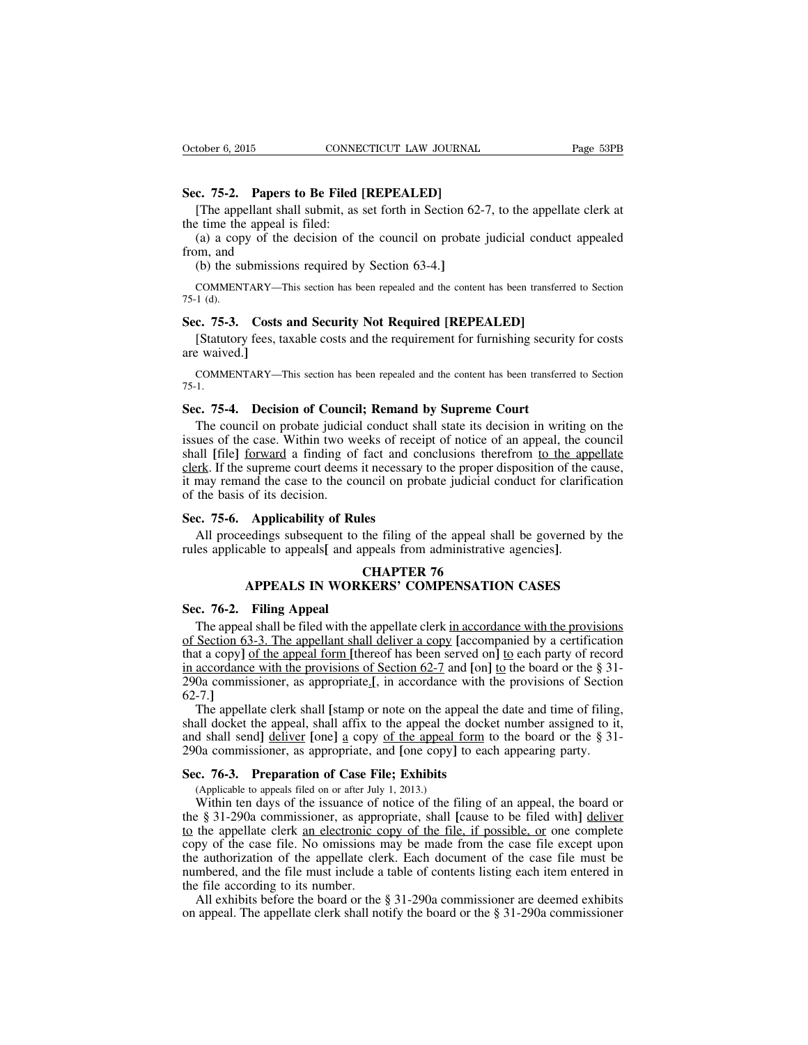**Sec. 75-2. Papers to Be Filed [REPEALED]**

[The appellant shall submit, as set forth in Section 62-7, to the appellate clerk at the time the appeal is filed:

(a) a copy of the decision of the council on probate judicial conduct appealed from, and

(b) the submissions required by Section 63-4.]

COMMENTARY—This section has been repealed and the content has been transferred to Section 75-1 (d).

**Sec. 75-3. Costs and Security Not Required [REPEALED]**

[Statutory fees, taxable costs and the requirement for furnishing security for costs are waived.]

COMMENTARY—This section has been repealed and the content has been transferred to Section 75-1.

**Sec. 75-4. Decision of Council; Remand by Supreme Court**

The council on probate judicial conduct shall state its decision in writing on the issues of the case. Within two weeks of receipt of notice of an appeal, the council shall [file] <u>forward</u> a finding of fact and conclusions therefrom <u>to the appellate clerk</u>. If the supreme court deems it necessary to the proper disposition of the cause, it may remand the case to the council on probate judicial conduct for clarification of the basis of its decision.

**Sec. 75-6. Applicability of Rules**

All proceedings subsequent to the filing of the appeal shall be governed by the rules applicable to appeals[ and appeals from administrative agencies].

## CHAPTER 76
## APPEALS IN WORKERS' COMPENSATION CASES

**Sec. 76-2. Filing Appeal**

The appeal shall be filed with the appellate clerk <u>in accordance with the provisions of Section 63-3. The appellant shall deliver a copy</u> [accompanied by a certification that a copy] <u>of the appeal form</u> [thereof has been served on] <u>to</u> each party of record <u>in accordance with the provisions of Section 62-7</u> and [on] <u>to</u> the board or the § 31-290a commissioner, as appropriate<u>.</u>[, in accordance with the provisions of Section 62-7.]

The appellate clerk shall [stamp or note on the appeal the date and time of filing, shall docket the appeal, shall affix to the appeal the docket number assigned to it, and shall send] <u>deliver</u> [one] <u>a</u> copy <u>of the appeal form</u> to the board or the § 31-290a commissioner, as appropriate, and [one copy] to each appearing party.

**Sec. 76-3. Preparation of Case File; Exhibits**

(Applicable to appeals filed on or after July 1, 2013.)

Within ten days of the issuance of notice of the filing of an appeal, the board or the § 31-290a commissioner, as appropriate, shall [cause to be filed with] <u>deliver to</u> the appellate clerk <u>an electronic copy of the file, if possible, or</u> one complete copy of the case file. No omissions may be made from the case file except upon the authorization of the appellate clerk. Each document of the case file must be numbered, and the file must include a table of contents listing each item entered in the file according to its number.

All exhibits before the board or the § 31-290a commissioner are deemed exhibits on appeal. The appellate clerk shall notify the board or the § 31-290a commissioner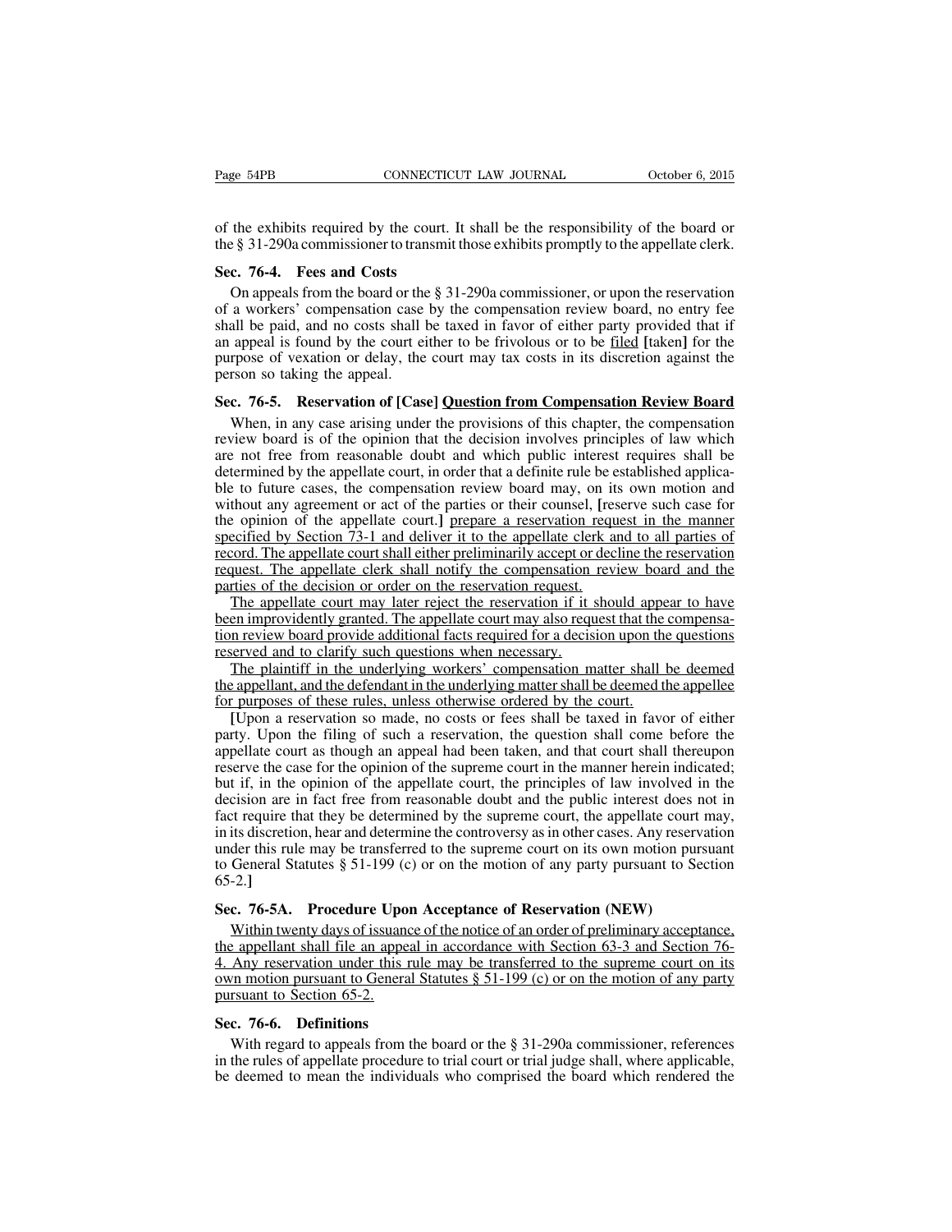of the exhibits required by the court. It shall be the responsibility of the board or the § 31-290a commissioner to transmit those exhibits promptly to the appellate clerk.

**Sec. 76-4. Fees and Costs**

On appeals from the board or the § 31-290a commissioner, or upon the reservation of a workers' compensation case by the compensation review board, no entry fee shall be paid, and no costs shall be taxed in favor of either party provided that if an appeal is found by the court either to be frivolous or to be filed [taken] for the purpose of vexation or delay, the court may tax costs in its discretion against the person so taking the appeal.

**Sec. 76-5. Reservation of [Case] Question from Compensation Review Board**

When, in any case arising under the provisions of this chapter, the compensation review board is of the opinion that the decision involves principles of law which are not free from reasonable doubt and which public interest requires shall be determined by the appellate court, in order that a definite rule be established applicable to future cases, the compensation review board may, on its own motion and without any agreement or act of the parties or their counsel, [reserve such case for the opinion of the appellate court.] prepare a reservation request in the manner specified by Section 73-1 and deliver it to the appellate clerk and to all parties of record. The appellate court shall either preliminarily accept or decline the reservation request. The appellate clerk shall notify the compensation review board and the parties of the decision or order on the reservation request.

The appellate court may later reject the reservation if it should appear to have been improvidently granted. The appellate court may also request that the compensation review board provide additional facts required for a decision upon the questions reserved and to clarify such questions when necessary.

The plaintiff in the underlying workers' compensation matter shall be deemed the appellant, and the defendant in the underlying matter shall be deemed the appellee for purposes of these rules, unless otherwise ordered by the court.

[Upon a reservation so made, no costs or fees shall be taxed in favor of either party. Upon the filing of such a reservation, the question shall come before the appellate court as though an appeal had been taken, and that court shall thereupon reserve the case for the opinion of the supreme court in the manner herein indicated; but if, in the opinion of the appellate court, the principles of law involved in the decision are in fact free from reasonable doubt and the public interest does not in fact require that they be determined by the supreme court, the appellate court may, in its discretion, hear and determine the controversy as in other cases. Any reservation under this rule may be transferred to the supreme court on its own motion pursuant to General Statutes § 51-199 (c) or on the motion of any party pursuant to Section 65-2.]

**Sec. 76-5A. Procedure Upon Acceptance of Reservation (NEW)**

Within twenty days of issuance of the notice of an order of preliminary acceptance, the appellant shall file an appeal in accordance with Section 63-3 and Section 76-4. Any reservation under this rule may be transferred to the supreme court on its own motion pursuant to General Statutes § 51-199 (c) or on the motion of any party pursuant to Section 65-2.

**Sec. 76-6. Definitions**

With regard to appeals from the board or the § 31-290a commissioner, references in the rules of appellate procedure to trial court or trial judge shall, where applicable, be deemed to mean the individuals who comprised the board which rendered the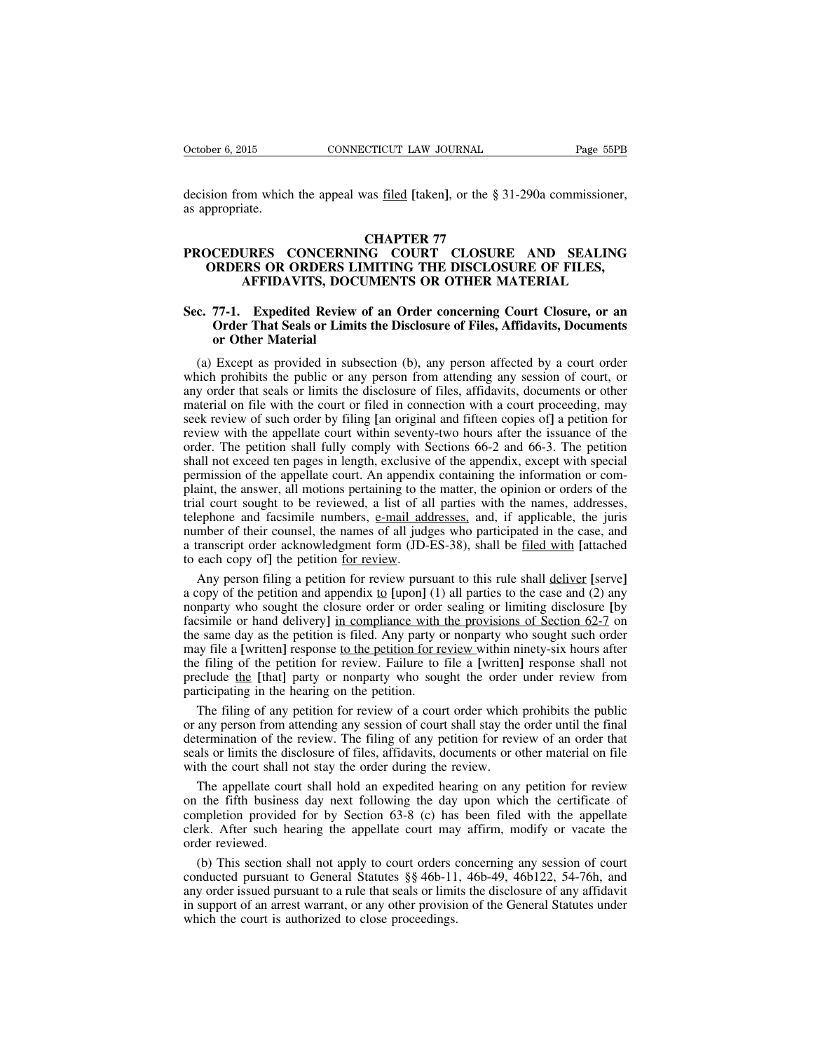decision from which the appeal was <u>filed</u> [taken], or the § 31-290a commissioner, as appropriate.

## CHAPTER 77
## PROCEDURES CONCERNING COURT CLOSURE AND SEALING ORDERS OR ORDERS LIMITING THE DISCLOSURE OF FILES, AFFIDAVITS, DOCUMENTS OR OTHER MATERIAL

### Sec. 77-1. Expedited Review of an Order concerning Court Closure, or an Order That Seals or Limits the Disclosure of Files, Affidavits, Documents or Other Material

(a) Except as provided in subsection (b), any person affected by a court order which prohibits the public or any person from attending any session of court, or any order that seals or limits the disclosure of files, affidavits, documents or other material on file with the court or filed in connection with a court proceeding, may seek review of such order by filing [an original and fifteen copies of] a petition for review with the appellate court within seventy-two hours after the issuance of the order. The petition shall fully comply with Sections 66-2 and 66-3. The petition shall not exceed ten pages in length, exclusive of the appendix, except with special permission of the appellate court. An appendix containing the information or complaint, the answer, all motions pertaining to the matter, the opinion or orders of the trial court sought to be reviewed, a list of all parties with the names, addresses, telephone and facsimile numbers, <u>e-mail addresses,</u> and, if applicable, the juris number of their counsel, the names of all judges who participated in the case, and a transcript order acknowledgment form (JD-ES-38), shall be <u>filed with</u> [attached to each copy of] the petition <u>for review</u>.

Any person filing a petition for review pursuant to this rule shall <u>deliver</u> [serve] a copy of the petition and appendix <u>to</u> [upon] (1) all parties to the case and (2) any nonparty who sought the closure order or order sealing or limiting disclosure [by facsimile or hand delivery] <u>in compliance with the provisions of Section 62-7</u> on the same day as the petition is filed. Any party or nonparty who sought such order may file a [written] response <u>to the petition for review</u> within ninety-six hours after the filing of the petition for review. Failure to file a [written] response shall not preclude <u>the</u> [that] party or nonparty who sought the order under review from participating in the hearing on the petition.

The filing of any petition for review of a court order which prohibits the public or any person from attending any session of court shall stay the order until the final determination of the review. The filing of any petition for review of an order that seals or limits the disclosure of files, affidavits, documents or other material on file with the court shall not stay the order during the review.

The appellate court shall hold an expedited hearing on any petition for review on the fifth business day next following the day upon which the certificate of completion provided for by Section 63-8 (c) has been filed with the appellate clerk. After such hearing the appellate court may affirm, modify or vacate the order reviewed.

(b) This section shall not apply to court orders concerning any session of court conducted pursuant to General Statutes §§ 46b-11, 46b-49, 46b122, 54-76h, and any order issued pursuant to a rule that seals or limits the disclosure of any affidavit in support of an arrest warrant, or any other provision of the General Statutes under which the court is authorized to close proceedings.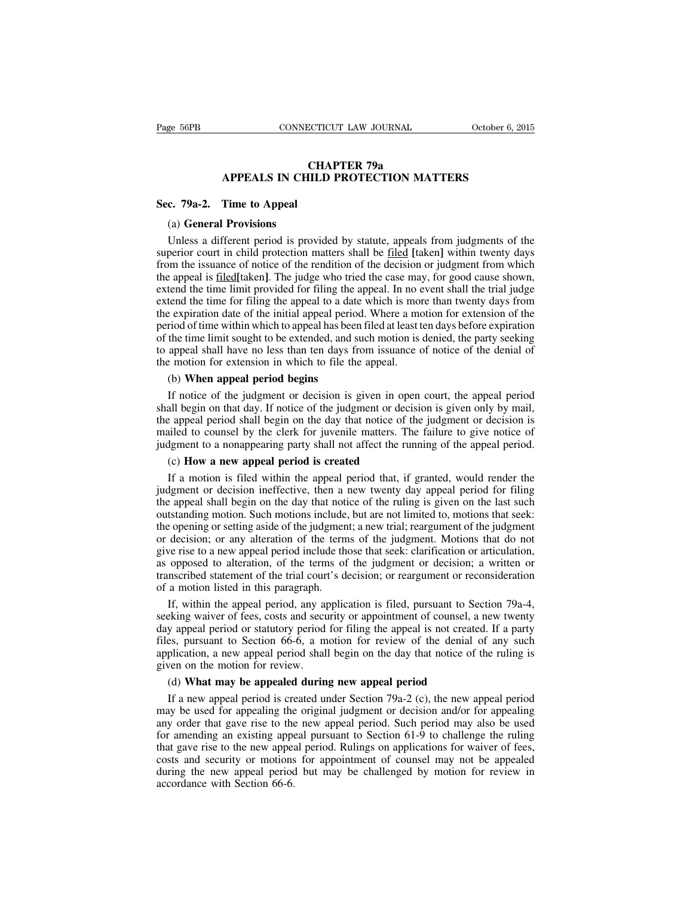# CHAPTER 79a
# APPEALS IN CHILD PROTECTION MATTERS

## Sec. 79a-2. Time to Appeal

(a) **General Provisions**

Unless a different period is provided by statute, appeals from judgments of the superior court in child protection matters shall be filed **[**taken**]** within twenty days from the issuance of notice of the rendition of the decision or judgment from which the appeal is filed**[**taken**]**. The judge who tried the case may, for good cause shown, extend the time limit provided for filing the appeal. In no event shall the trial judge extend the time for filing the appeal to a date which is more than twenty days from the expiration date of the initial appeal period. Where a motion for extension of the period of time within which to appeal has been filed at least ten days before expiration of the time limit sought to be extended, and such motion is denied, the party seeking to appeal shall have no less than ten days from issuance of notice of the denial of the motion for extension in which to file the appeal.

(b) **When appeal period begins**

If notice of the judgment or decision is given in open court, the appeal period shall begin on that day. If notice of the judgment or decision is given only by mail, the appeal period shall begin on the day that notice of the judgment or decision is mailed to counsel by the clerk for juvenile matters. The failure to give notice of judgment to a nonappearing party shall not affect the running of the appeal period.

(c) **How a new appeal period is created**

If a motion is filed within the appeal period that, if granted, would render the judgment or decision ineffective, then a new twenty day appeal period for filing the appeal shall begin on the day that notice of the ruling is given on the last such outstanding motion. Such motions include, but are not limited to, motions that seek: the opening or setting aside of the judgment; a new trial; reargument of the judgment or decision; or any alteration of the terms of the judgment. Motions that do not give rise to a new appeal period include those that seek: clarification or articulation, as opposed to alteration, of the terms of the judgment or decision; a written or transcribed statement of the trial court's decision; or reargument or reconsideration of a motion listed in this paragraph.

If, within the appeal period, any application is filed, pursuant to Section 79a-4, seeking waiver of fees, costs and security or appointment of counsel, a new twenty day appeal period or statutory period for filing the appeal is not created. If a party files, pursuant to Section 66-6, a motion for review of the denial of any such application, a new appeal period shall begin on the day that notice of the ruling is given on the motion for review.

(d) **What may be appealed during new appeal period**

If a new appeal period is created under Section 79a-2 (c), the new appeal period may be used for appealing the original judgment or decision and/or for appealing any order that gave rise to the new appeal period. Such period may also be used for amending an existing appeal pursuant to Section 61-9 to challenge the ruling that gave rise to the new appeal period. Rulings on applications for waiver of fees, costs and security or motions for appointment of counsel may not be appealed during the new appeal period but may be challenged by motion for review in accordance with Section 66-6.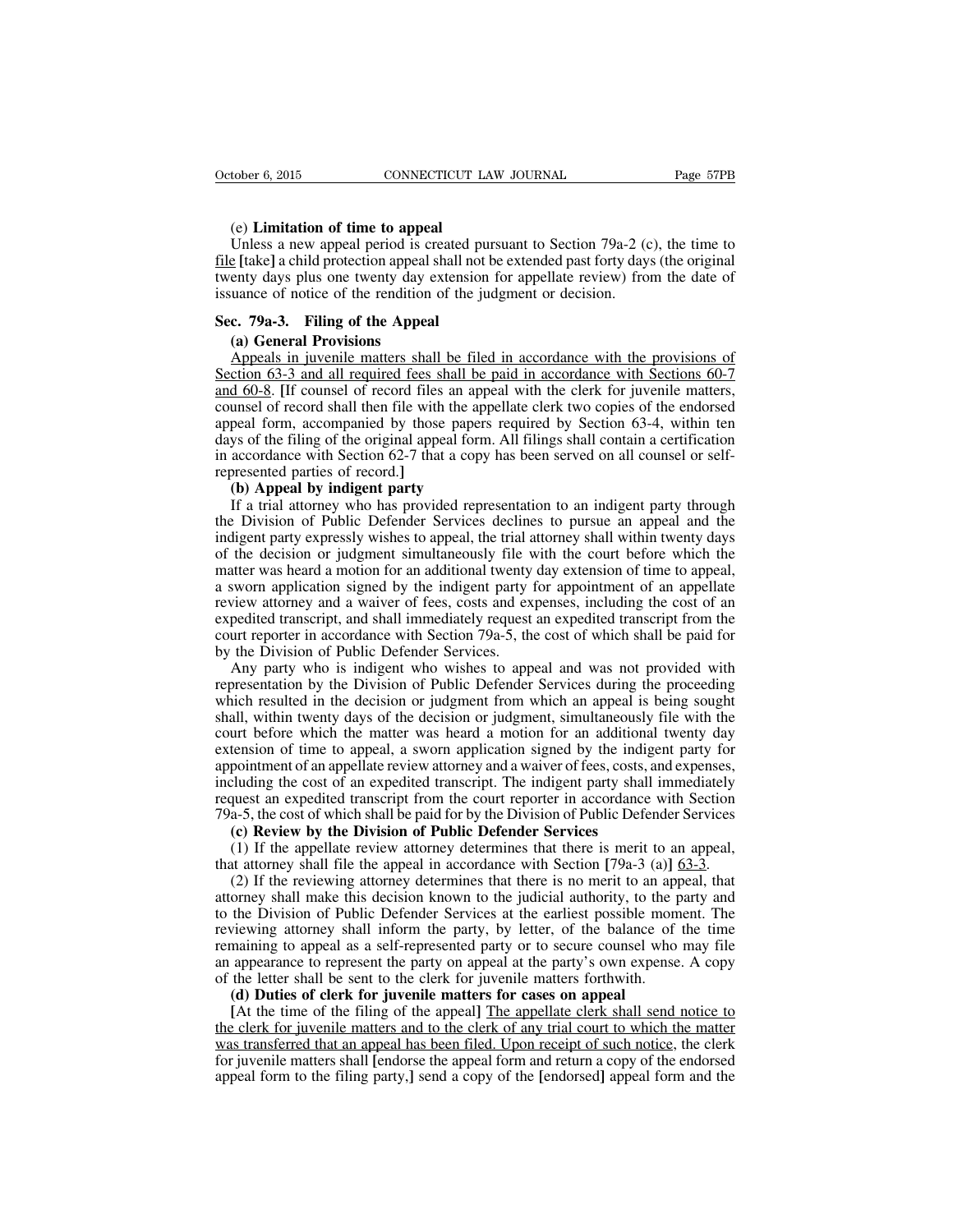(e) **Limitation of time to appeal**

Unless a new appeal period is created pursuant to Section 79a-2 (c), the time to file [take] a child protection appeal shall not be extended past forty days (the original twenty days plus one twenty day extension for appellate review) from the date of issuance of notice of the rendition of the judgment or decision.

## Sec. 79a-3. Filing of the Appeal

**(a) General Provisions**

Appeals in juvenile matters shall be filed in accordance with the provisions of Section 63-3 and all required fees shall be paid in accordance with Sections 60-7 and 60-8. [If counsel of record files an appeal with the clerk for juvenile matters, counsel of record shall then file with the appellate clerk two copies of the endorsed appeal form, accompanied by those papers required by Section 63-4, within ten days of the filing of the original appeal form. All filings shall contain a certification in accordance with Section 62-7 that a copy has been served on all counsel or self-represented parties of record.]

**(b) Appeal by indigent party**

If a trial attorney who has provided representation to an indigent party through the Division of Public Defender Services declines to pursue an appeal and the indigent party expressly wishes to appeal, the trial attorney shall within twenty days of the decision or judgment simultaneously file with the court before which the matter was heard a motion for an additional twenty day extension of time to appeal, a sworn application signed by the indigent party for appointment of an appellate review attorney and a waiver of fees, costs and expenses, including the cost of an expedited transcript, and shall immediately request an expedited transcript from the court reporter in accordance with Section 79a-5, the cost of which shall be paid for by the Division of Public Defender Services.

Any party who is indigent who wishes to appeal and was not provided with representation by the Division of Public Defender Services during the proceeding which resulted in the decision or judgment from which an appeal is being sought shall, within twenty days of the decision or judgment, simultaneously file with the court before which the matter was heard a motion for an additional twenty day extension of time to appeal, a sworn application signed by the indigent party for appointment of an appellate review attorney and a waiver of fees, costs, and expenses, including the cost of an expedited transcript. The indigent party shall immediately request an expedited transcript from the court reporter in accordance with Section 79a-5, the cost of which shall be paid for by the Division of Public Defender Services

**(c) Review by the Division of Public Defender Services**

(1) If the appellate review attorney determines that there is merit to an appeal, that attorney shall file the appeal in accordance with Section [79a-3 (a)] 63-3.

(2) If the reviewing attorney determines that there is no merit to an appeal, that attorney shall make this decision known to the judicial authority, to the party and to the Division of Public Defender Services at the earliest possible moment. The reviewing attorney shall inform the party, by letter, of the balance of the time remaining to appeal as a self-represented party or to secure counsel who may file an appearance to represent the party on appeal at the party's own expense. A copy of the letter shall be sent to the clerk for juvenile matters forthwith.

**(d) Duties of clerk for juvenile matters for cases on appeal**

[At the time of the filing of the appeal] The appellate clerk shall send notice to the clerk for juvenile matters and to the clerk of any trial court to which the matter was transferred that an appeal has been filed. Upon receipt of such notice, the clerk for juvenile matters shall [endorse the appeal form and return a copy of the endorsed appeal form to the filing party,] send a copy of the [endorsed] appeal form and the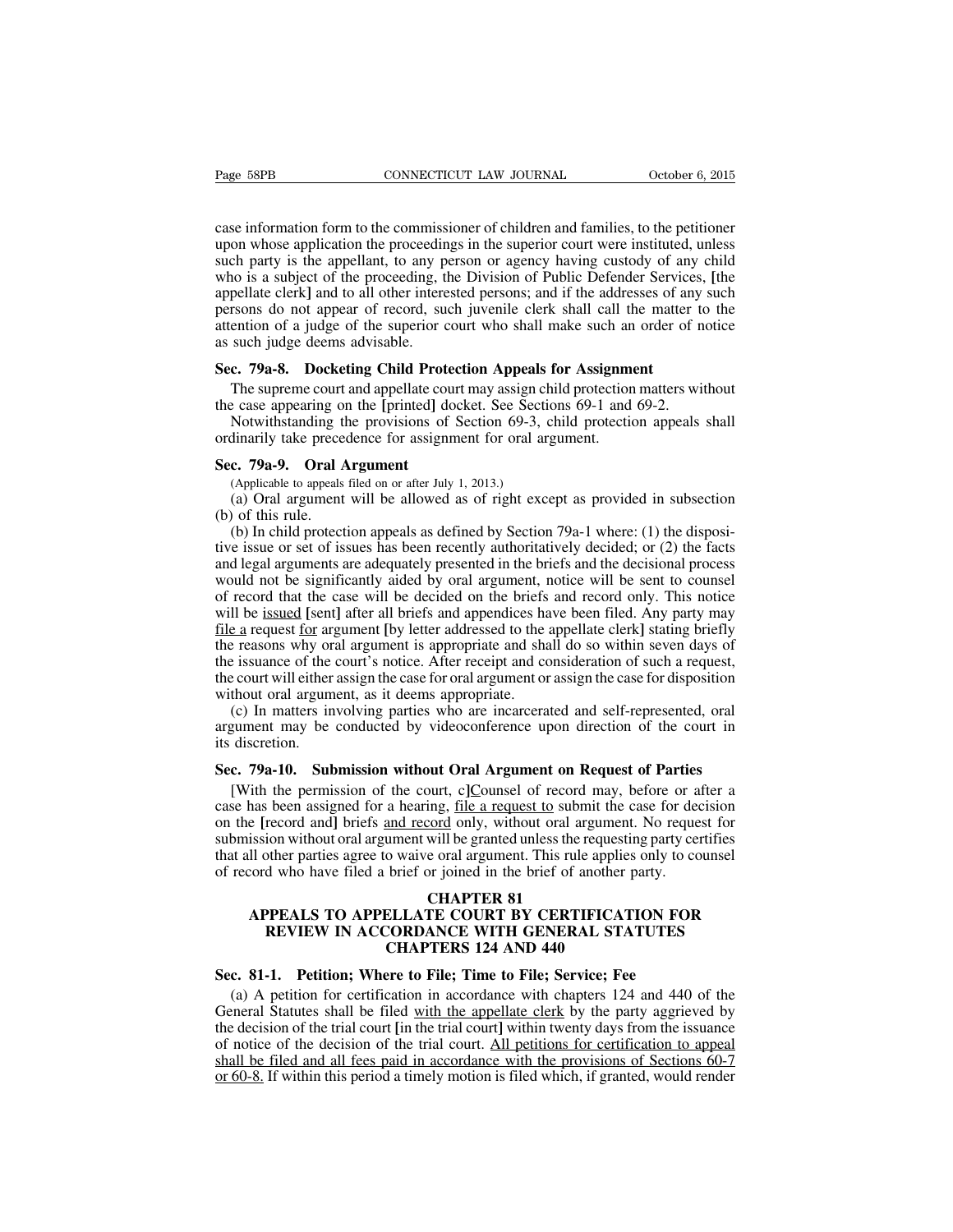case information form to the commissioner of children and families, to the petitioner upon whose application the proceedings in the superior court were instituted, unless such party is the appellant, to any person or agency having custody of any child who is a subject of the proceeding, the Division of Public Defender Services, [the appellate clerk] and to all other interested persons; and if the addresses of any such persons do not appear of record, such juvenile clerk shall call the matter to the attention of a judge of the superior court who shall make such an order of notice as such judge deems advisable.

**Sec. 79a-8. Docketing Child Protection Appeals for Assignment**

The supreme court and appellate court may assign child protection matters without the case appearing on the [printed] docket. See Sections 69-1 and 69-2.

Notwithstanding the provisions of Section 69-3, child protection appeals shall ordinarily take precedence for assignment for oral argument.

**Sec. 79a-9. Oral Argument**

(Applicable to appeals filed on or after July 1, 2013.)

(a) Oral argument will be allowed as of right except as provided in subsection (b) of this rule.

(b) In child protection appeals as defined by Section 79a-1 where: (1) the dispositive issue or set of issues has been recently authoritatively decided; or (2) the facts and legal arguments are adequately presented in the briefs and the decisional process would not be significantly aided by oral argument, notice will be sent to counsel of record that the case will be decided on the briefs and record only. This notice will be <u>issued</u> [sent] after all briefs and appendices have been filed. Any party may <u>file a</u> request <u>for</u> argument [by letter addressed to the appellate clerk] stating briefly the reasons why oral argument is appropriate and shall do so within seven days of the issuance of the court's notice. After receipt and consideration of such a request, the court will either assign the case for oral argument or assign the case for disposition without oral argument, as it deems appropriate.

(c) In matters involving parties who are incarcerated and self-represented, oral argument may be conducted by videoconference upon direction of the court in its discretion.

**Sec. 79a-10. Submission without Oral Argument on Request of Parties**

[With the permission of the court, c]<u>C</u>ounsel of record may, before or after a case has been assigned for a hearing, <u>file a request to</u> submit the case for decision on the [record and] briefs <u>and record</u> only, without oral argument. No request for submission without oral argument will be granted unless the requesting party certifies that all other parties agree to waive oral argument. This rule applies only to counsel of record who have filed a brief or joined in the brief of another party.

## CHAPTER 81
## APPEALS TO APPELLATE COURT BY CERTIFICATION FOR REVIEW IN ACCORDANCE WITH GENERAL STATUTES CHAPTERS 124 AND 440

**Sec. 81-1. Petition; Where to File; Time to File; Service; Fee**

(a) A petition for certification in accordance with chapters 124 and 440 of the General Statutes shall be filed <u>with the appellate clerk</u> by the party aggrieved by the decision of the trial court [in the trial court] within twenty days from the issuance of notice of the decision of the trial court. <u>All petitions for certification to appeal shall be filed and all fees paid in accordance with the provisions of Sections 60-7 or 60-8.</u> If within this period a timely motion is filed which, if granted, would render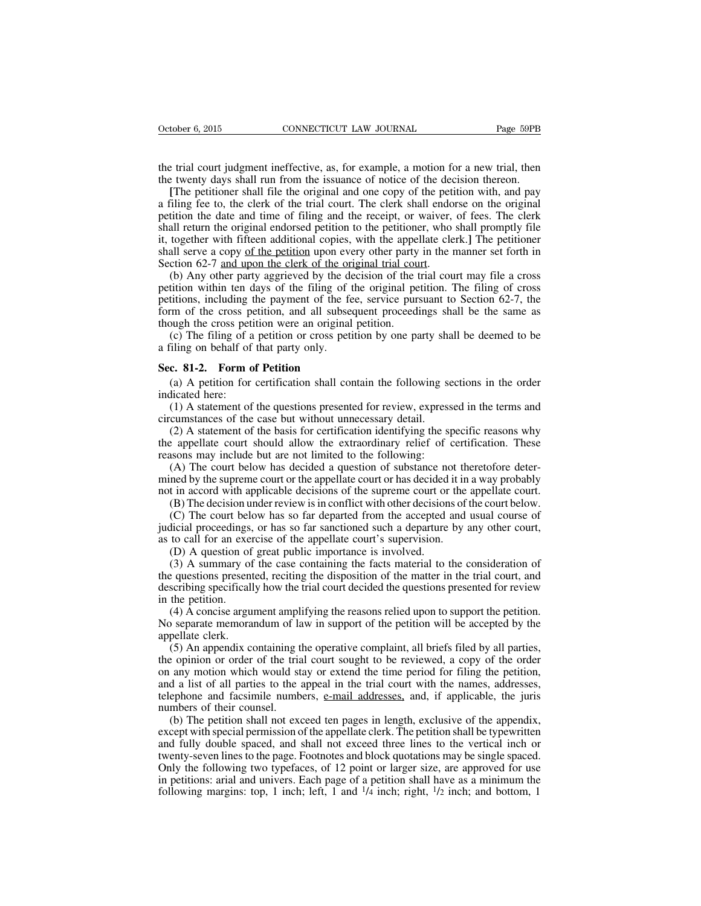the trial court judgment ineffective, as, for example, a motion for a new trial, then the twenty days shall run from the issuance of notice of the decision thereon.

**[**The petitioner shall file the original and one copy of the petition with, and pay a filing fee to, the clerk of the trial court. The clerk shall endorse on the original petition the date and time of filing and the receipt, or waiver, of fees. The clerk shall return the original endorsed petition to the petitioner, who shall promptly file it, together with fifteen additional copies, with the appellate clerk.**]** The petitioner shall serve a copy <u>of the petition</u> upon every other party in the manner set forth in Section 62-7 <u>and upon the clerk of the original trial court</u>.

(b) Any other party aggrieved by the decision of the trial court may file a cross petition within ten days of the filing of the original petition. The filing of cross petitions, including the payment of the fee, service pursuant to Section 62-7, the form of the cross petition, and all subsequent proceedings shall be the same as though the cross petition were an original petition.

(c) The filing of a petition or cross petition by one party shall be deemed to be a filing on behalf of that party only.

**Sec. 81-2. Form of Petition**

(a) A petition for certification shall contain the following sections in the order indicated here:

(1) A statement of the questions presented for review, expressed in the terms and circumstances of the case but without unnecessary detail.

(2) A statement of the basis for certification identifying the specific reasons why the appellate court should allow the extraordinary relief of certification. These reasons may include but are not limited to the following:

(A) The court below has decided a question of substance not theretofore determined by the supreme court or the appellate court or has decided it in a way probably not in accord with applicable decisions of the supreme court or the appellate court.

(B) The decision under review is in conflict with other decisions of the court below.

(C) The court below has so far departed from the accepted and usual course of judicial proceedings, or has so far sanctioned such a departure by any other court, as to call for an exercise of the appellate court's supervision.

(D) A question of great public importance is involved.

(3) A summary of the case containing the facts material to the consideration of the questions presented, reciting the disposition of the matter in the trial court, and describing specifically how the trial court decided the questions presented for review in the petition.

(4) A concise argument amplifying the reasons relied upon to support the petition. No separate memorandum of law in support of the petition will be accepted by the appellate clerk.

(5) An appendix containing the operative complaint, all briefs filed by all parties, the opinion or order of the trial court sought to be reviewed, a copy of the order on any motion which would stay or extend the time period for filing the petition, and a list of all parties to the appeal in the trial court with the names, addresses, telephone and facsimile numbers, <u>e-mail addresses,</u> and, if applicable, the juris numbers of their counsel.

(b) The petition shall not exceed ten pages in length, exclusive of the appendix, except with special permission of the appellate clerk. The petition shall be typewritten and fully double spaced, and shall not exceed three lines to the vertical inch or twenty-seven lines to the page. Footnotes and block quotations may be single spaced. Only the following two typefaces, of 12 point or larger size, are approved for use in petitions: arial and univers. Each page of a petition shall have as a minimum the following margins: top, 1 inch; left, 1 and 1/4 inch; right, 1/2 inch; and bottom, 1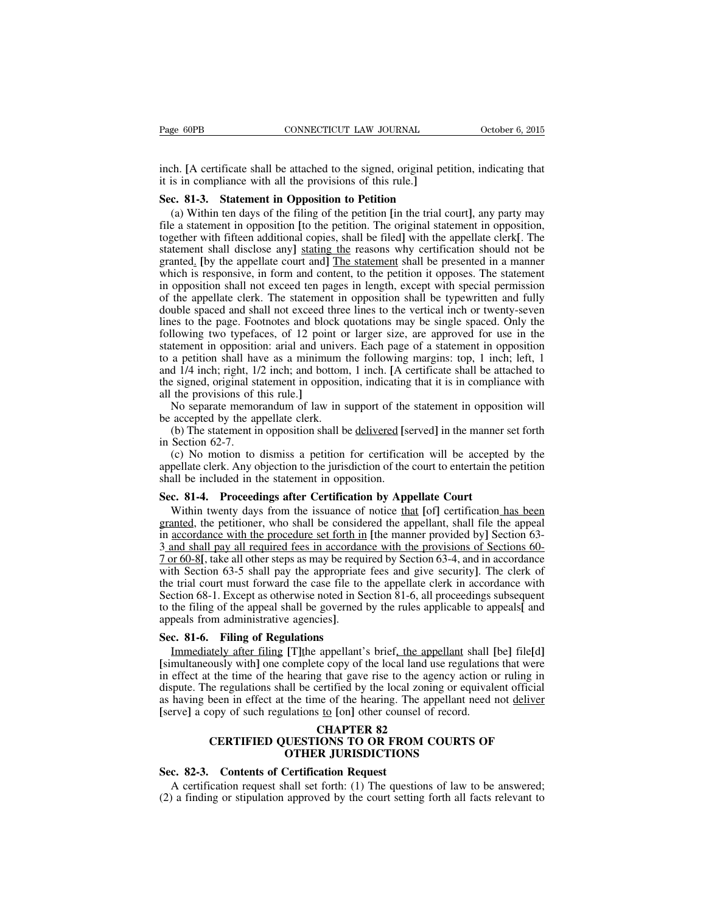inch. [A certificate shall be attached to the signed, original petition, indicating that it is in compliance with all the provisions of this rule.]

**Sec. 81-3. Statement in Opposition to Petition**

(a) Within ten days of the filing of the petition [in the trial court], any party may file a statement in opposition [to the petition. The original statement in opposition, together with fifteen additional copies, shall be filed] with the appellate clerk[. The statement shall disclose any] <u>stating the</u> reasons why certification should not be granted<u>.</u> [by the appellate court and] <u>The statement</u> shall be presented in a manner which is responsive, in form and content, to the petition it opposes. The statement in opposition shall not exceed ten pages in length, except with special permission of the appellate clerk. The statement in opposition shall be typewritten and fully double spaced and shall not exceed three lines to the vertical inch or twenty-seven lines to the page. Footnotes and block quotations may be single spaced. Only the following two typefaces, of 12 point or larger size, are approved for use in the statement in opposition: arial and univers. Each page of a statement in opposition to a petition shall have as a minimum the following margins: top, 1 inch; left, 1 and 1/4 inch; right, 1/2 inch; and bottom, 1 inch. [A certificate shall be attached to the signed, original statement in opposition, indicating that it is in compliance with all the provisions of this rule.]

No separate memorandum of law in support of the statement in opposition will be accepted by the appellate clerk.

(b) The statement in opposition shall be <u>delivered</u> [served] in the manner set forth in Section 62-7.

(c) No motion to dismiss a petition for certification will be accepted by the appellate clerk. Any objection to the jurisdiction of the court to entertain the petition shall be included in the statement in opposition.

**Sec. 81-4. Proceedings after Certification by Appellate Court**

Within twenty days from the issuance of notice <u>that</u> [of] certification <u>has been granted</u>, the petitioner, who shall be considered the appellant, shall file the appeal in <u>accordance with the procedure set forth in</u> [the manner provided by] Section 63-3 <u>and shall pay all required fees in accordance with the provisions of Sections 60-7 or 60-8</u>[, take all other steps as may be required by Section 63-4, and in accordance with Section 63-5 shall pay the appropriate fees and give security]. The clerk of the trial court must forward the case file to the appellate clerk in accordance with Section 68-1. Except as otherwise noted in Section 81-6, all proceedings subsequent to the filing of the appeal shall be governed by the rules applicable to appeals[ and appeals from administrative agencies].

**Sec. 81-6. Filing of Regulations**

<u>Immediately after filing</u> [T]the appellant's brief<u>, the appellant</u> shall [be] file[d] [simultaneously with] one complete copy of the local land use regulations that were in effect at the time of the hearing that gave rise to the agency action or ruling in dispute. The regulations shall be certified by the local zoning or equivalent official as having been in effect at the time of the hearing. The appellant need not <u>deliver</u> [serve] a copy of such regulations <u>to</u> [on] other counsel of record.

## CHAPTER 82
## CERTIFIED QUESTIONS TO OR FROM COURTS OF OTHER JURISDICTIONS

**Sec. 82-3. Contents of Certification Request**

A certification request shall set forth: (1) The questions of law to be answered; (2) a finding or stipulation approved by the court setting forth all facts relevant to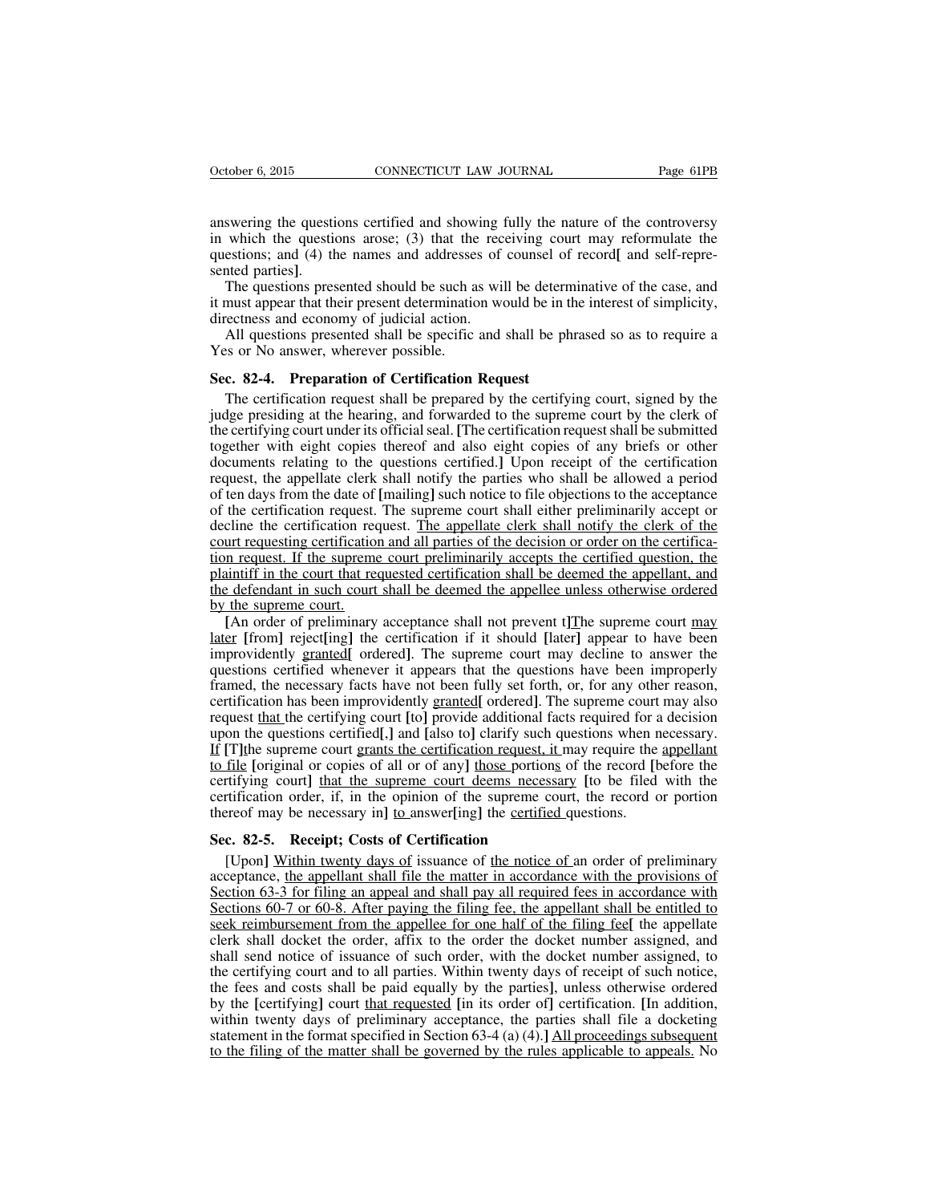answering the questions certified and showing fully the nature of the controversy in which the questions arose; (3) that the receiving court may reformulate the questions; and (4) the names and addresses of counsel of record[ and self-represented parties].

The questions presented should be such as will be determinative of the case, and it must appear that their present determination would be in the interest of simplicity, directness and economy of judicial action.

All questions presented shall be specific and shall be phrased so as to require a Yes or No answer, wherever possible.

### Sec. 82-4. Preparation of Certification Request

The certification request shall be prepared by the certifying court, signed by the judge presiding at the hearing, and forwarded to the supreme court by the clerk of the certifying court under its official seal. [The certification request shall be submitted together with eight copies thereof and also eight copies of any briefs or other documents relating to the questions certified.] Upon receipt of the certification request, the appellate clerk shall notify the parties who shall be allowed a period of ten days from the date of [mailing] such notice to file objections to the acceptance of the certification request. The supreme court shall either preliminarily accept or decline the certification request. The appellate clerk shall notify the clerk of the court requesting certification and all parties of the decision or order on the certification request. If the supreme court preliminarily accepts the certified question, the plaintiff in the court that requested certification shall be deemed the appellant, and the defendant in such court shall be deemed the appellee unless otherwise ordered by the supreme court.

[An order of preliminary acceptance shall not prevent t]The supreme court may later [from] reject[ing] the certification if it should [later] appear to have been improvidently granted[ ordered]. The supreme court may decline to answer the questions certified whenever it appears that the questions have been improperly framed, the necessary facts have not been fully set forth, or, for any other reason, certification has been improvidently granted[ ordered]. The supreme court may also request that the certifying court [to] provide additional facts required for a decision upon the questions certified[,] and [also to] clarify such questions when necessary. If [T]the supreme court grants the certification request, it may require the appellant to file [original or copies of all or of any] those portions of the record [before the certifying court] that the supreme court deems necessary [to be filed with the certification order, if, in the opinion of the supreme court, the record or portion thereof may be necessary in] to answer[ing] the certified questions.

### Sec. 82-5. Receipt; Costs of Certification

[Upon] Within twenty days of issuance of the notice of an order of preliminary acceptance, the appellant shall file the matter in accordance with the provisions of Section 63-3 for filing an appeal and shall pay all required fees in accordance with Sections 60-7 or 60-8. After paying the filing fee, the appellant shall be entitled to seek reimbursement from the appellee for one half of the filing fee[ the appellate clerk shall docket the order, affix to the order the docket number assigned, and shall send notice of issuance of such order, with the docket number assigned, to the certifying court and to all parties. Within twenty days of receipt of such notice, the fees and costs shall be paid equally by the parties], unless otherwise ordered by the [certifying] court that requested [in its order of] certification. [In addition, within twenty days of preliminary acceptance, the parties shall file a docketing statement in the format specified in Section 63-4 (a) (4).] All proceedings subsequent to the filing of the matter shall be governed by the rules applicable to appeals. No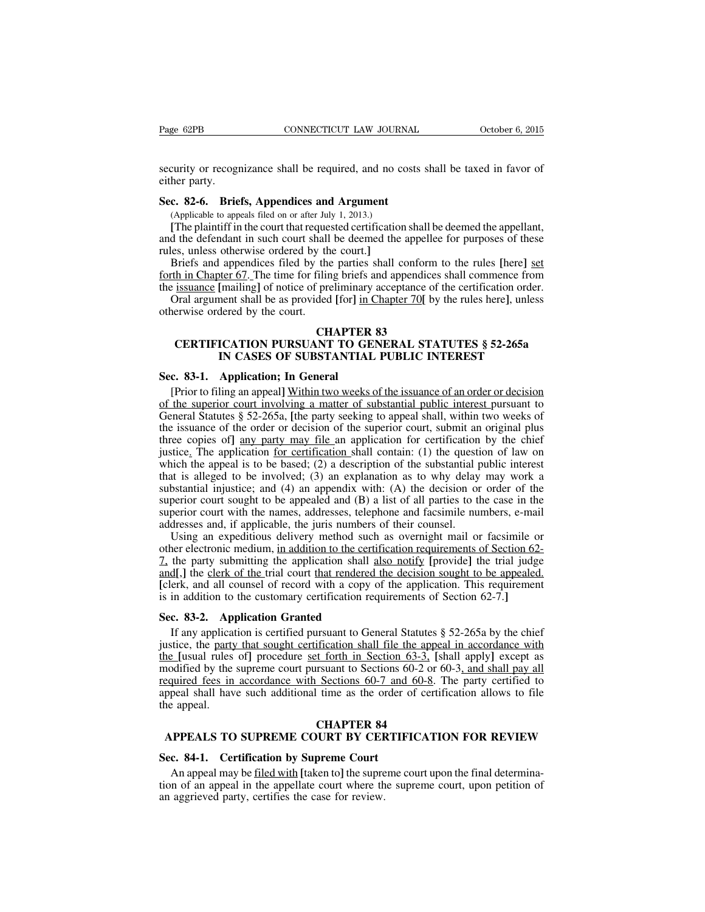security or recognizance shall be required, and no costs shall be taxed in favor of either party.

**Sec. 82-6. Briefs, Appendices and Argument**

(Applicable to appeals filed on or after July 1, 2013.)

[The plaintiff in the court that requested certification shall be deemed the appellant, and the defendant in such court shall be deemed the appellee for purposes of these rules, unless otherwise ordered by the court.]

Briefs and appendices filed by the parties shall conform to the rules [here] set forth in Chapter 67. The time for filing briefs and appendices shall commence from the issuance [mailing] of notice of preliminary acceptance of the certification order.

Oral argument shall be as provided [for] in Chapter 70[ by the rules here], unless otherwise ordered by the court.

## CHAPTER 83
## CERTIFICATION PURSUANT TO GENERAL STATUTES § 52-265a IN CASES OF SUBSTANTIAL PUBLIC INTEREST

**Sec. 83-1. Application; In General**

[Prior to filing an appeal] Within two weeks of the issuance of an order or decision of the superior court involving a matter of substantial public interest pursuant to General Statutes § 52-265a, [the party seeking to appeal shall, within two weeks of the issuance of the order or decision of the superior court, submit an original plus three copies of] any party may file an application for certification by the chief justice. The application for certification shall contain: (1) the question of law on which the appeal is to be based; (2) a description of the substantial public interest that is alleged to be involved; (3) an explanation as to why delay may work a substantial injustice; and (4) an appendix with: (A) the decision or order of the superior court sought to be appealed and (B) a list of all parties to the case in the superior court with the names, addresses, telephone and facsimile numbers, e-mail addresses and, if applicable, the juris numbers of their counsel.

Using an expeditious delivery method such as overnight mail or facsimile or other electronic medium, in addition to the certification requirements of Section 62-7, the party submitting the application shall also notify [provide] the trial judge and[,] the clerk of the trial court that rendered the decision sought to be appealed. [clerk, and all counsel of record with a copy of the application. This requirement is in addition to the customary certification requirements of Section 62-7.]

**Sec. 83-2. Application Granted**

If any application is certified pursuant to General Statutes § 52-265a by the chief justice, the party that sought certification shall file the appeal in accordance with the [usual rules of] procedure set forth in Section 63-3, [shall apply] except as modified by the supreme court pursuant to Sections 60-2 or 60-3, and shall pay all required fees in accordance with Sections 60-7 and 60-8. The party certified to appeal shall have such additional time as the order of certification allows to file the appeal.

## CHAPTER 84
## APPEALS TO SUPREME COURT BY CERTIFICATION FOR REVIEW

**Sec. 84-1. Certification by Supreme Court**

An appeal may be filed with [taken to] the supreme court upon the final determination of an appeal in the appellate court where the supreme court, upon petition of an aggrieved party, certifies the case for review.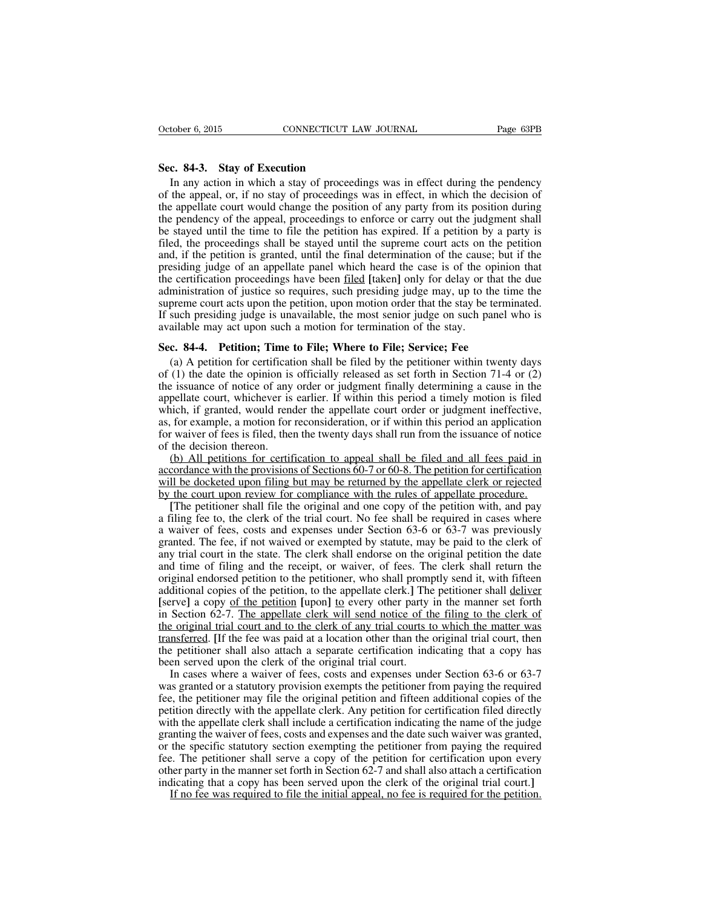**Sec. 84-3. Stay of Execution**

In any action in which a stay of proceedings was in effect during the pendency of the appeal, or, if no stay of proceedings was in effect, in which the decision of the appellate court would change the position of any party from its position during the pendency of the appeal, proceedings to enforce or carry out the judgment shall be stayed until the time to file the petition has expired. If a petition by a party is filed, the proceedings shall be stayed until the supreme court acts on the petition and, if the petition is granted, until the final determination of the cause; but if the presiding judge of an appellate panel which heard the case is of the opinion that the certification proceedings have been <u>filed</u> [taken] only for delay or that the due administration of justice so requires, such presiding judge may, up to the time the supreme court acts upon the petition, upon motion order that the stay be terminated. If such presiding judge is unavailable, the most senior judge on such panel who is available may act upon such a motion for termination of the stay.

**Sec. 84-4. Petition; Time to File; Where to File; Service; Fee**

(a) A petition for certification shall be filed by the petitioner within twenty days of (1) the date the opinion is officially released as set forth in Section 71-4 or (2) the issuance of notice of any order or judgment finally determining a cause in the appellate court, whichever is earlier. If within this period a timely motion is filed which, if granted, would render the appellate court order or judgment ineffective, as, for example, a motion for reconsideration, or if within this period an application for waiver of fees is filed, then the twenty days shall run from the issuance of notice of the decision thereon.

<u>(b) All petitions for certification to appeal shall be filed and all fees paid in accordance with the provisions of Sections 60-7 or 60-8. The petition for certification will be docketed upon filing but may be returned by the appellate clerk or rejected by the court upon review for compliance with the rules of appellate procedure.</u>

[The petitioner shall file the original and one copy of the petition with, and pay a filing fee to, the clerk of the trial court. No fee shall be required in cases where a waiver of fees, costs and expenses under Section 63-6 or 63-7 was previously granted. The fee, if not waived or exempted by statute, may be paid to the clerk of any trial court in the state. The clerk shall endorse on the original petition the date and time of filing and the receipt, or waiver, of fees. The clerk shall return the original endorsed petition to the petitioner, who shall promptly send it, with fifteen additional copies of the petition, to the appellate clerk.] The petitioner shall <u>deliver</u> [serve] a copy <u>of the petition</u> [upon] <u>to</u> every other party in the manner set forth in Section 62-7. <u>The appellate clerk will send notice of the filing to the clerk of the original trial court and to the clerk of any trial courts to which the matter was transferred</u>. [If the fee was paid at a location other than the original trial court, then the petitioner shall also attach a separate certification indicating that a copy has been served upon the clerk of the original trial court.

In cases where a waiver of fees, costs and expenses under Section 63-6 or 63-7 was granted or a statutory provision exempts the petitioner from paying the required fee, the petitioner may file the original petition and fifteen additional copies of the petition directly with the appellate clerk. Any petition for certification filed directly with the appellate clerk shall include a certification indicating the name of the judge granting the waiver of fees, costs and expenses and the date such waiver was granted, or the specific statutory section exempting the petitioner from paying the required fee. The petitioner shall serve a copy of the petition for certification upon every other party in the manner set forth in Section 62-7 and shall also attach a certification indicating that a copy has been served upon the clerk of the original trial court.]

<u>If no fee was required to file the initial appeal, no fee is required for the petition.</u>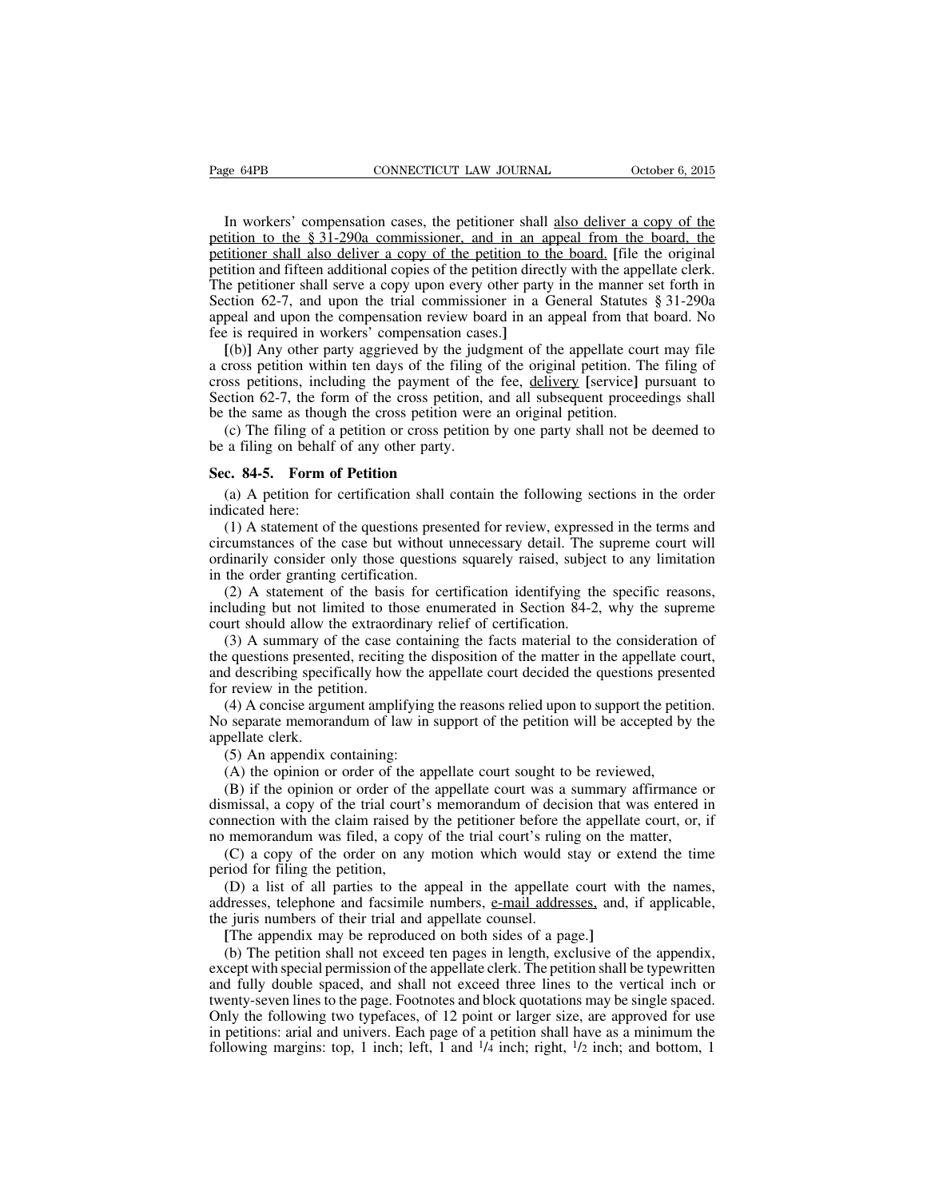In workers' compensation cases, the petitioner shall also deliver a copy of the petition to the § 31-290a commissioner, and in an appeal from the board, the petitioner shall also deliver a copy of the petition to the board. [file the original petition and fifteen additional copies of the petition directly with the appellate clerk. The petitioner shall serve a copy upon every other party in the manner set forth in Section 62-7, and upon the trial commissioner in a General Statutes § 31-290a appeal and upon the compensation review board in an appeal from that board. No fee is required in workers' compensation cases.]

[(b)] Any other party aggrieved by the judgment of the appellate court may file a cross petition within ten days of the filing of the original petition. The filing of cross petitions, including the payment of the fee, delivery [service] pursuant to Section 62-7, the form of the cross petition, and all subsequent proceedings shall be the same as though the cross petition were an original petition.

(c) The filing of a petition or cross petition by one party shall not be deemed to be a filing on behalf of any other party.

**Sec. 84-5. Form of Petition**

(a) A petition for certification shall contain the following sections in the order indicated here:

(1) A statement of the questions presented for review, expressed in the terms and circumstances of the case but without unnecessary detail. The supreme court will ordinarily consider only those questions squarely raised, subject to any limitation in the order granting certification.

(2) A statement of the basis for certification identifying the specific reasons, including but not limited to those enumerated in Section 84-2, why the supreme court should allow the extraordinary relief of certification.

(3) A summary of the case containing the facts material to the consideration of the questions presented, reciting the disposition of the matter in the appellate court, and describing specifically how the appellate court decided the questions presented for review in the petition.

(4) A concise argument amplifying the reasons relied upon to support the petition. No separate memorandum of law in support of the petition will be accepted by the appellate clerk.

(5) An appendix containing:

(A) the opinion or order of the appellate court sought to be reviewed,

(B) if the opinion or order of the appellate court was a summary affirmance or dismissal, a copy of the trial court's memorandum of decision that was entered in connection with the claim raised by the petitioner before the appellate court, or, if no memorandum was filed, a copy of the trial court's ruling on the matter,

(C) a copy of the order on any motion which would stay or extend the time period for filing the petition,

(D) a list of all parties to the appeal in the appellate court with the names, addresses, telephone and facsimile numbers, e-mail addresses, and, if applicable, the juris numbers of their trial and appellate counsel.

[The appendix may be reproduced on both sides of a page.]

(b) The petition shall not exceed ten pages in length, exclusive of the appendix, except with special permission of the appellate clerk. The petition shall be typewritten and fully double spaced, and shall not exceed three lines to the vertical inch or twenty-seven lines to the page. Footnotes and block quotations may be single spaced. Only the following two typefaces, of 12 point or larger size, are approved for use in petitions: arial and univers. Each page of a petition shall have as a minimum the following margins: top, 1 inch; left, 1 and 1/4 inch; right, 1/2 inch; and bottom, 1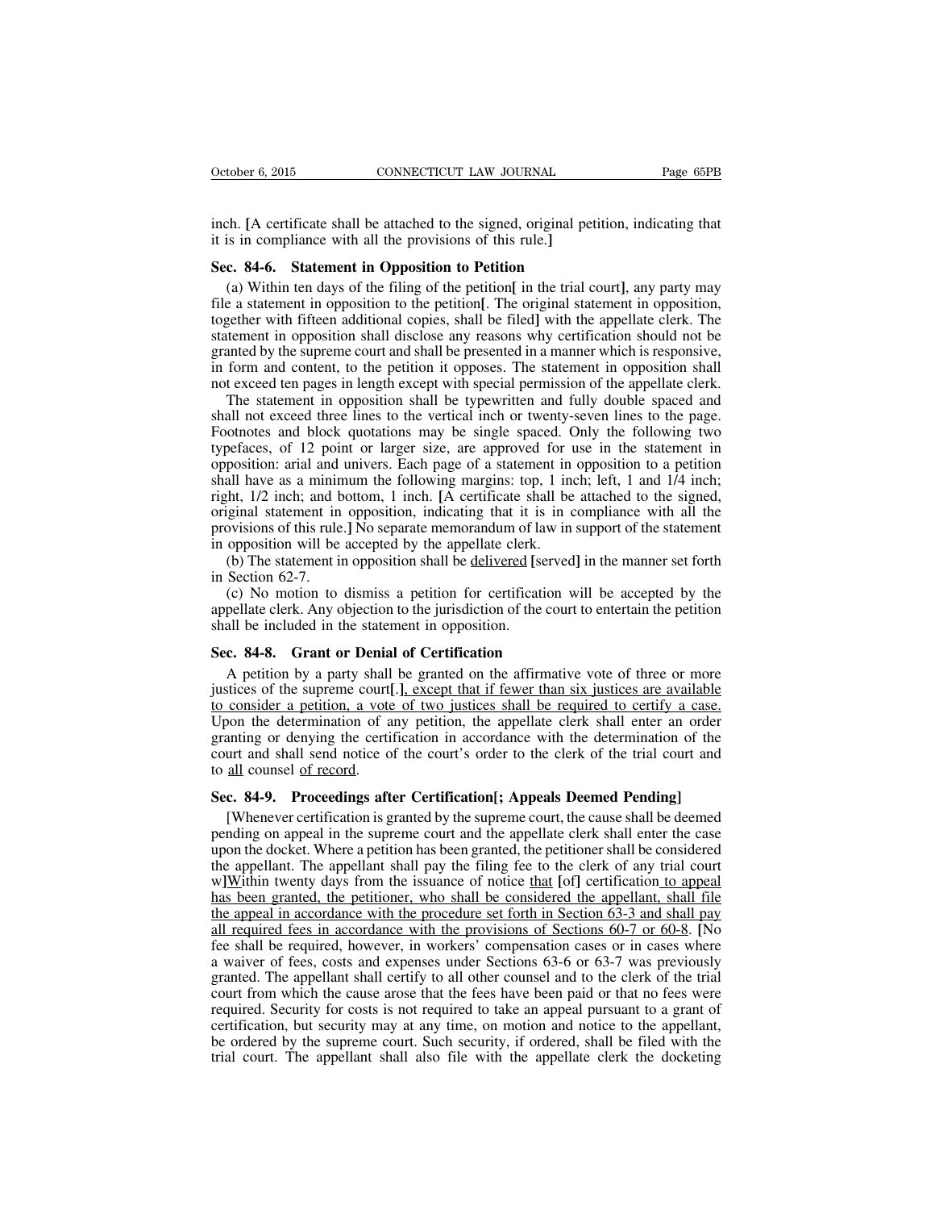inch. [A certificate shall be attached to the signed, original petition, indicating that it is in compliance with all the provisions of this rule.]

**Sec. 84-6. Statement in Opposition to Petition**

(a) Within ten days of the filing of the petition[ in the trial court], any party may file a statement in opposition to the petition[. The original statement in opposition, together with fifteen additional copies, shall be filed] with the appellate clerk. The statement in opposition shall disclose any reasons why certification should not be granted by the supreme court and shall be presented in a manner which is responsive, in form and content, to the petition it opposes. The statement in opposition shall not exceed ten pages in length except with special permission of the appellate clerk.

The statement in opposition shall be typewritten and fully double spaced and shall not exceed three lines to the vertical inch or twenty-seven lines to the page. Footnotes and block quotations may be single spaced. Only the following two typefaces, of 12 point or larger size, are approved for use in the statement in opposition: arial and univers. Each page of a statement in opposition to a petition shall have as a minimum the following margins: top, 1 inch; left, 1 and 1/4 inch; right, 1/2 inch; and bottom, 1 inch. [A certificate shall be attached to the signed, original statement in opposition, indicating that it is in compliance with all the provisions of this rule.] No separate memorandum of law in support of the statement in opposition will be accepted by the appellate clerk.

(b) The statement in opposition shall be <u>delivered</u> [served] in the manner set forth in Section 62-7.

(c) No motion to dismiss a petition for certification will be accepted by the appellate clerk. Any objection to the jurisdiction of the court to entertain the petition shall be included in the statement in opposition.

**Sec. 84-8. Grant or Denial of Certification**

A petition by a party shall be granted on the affirmative vote of three or more justices of the supreme court[.]<u>, except that if fewer than six justices are available to consider a petition, a vote of two justices shall be required to certify a case.</u> Upon the determination of any petition, the appellate clerk shall enter an order granting or denying the certification in accordance with the determination of the court and shall send notice of the court's order to the clerk of the trial court and to <u>all</u> counsel <u>of record</u>.

**Sec. 84-9. Proceedings after Certification[; Appeals Deemed Pending]**

[Whenever certification is granted by the supreme court, the cause shall be deemed pending on appeal in the supreme court and the appellate clerk shall enter the case upon the docket. Where a petition has been granted, the petitioner shall be considered the appellant. The appellant shall pay the filing fee to the clerk of any trial court w]<u>W</u>ithin twenty days from the issuance of notice <u>that</u> [of] certification<u> to appeal has been granted, the petitioner, who shall be considered the appellant, shall file the appeal in accordance with the procedure set forth in Section 63-3 and shall pay all required fees in accordance with the provisions of Sections 60-7 or 60-8</u>. [No fee shall be required, however, in workers' compensation cases or in cases where a waiver of fees, costs and expenses under Sections 63-6 or 63-7 was previously granted. The appellant shall certify to all other counsel and to the clerk of the trial court from which the cause arose that the fees have been paid or that no fees were required. Security for costs is not required to take an appeal pursuant to a grant of certification, but security may at any time, on motion and notice to the appellant, be ordered by the supreme court. Such security, if ordered, shall be filed with the trial court. The appellant shall also file with the appellate clerk the docketing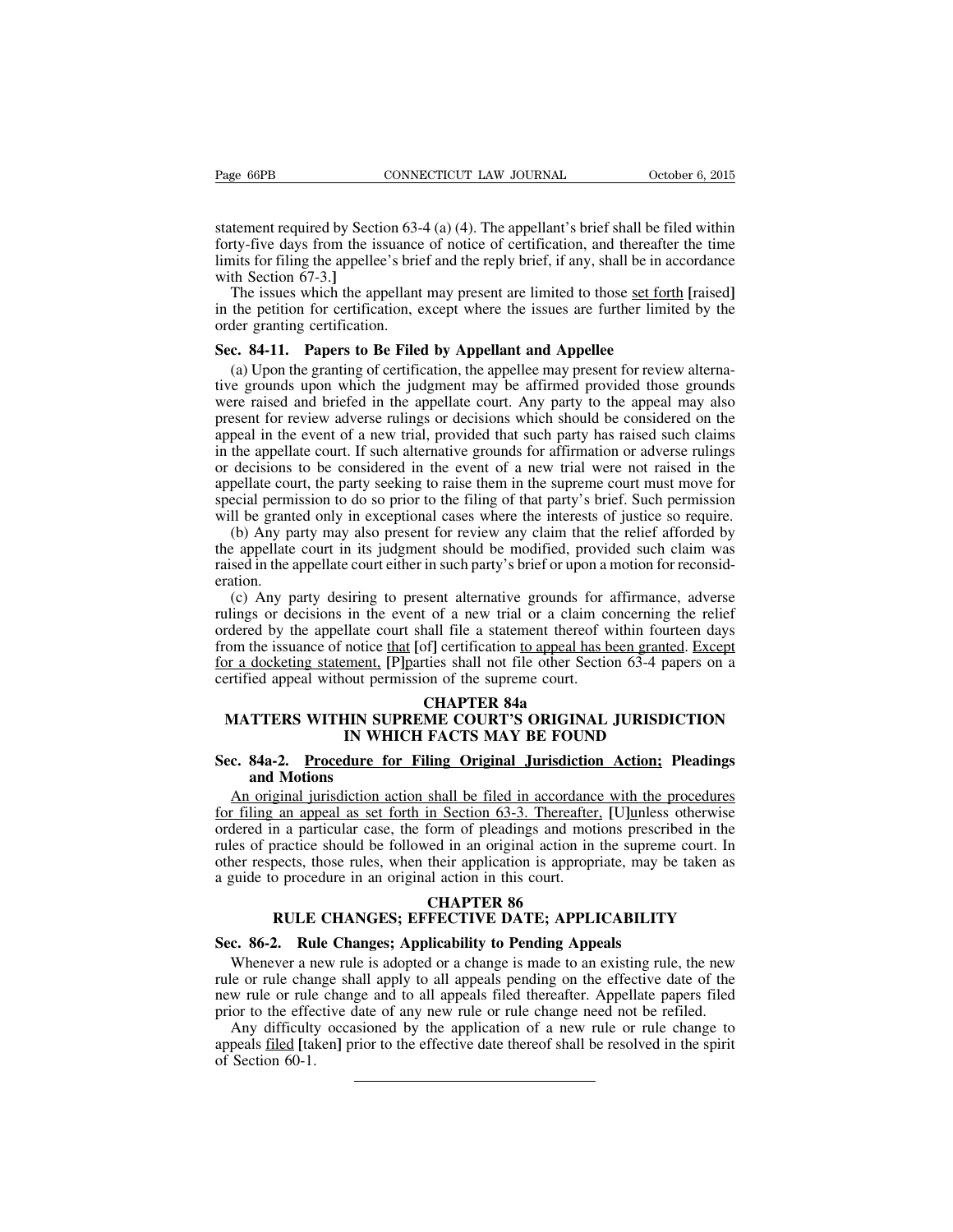statement required by Section 63-4 (a) (4). The appellant's brief shall be filed within forty-five days from the issuance of notice of certification, and thereafter the time limits for filing the appellee's brief and the reply brief, if any, shall be in accordance with Section 67-3.]

The issues which the appellant may present are limited to those <u>set forth</u> [raised] in the petition for certification, except where the issues are further limited by the order granting certification.

**Sec. 84-11. Papers to Be Filed by Appellant and Appellee**

(a) Upon the granting of certification, the appellee may present for review alternative grounds upon which the judgment may be affirmed provided those grounds were raised and briefed in the appellate court. Any party to the appeal may also present for review adverse rulings or decisions which should be considered on the appeal in the event of a new trial, provided that such party has raised such claims in the appellate court. If such alternative grounds for affirmation or adverse rulings or decisions to be considered in the event of a new trial were not raised in the appellate court, the party seeking to raise them in the supreme court must move for special permission to do so prior to the filing of that party's brief. Such permission will be granted only in exceptional cases where the interests of justice so require.

(b) Any party may also present for review any claim that the relief afforded by the appellate court in its judgment should be modified, provided such claim was raised in the appellate court either in such party's brief or upon a motion for reconsideration.

(c) Any party desiring to present alternative grounds for affirmance, adverse rulings or decisions in the event of a new trial or a claim concerning the relief ordered by the appellate court shall file a statement thereof within fourteen days from the issuance of notice <u>that</u> [of] certification <u>to appeal has been granted</u>. <u>Except for a docketing statement,</u> [P]<u>p</u>arties shall not file other Section 63-4 papers on a certified appeal without permission of the supreme court.

## CHAPTER 84a
## MATTERS WITHIN SUPREME COURT'S ORIGINAL JURISDICTION IN WHICH FACTS MAY BE FOUND

**Sec. 84a-2. <u>Procedure for Filing Original Jurisdiction Action;</u> Pleadings and Motions**

<u>An original jurisdiction action shall be filed in accordance with the procedures for filing an appeal as set forth in Section 63-3. Thereafter,</u> [U]<u>u</u>nless otherwise ordered in a particular case, the form of pleadings and motions prescribed in the rules of practice should be followed in an original action in the supreme court. In other respects, those rules, when their application is appropriate, may be taken as a guide to procedure in an original action in this court.

## CHAPTER 86
## RULE CHANGES; EFFECTIVE DATE; APPLICABILITY

**Sec. 86-2. Rule Changes; Applicability to Pending Appeals**

Whenever a new rule is adopted or a change is made to an existing rule, the new rule or rule change shall apply to all appeals pending on the effective date of the new rule or rule change and to all appeals filed thereafter. Appellate papers filed prior to the effective date of any new rule or rule change need not be refiled.

Any difficulty occasioned by the application of a new rule or rule change to appeals <u>filed</u> [taken] prior to the effective date thereof shall be resolved in the spirit of Section 60-1.